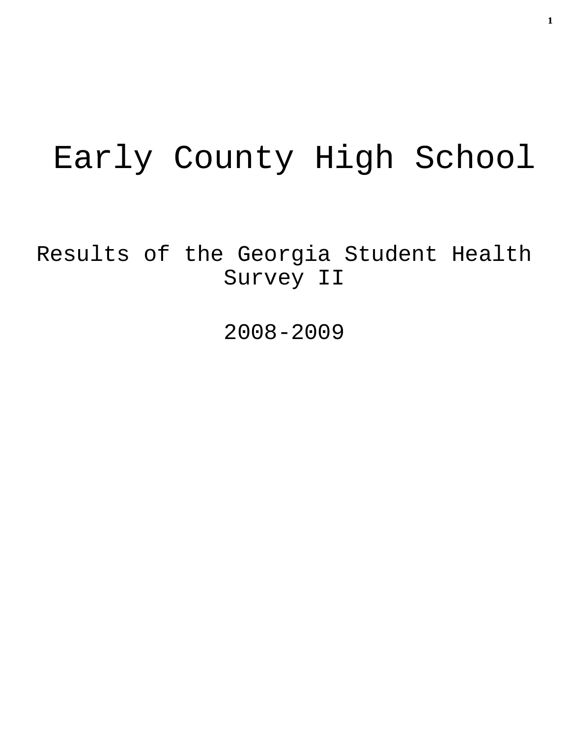# Early County High School

## Results of the Georgia Student Health Survey II

## 2008-2009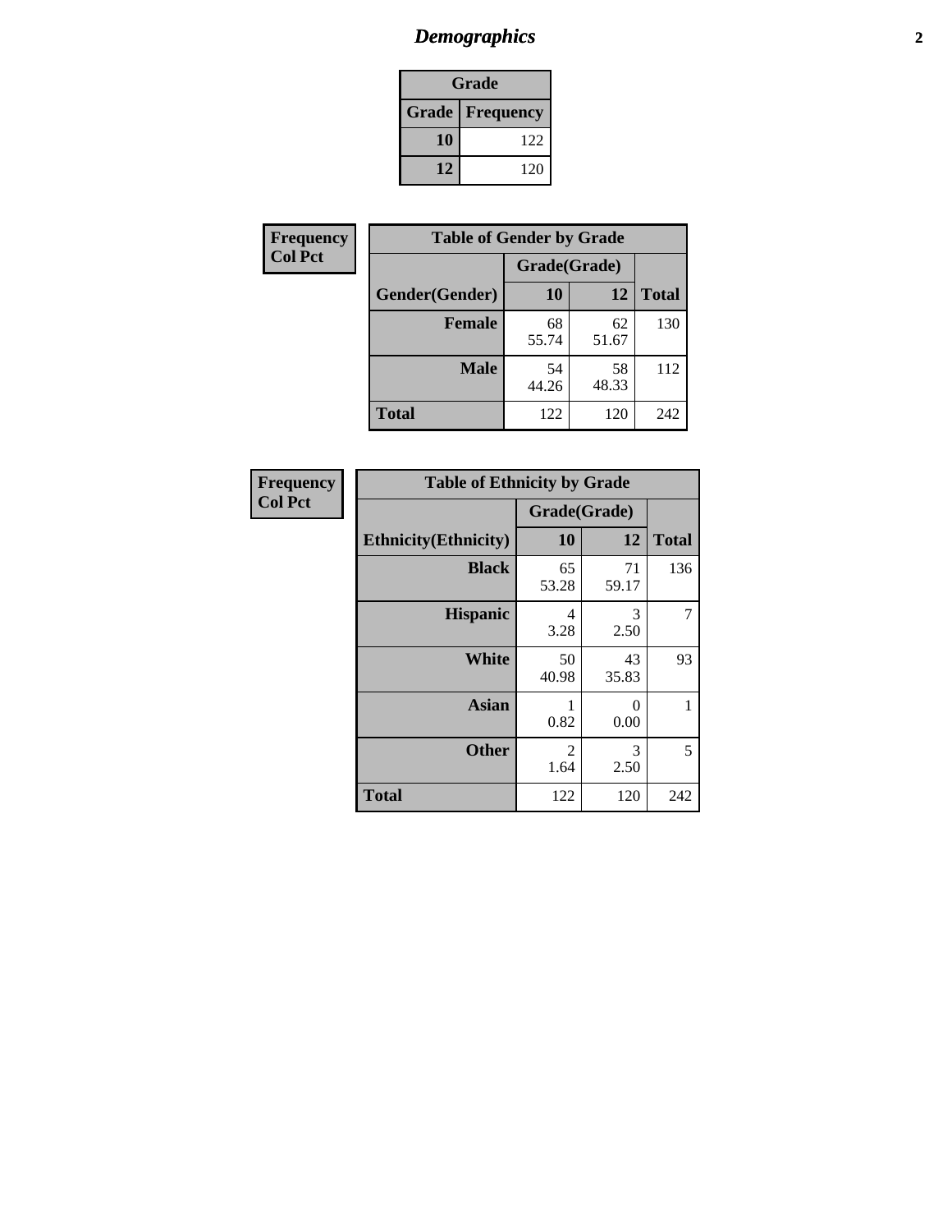# *Demographics*

| Grade | |
|---|---|
| **Grade** | **Frequency** |
| **10** | 122 |
| **12** | 120 |

**Frequency**
**Col Pct**

| Table of Gender by Grade | | | |
|---|---|---|---|
| | Grade(Grade) | | |
| **Gender(Gender)** | **10** | **12** | **Total** |
| **Female** | 68<br>55.74 | 62<br>51.67 | 130 |
| **Male** | 54<br>44.26 | 58<br>48.33 | 112 |
| **Total** | 122 | 120 | 242 |

**Frequency**
**Col Pct**

| Table of Ethnicity by Grade | | | |
|---|---|---|---|
| | Grade(Grade) | | |
| **Ethnicity(Ethnicity)** | **10** | **12** | **Total** |
| **Black** | 65<br>53.28 | 71<br>59.17 | 136 |
| **Hispanic** | 4<br>3.28 | 3<br>2.50 | 7 |
| **White** | 50<br>40.98 | 43<br>35.83 | 93 |
| **Asian** | 1<br>0.82 | 0<br>0.00 | 1 |
| **Other** | 2<br>1.64 | 3<br>2.50 | 5 |
| **Total** | 122 | 120 | 242 |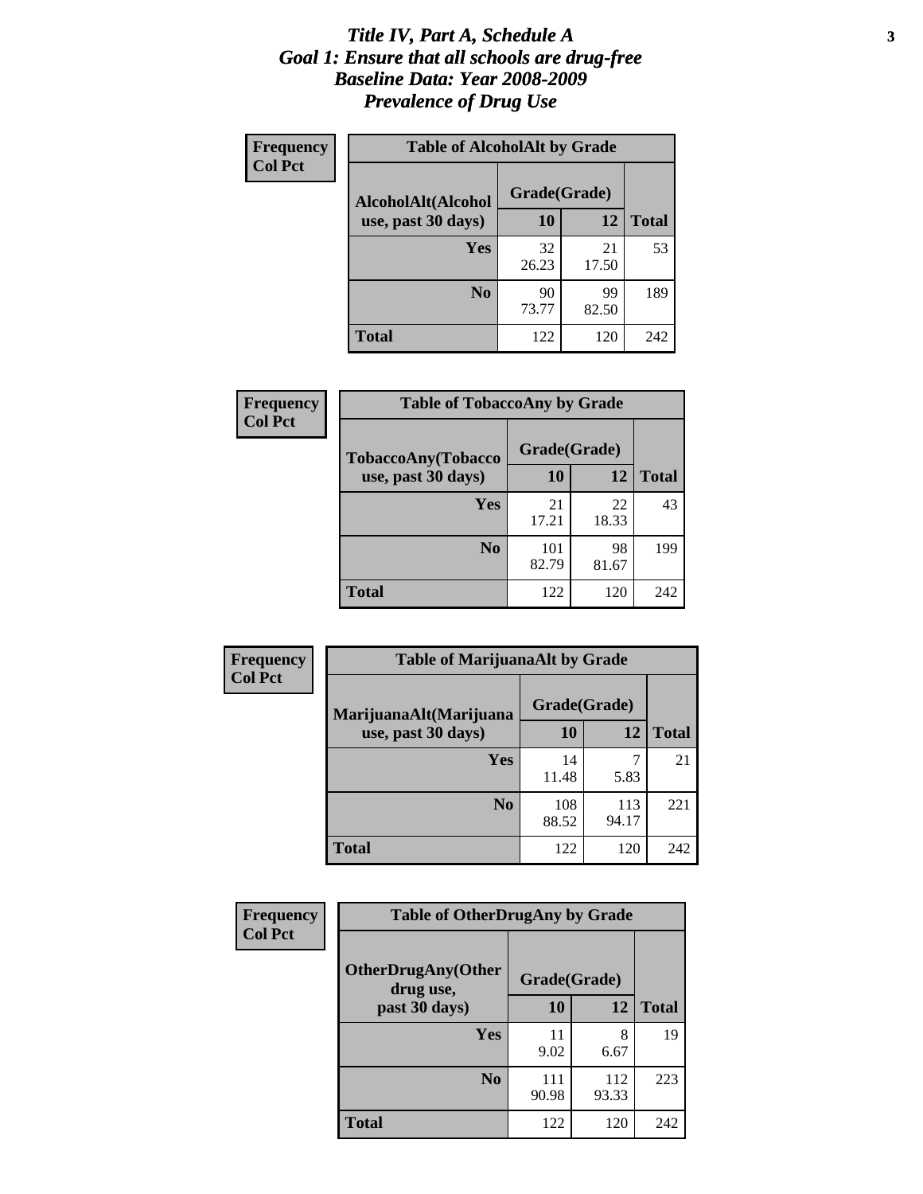# *Title IV, Part A, Schedule A*
# *Goal 1: Ensure that all schools are drug-free*
# *Baseline Data: Year 2008-2009*
# *Prevalence of Drug Use*

**Frequency**
**Col Pct**

**Table of AlcoholAlt by Grade**

| AlcoholAlt(Alcohol use, past 30 days) | Grade(Grade) | | Total |
|---|---|---|---|
| | 10 | 12 | |
| Yes | 32<br>26.23 | 21<br>17.50 | 53 |
| No | 90<br>73.77 | 99<br>82.50 | 189 |
| Total | 122 | 120 | 242 |

**Frequency**
**Col Pct**

**Table of TobaccoAny by Grade**

| TobaccoAny(Tobacco use, past 30 days) | Grade(Grade) | | Total |
|---|---|---|---|
| | 10 | 12 | |
| Yes | 21<br>17.21 | 22<br>18.33 | 43 |
| No | 101<br>82.79 | 98<br>81.67 | 199 |
| Total | 122 | 120 | 242 |

**Frequency**
**Col Pct**

**Table of MarijuanaAlt by Grade**

| MarijuanaAlt(Marijuana use, past 30 days) | Grade(Grade) | | Total |
|---|---|---|---|
| | 10 | 12 | |
| Yes | 14<br>11.48 | 7<br>5.83 | 21 |
| No | 108<br>88.52 | 113<br>94.17 | 221 |
| Total | 122 | 120 | 242 |

**Frequency**
**Col Pct**

**Table of OtherDrugAny by Grade**

| OtherDrugAny(Other drug use, past 30 days) | Grade(Grade) | | Total |
|---|---|---|---|
| | 10 | 12 | |
| Yes | 11<br>9.02 | 8<br>6.67 | 19 |
| No | 111<br>90.98 | 112<br>93.33 | 223 |
| Total | 122 | 120 | 242 |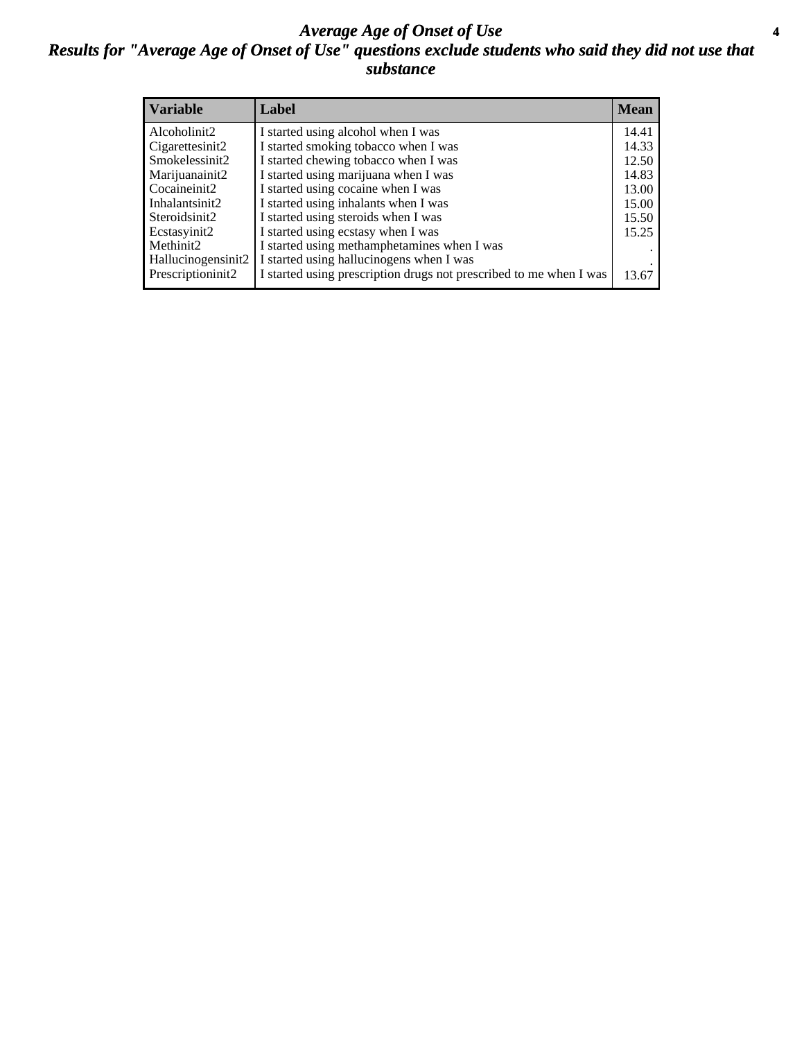# *Average Age of Onset of Use*

## *Results for "Average Age of Onset of Use" questions exclude students who said they did not use that substance*

| Variable | Label | Mean |
|---|---|---|
| Alcoholinit2 | I started using alcohol when I was | 14.41 |
| Cigarettesinit2 | I started smoking tobacco when I was | 14.33 |
| Smokelessinit2 | I started chewing tobacco when I was | 12.50 |
| Marijuanainit2 | I started using marijuana when I was | 14.83 |
| Cocaineinit2 | I started using cocaine when I was | 13.00 |
| Inhalantsinit2 | I started using inhalants when I was | 15.00 |
| Steroidsinit2 | I started using steroids when I was | 15.50 |
| Ecstasyinit2 | I started using ecstasy when I was | 15.25 |
| Methinit2 | I started using methamphetamines when I was | . |
| Hallucinogensinit2 | I started using hallucinogens when I was | . |
| Prescriptioninit2 | I started using prescription drugs not prescribed to me when I was | 13.67 |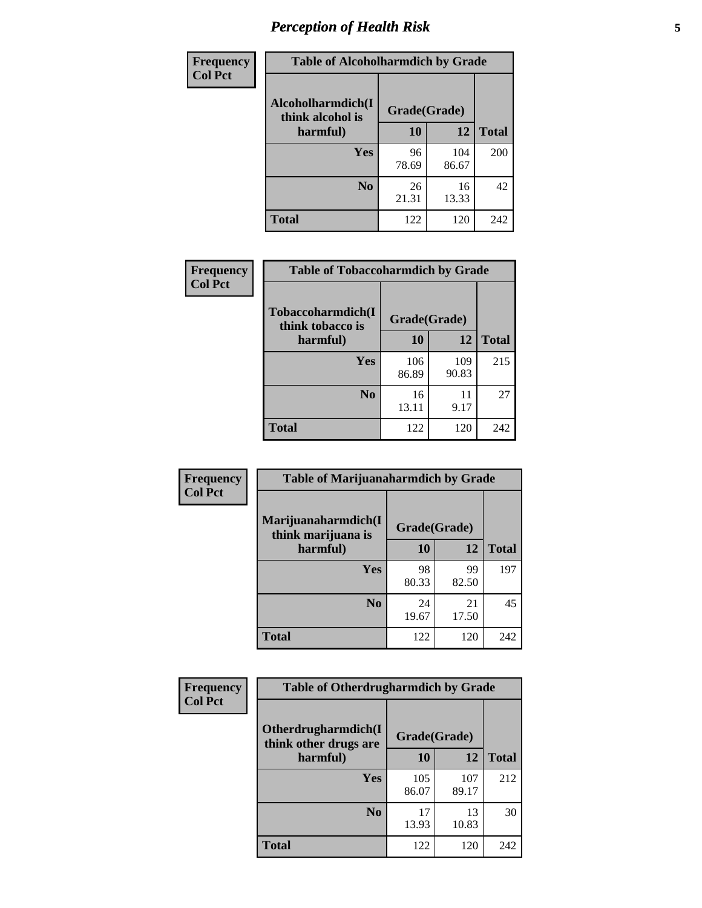# *Perception of Health Risk*

| Frequency Col Pct | | | |
|---|---|---|---|
| **Table of Alcoholharmdich by Grade** | | | |
| **Alcoholharmdich(I think alcohol is harmful)** | **Grade(Grade)** | | **Total** |
| | **10** | **12** | |
| **Yes** | 96<br>78.69 | 104<br>86.67 | 200 |
| **No** | 26<br>21.31 | 16<br>13.33 | 42 |
| **Total** | 122 | 120 | 242 |

| Frequency Col Pct | | | |
|---|---|---|---|
| **Table of Tobaccoharmdich by Grade** | | | |
| **Tobaccoharmdich(I think tobacco is harmful)** | **Grade(Grade)** | | **Total** |
| | **10** | **12** | |
| **Yes** | 106<br>86.89 | 109<br>90.83 | 215 |
| **No** | 16<br>13.11 | 11<br>9.17 | 27 |
| **Total** | 122 | 120 | 242 |

| Frequency Col Pct | | | |
|---|---|---|---|
| **Table of Marijuanaharmdich by Grade** | | | |
| **Marijuanaharmdich(I think marijuana is harmful)** | **Grade(Grade)** | | **Total** |
| | **10** | **12** | |
| **Yes** | 98<br>80.33 | 99<br>82.50 | 197 |
| **No** | 24<br>19.67 | 21<br>17.50 | 45 |
| **Total** | 122 | 120 | 242 |

| Frequency Col Pct | | | |
|---|---|---|---|
| **Table of Otherdrugharmdich by Grade** | | | |
| **Otherdrugharmdich(I think other drugs are harmful)** | **Grade(Grade)** | | **Total** |
| | **10** | **12** | |
| **Yes** | 105<br>86.07 | 107<br>89.17 | 212 |
| **No** | 17<br>13.93 | 13<br>10.83 | 30 |
| **Total** | 122 | 120 | 242 |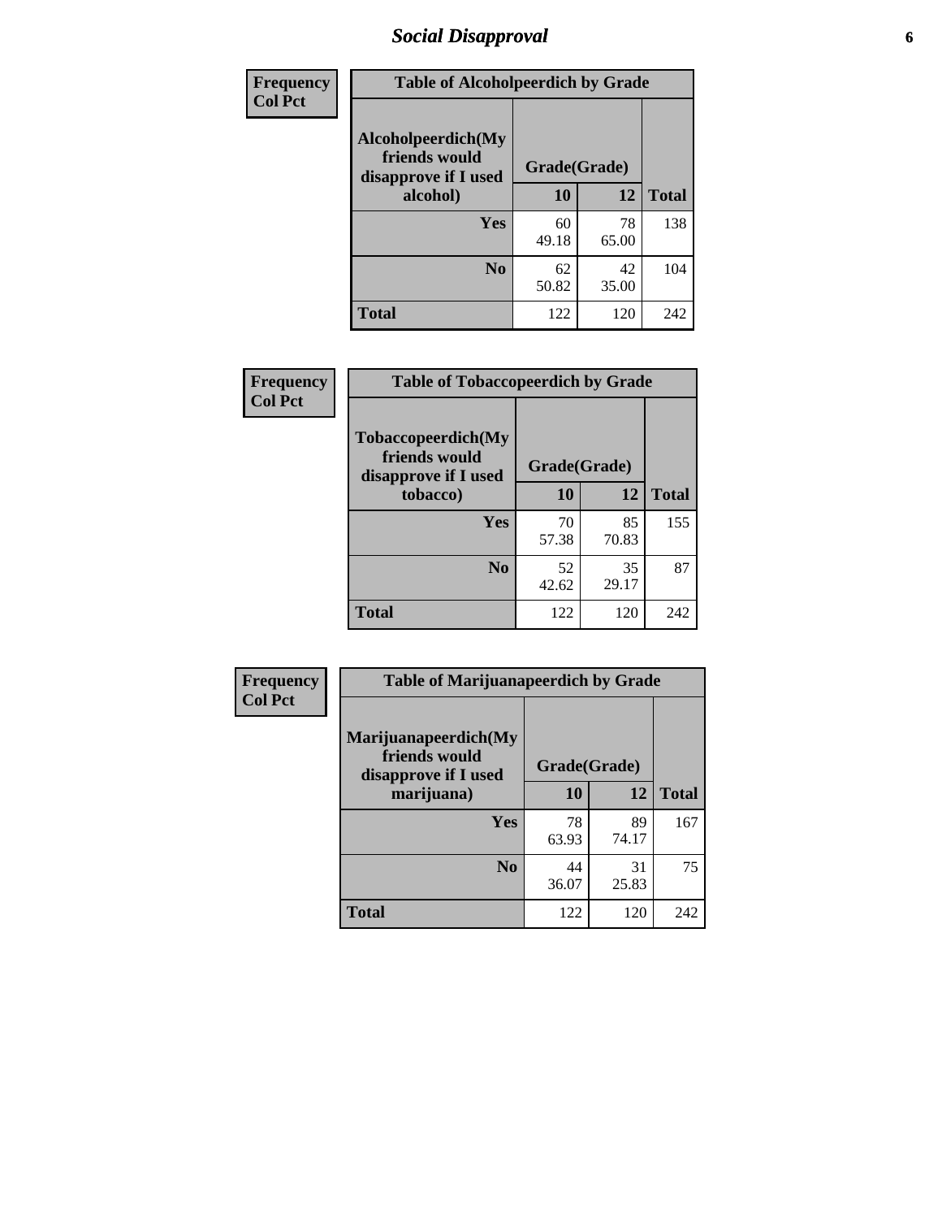# Social Disapproval

**Frequency / Col Pct**

**Table of Alcoholpeerdich by Grade**

| Alcoholpeerdich(My friends would disapprove if I used alcohol) | Grade(Grade) 10 | 12 | Total |
|---|---|---|---|
| **Yes** | 60<br>49.18 | 78<br>65.00 | 138 |
| **No** | 62<br>50.82 | 42<br>35.00 | 104 |
| **Total** | 122 | 120 | 242 |

**Frequency / Col Pct**

**Table of Tobaccopeerdich by Grade**

| Tobaccopeerdich(My friends would disapprove if I used tobacco) | Grade(Grade) 10 | 12 | Total |
|---|---|---|---|
| **Yes** | 70<br>57.38 | 85<br>70.83 | 155 |
| **No** | 52<br>42.62 | 35<br>29.17 | 87 |
| **Total** | 122 | 120 | 242 |

**Frequency / Col Pct**

**Table of Marijuanapeerdich by Grade**

| Marijuanapeerdich(My friends would disapprove if I used marijuana) | Grade(Grade) 10 | 12 | Total |
|---|---|---|---|
| **Yes** | 78<br>63.93 | 89<br>74.17 | 167 |
| **No** | 44<br>36.07 | 31<br>25.83 | 75 |
| **Total** | 122 | 120 | 242 |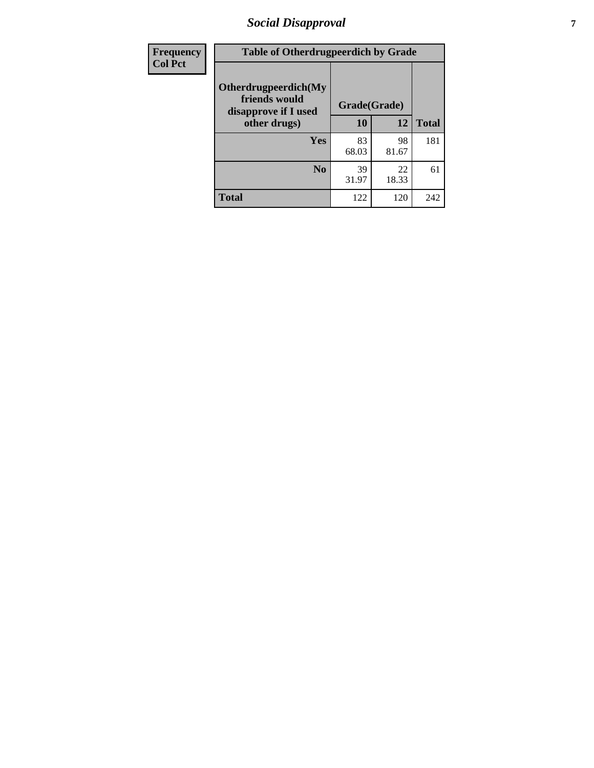# Social Disapproval

| Frequency<br>Col Pct | Table of Otherdrugpeerdich by Grade | | |
|---|---|---|---|
| **Otherdrugpeerdich(My friends would disapprove if I used other drugs)** | **Grade(Grade)** | | |
| | **10** | **12** | **Total** |
| **Yes** | 83<br>68.03 | 98<br>81.67 | 181 |
| **No** | 39<br>31.97 | 22<br>18.33 | 61 |
| **Total** | 122 | 120 | 242 |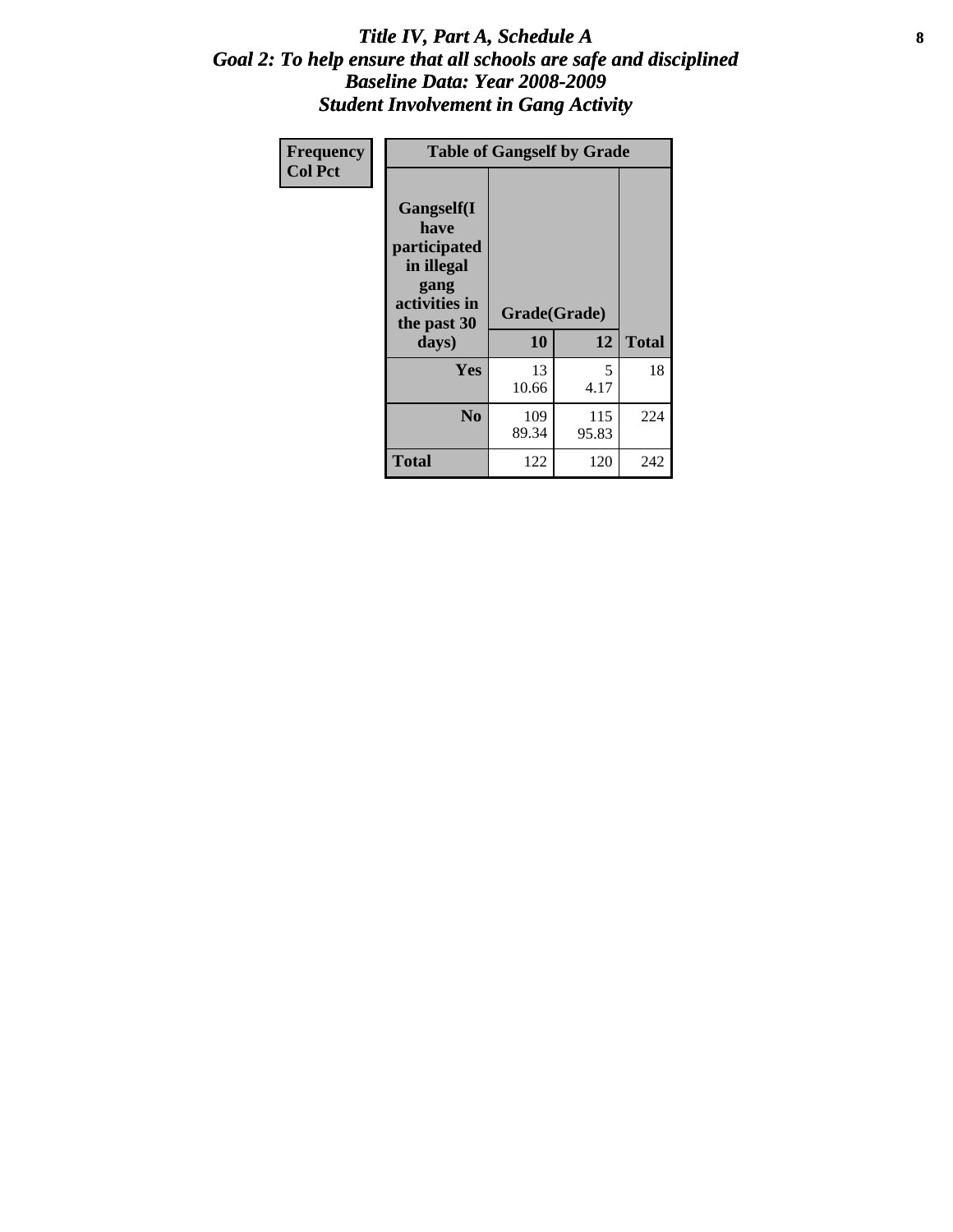# *Title IV, Part A, Schedule A*
## *Goal 2: To help ensure that all schools are safe and disciplined*
## *Baseline Data: Year 2008-2009*
## *Student Involvement in Gang Activity*

| Frequency<br>Col Pct | Table of Gangself by Grade | | |
|---|---|---|---|
| Gangself(I have participated in illegal gang activities in the past 30 days) | Grade(Grade) | | |
| | 10 | 12 | Total |
| Yes | 13<br>10.66 | 5<br>4.17 | 18 |
| No | 109<br>89.34 | 115<br>95.83 | 224 |
| Total | 122 | 120 | 242 |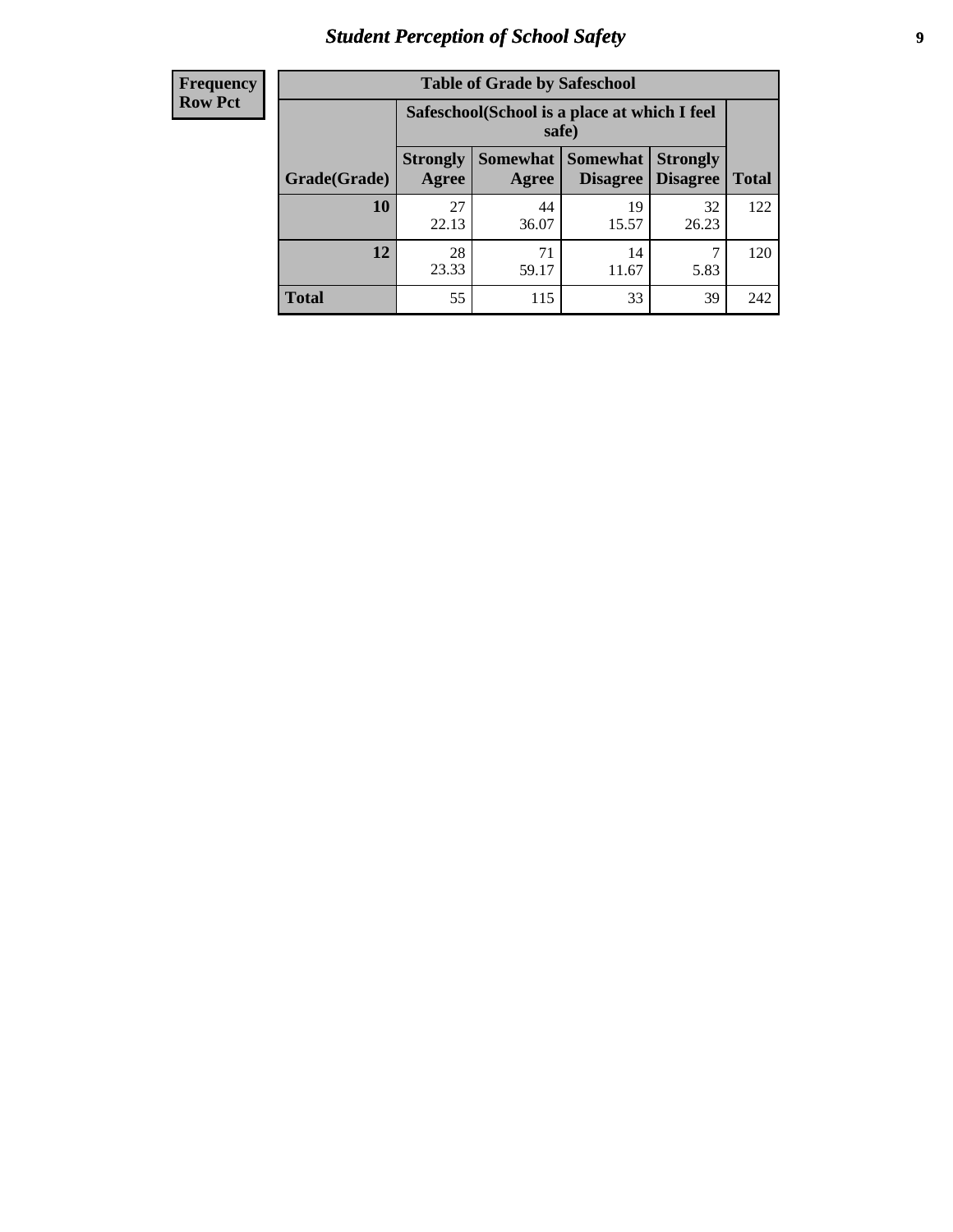| Frequency Row Pct |
|---|

| Table of Grade by Safeschool | | | | | |
|---|---|---|---|---|---|
| | Safeschool(School is a place at which I feel safe) | | | | |
| Grade(Grade) | Strongly Agree | Somewhat Agree | Somewhat Disagree | Strongly Disagree | Total |
| 10 | 27<br>22.13 | 44<br>36.07 | 19<br>15.57 | 32<br>26.23 | 122 |
| 12 | 28<br>23.33 | 71<br>59.17 | 14<br>11.67 | 7<br>5.83 | 120 |
| Total | 55 | 115 | 33 | 39 | 242 |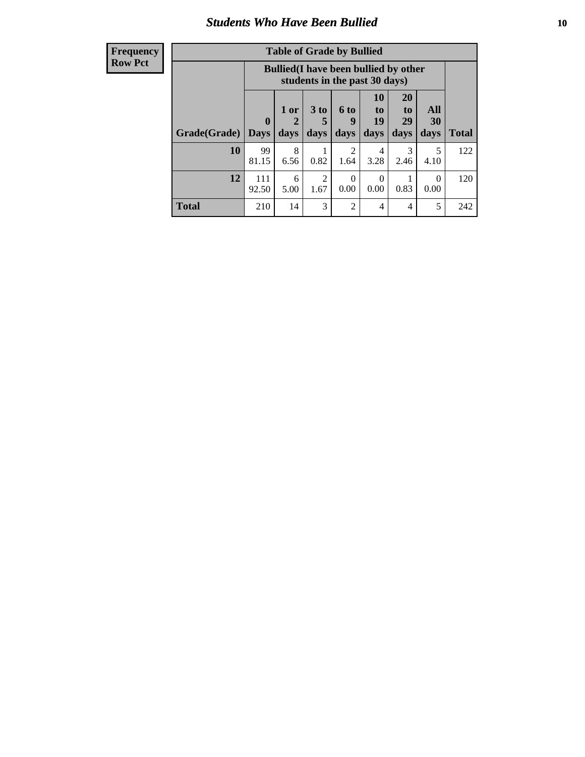## Students Who Have Been Bullied

| Frequency<br>Row Pct |
|---|

**Table of Grade by Bullied**

| Grade(Grade) | Bullied(I have been bullied by other students in the past 30 days) | | | | | | | Total |
|---|---|---|---|---|---|---|---|---|
| | 0 Days | 1 or 2 days | 3 to 5 days | 6 to 9 days | 10 to 19 days | 20 to 29 days | All 30 days | |
| **10** | 99<br>81.15 | 8<br>6.56 | 1<br>0.82 | 2<br>1.64 | 4<br>3.28 | 3<br>2.46 | 5<br>4.10 | 122 |
| **12** | 111<br>92.50 | 6<br>5.00 | 2<br>1.67 | 0<br>0.00 | 0<br>0.00 | 1<br>0.83 | 0<br>0.00 | 120 |
| **Total** | 210 | 14 | 3 | 2 | 4 | 4 | 5 | 242 |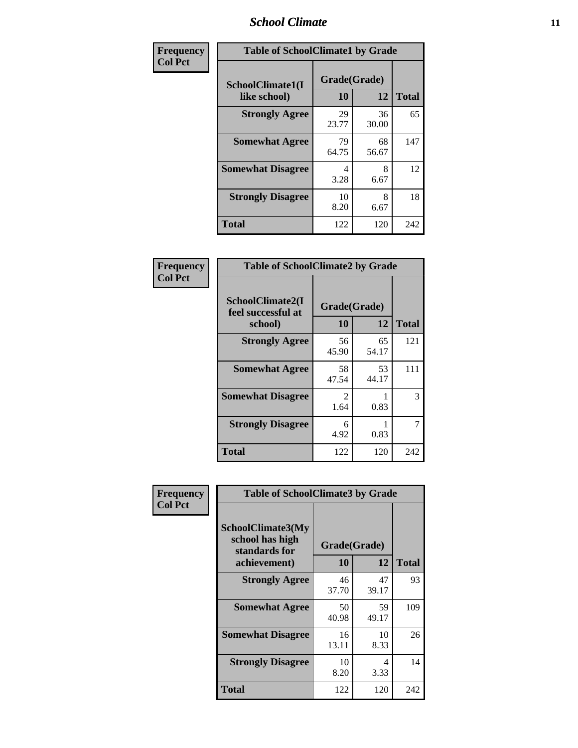| Frequency Col Pct | Table of SchoolClimate1 by Grade | | |
|---|---|---|---|
| SchoolClimate1(I like school) | Grade(Grade) | | |
| | 10 | 12 | Total |
| **Strongly Agree** | 29<br>23.77 | 36<br>30.00 | 65 |
| **Somewhat Agree** | 79<br>64.75 | 68<br>56.67 | 147 |
| **Somewhat Disagree** | 4<br>3.28 | 8<br>6.67 | 12 |
| **Strongly Disagree** | 10<br>8.20 | 8<br>6.67 | 18 |
| **Total** | 122 | 120 | 242 |

| Frequency Col Pct | Table of SchoolClimate2 by Grade | | |
|---|---|---|---|
| SchoolClimate2(I feel successful at school) | Grade(Grade) | | |
| | 10 | 12 | Total |
| **Strongly Agree** | 56<br>45.90 | 65<br>54.17 | 121 |
| **Somewhat Agree** | 58<br>47.54 | 53<br>44.17 | 111 |
| **Somewhat Disagree** | 2<br>1.64 | 1<br>0.83 | 3 |
| **Strongly Disagree** | 6<br>4.92 | 1<br>0.83 | 7 |
| **Total** | 122 | 120 | 242 |

| Frequency Col Pct | Table of SchoolClimate3 by Grade | | |
|---|---|---|---|
| SchoolClimate3(My school has high standards for achievement) | Grade(Grade) | | |
| | 10 | 12 | Total |
| **Strongly Agree** | 46<br>37.70 | 47<br>39.17 | 93 |
| **Somewhat Agree** | 50<br>40.98 | 59<br>49.17 | 109 |
| **Somewhat Disagree** | 16<br>13.11 | 10<br>8.33 | 26 |
| **Strongly Disagree** | 10<br>8.20 | 4<br>3.33 | 14 |
| **Total** | 122 | 120 | 242 |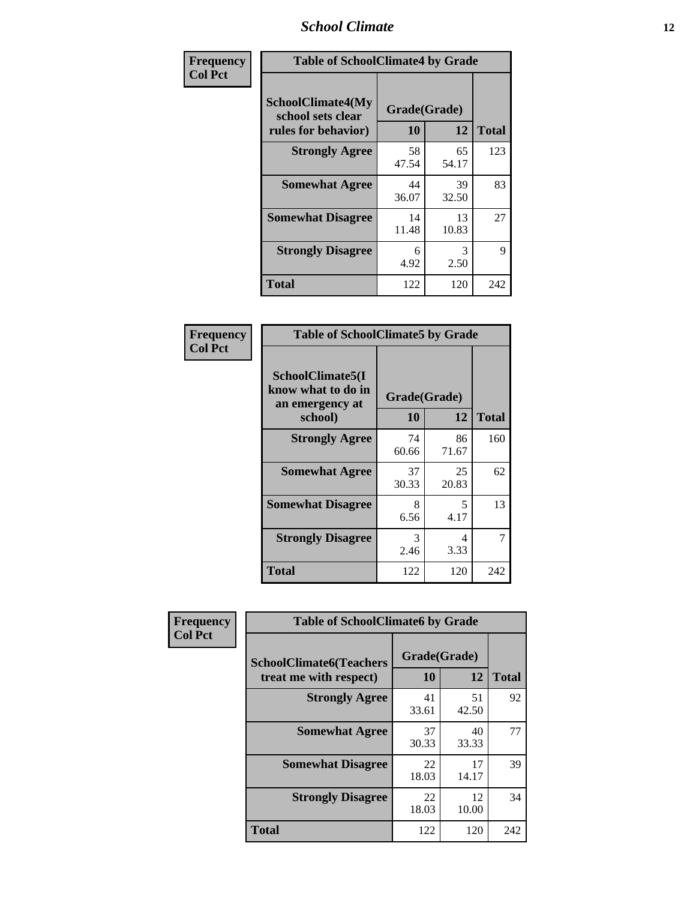| Frequency Col Pct | Table of SchoolClimate4 by Grade | | |
|---|---|---|---|
| SchoolClimate4(My school sets clear rules for behavior) | Grade(Grade) | | |
| | 10 | 12 | Total |
| Strongly Agree | 58<br>47.54 | 65<br>54.17 | 123 |
| Somewhat Agree | 44<br>36.07 | 39<br>32.50 | 83 |
| Somewhat Disagree | 14<br>11.48 | 13<br>10.83 | 27 |
| Strongly Disagree | 6<br>4.92 | 3<br>2.50 | 9 |
| Total | 122 | 120 | 242 |

| Frequency Col Pct | Table of SchoolClimate5 by Grade | | |
|---|---|---|---|
| SchoolClimate5(I know what to do in an emergency at school) | Grade(Grade) | | |
| | 10 | 12 | Total |
| Strongly Agree | 74<br>60.66 | 86<br>71.67 | 160 |
| Somewhat Agree | 37<br>30.33 | 25<br>20.83 | 62 |
| Somewhat Disagree | 8<br>6.56 | 5<br>4.17 | 13 |
| Strongly Disagree | 3<br>2.46 | 4<br>3.33 | 7 |
| Total | 122 | 120 | 242 |

| Frequency Col Pct | Table of SchoolClimate6 by Grade | | |
|---|---|---|---|
| SchoolClimate6(Teachers treat me with respect) | Grade(Grade) | | |
| | 10 | 12 | Total |
| Strongly Agree | 41<br>33.61 | 51<br>42.50 | 92 |
| Somewhat Agree | 37<br>30.33 | 40<br>33.33 | 77 |
| Somewhat Disagree | 22<br>18.03 | 17<br>14.17 | 39 |
| Strongly Disagree | 22<br>18.03 | 12<br>10.00 | 34 |
| Total | 122 | 120 | 242 |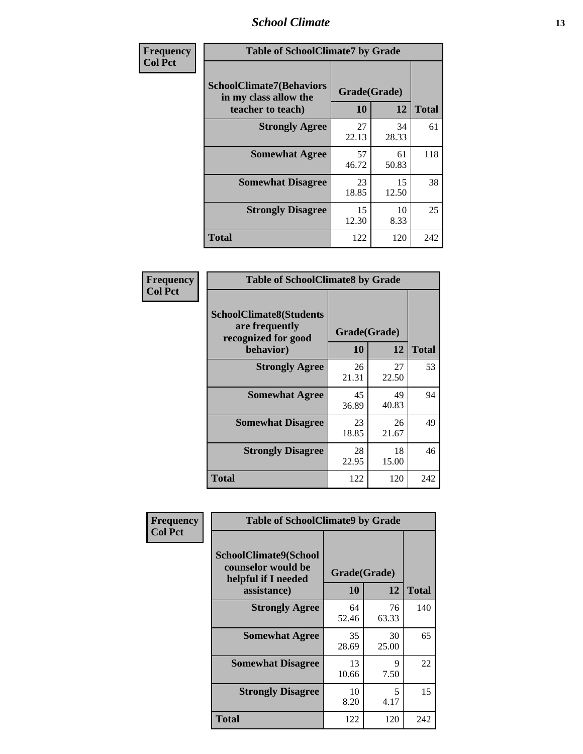| Frequency<br>Col Pct | Table of SchoolClimate7 by Grade | | |
|---|---|---|---|
| SchoolClimate7(Behaviors in my class allow the teacher to teach) | Grade(Grade) | | |
| | 10 | 12 | Total |
| Strongly Agree | 27<br>22.13 | 34<br>28.33 | 61 |
| Somewhat Agree | 57<br>46.72 | 61<br>50.83 | 118 |
| Somewhat Disagree | 23<br>18.85 | 15<br>12.50 | 38 |
| Strongly Disagree | 15<br>12.30 | 10<br>8.33 | 25 |
| Total | 122 | 120 | 242 |

| Frequency<br>Col Pct | Table of SchoolClimate8 by Grade | | |
|---|---|---|---|
| SchoolClimate8(Students are frequently recognized for good behavior) | Grade(Grade) | | |
| | 10 | 12 | Total |
| Strongly Agree | 26<br>21.31 | 27<br>22.50 | 53 |
| Somewhat Agree | 45<br>36.89 | 49<br>40.83 | 94 |
| Somewhat Disagree | 23<br>18.85 | 26<br>21.67 | 49 |
| Strongly Disagree | 28<br>22.95 | 18<br>15.00 | 46 |
| Total | 122 | 120 | 242 |

| Frequency<br>Col Pct | Table of SchoolClimate9 by Grade | | |
|---|---|---|---|
| SchoolClimate9(School counselor would be helpful if I needed assistance) | Grade(Grade) | | |
| | 10 | 12 | Total |
| Strongly Agree | 64<br>52.46 | 76<br>63.33 | 140 |
| Somewhat Agree | 35<br>28.69 | 30<br>25.00 | 65 |
| Somewhat Disagree | 13<br>10.66 | 9<br>7.50 | 22 |
| Strongly Disagree | 10<br>8.20 | 5<br>4.17 | 15 |
| Total | 122 | 120 | 242 |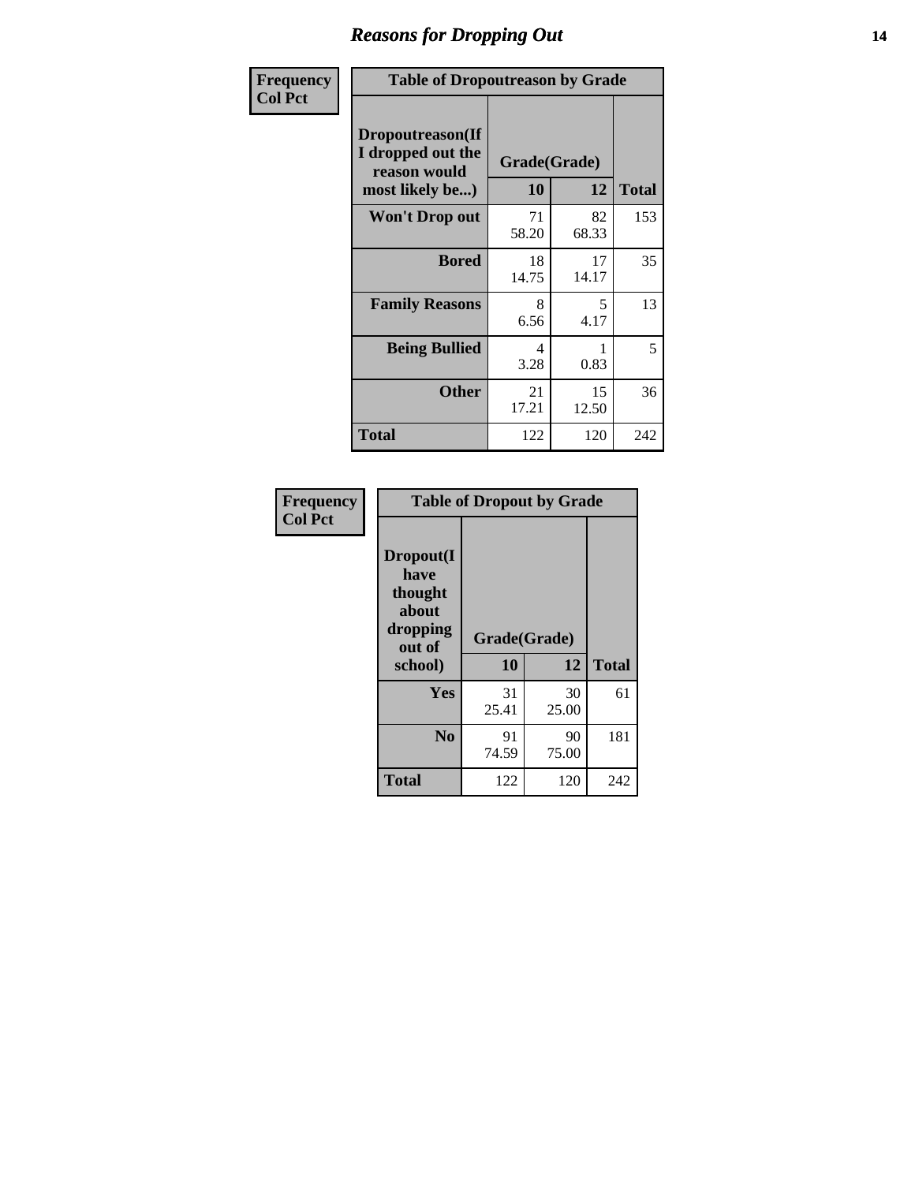## Reasons for Dropping Out

Frequency
Col Pct

**Table of Dropoutreason by Grade**

| Dropoutreason(If I dropped out the reason would most likely be...) | Grade(Grade) 10 | 12 | Total |
|---|---|---|---|
| **Won't Drop out** | 71<br>58.20 | 82<br>68.33 | 153 |
| **Bored** | 18<br>14.75 | 17<br>14.17 | 35 |
| **Family Reasons** | 8<br>6.56 | 5<br>4.17 | 13 |
| **Being Bullied** | 4<br>3.28 | 1<br>0.83 | 5 |
| **Other** | 21<br>17.21 | 15<br>12.50 | 36 |
| **Total** | 122 | 120 | 242 |

Frequency
Col Pct

**Table of Dropout by Grade**

| Dropout(I have thought about dropping out of school) | Grade(Grade) 10 | 12 | Total |
|---|---|---|---|
| **Yes** | 31<br>25.41 | 30<br>25.00 | 61 |
| **No** | 91<br>74.59 | 90<br>75.00 | 181 |
| **Total** | 122 | 120 | 242 |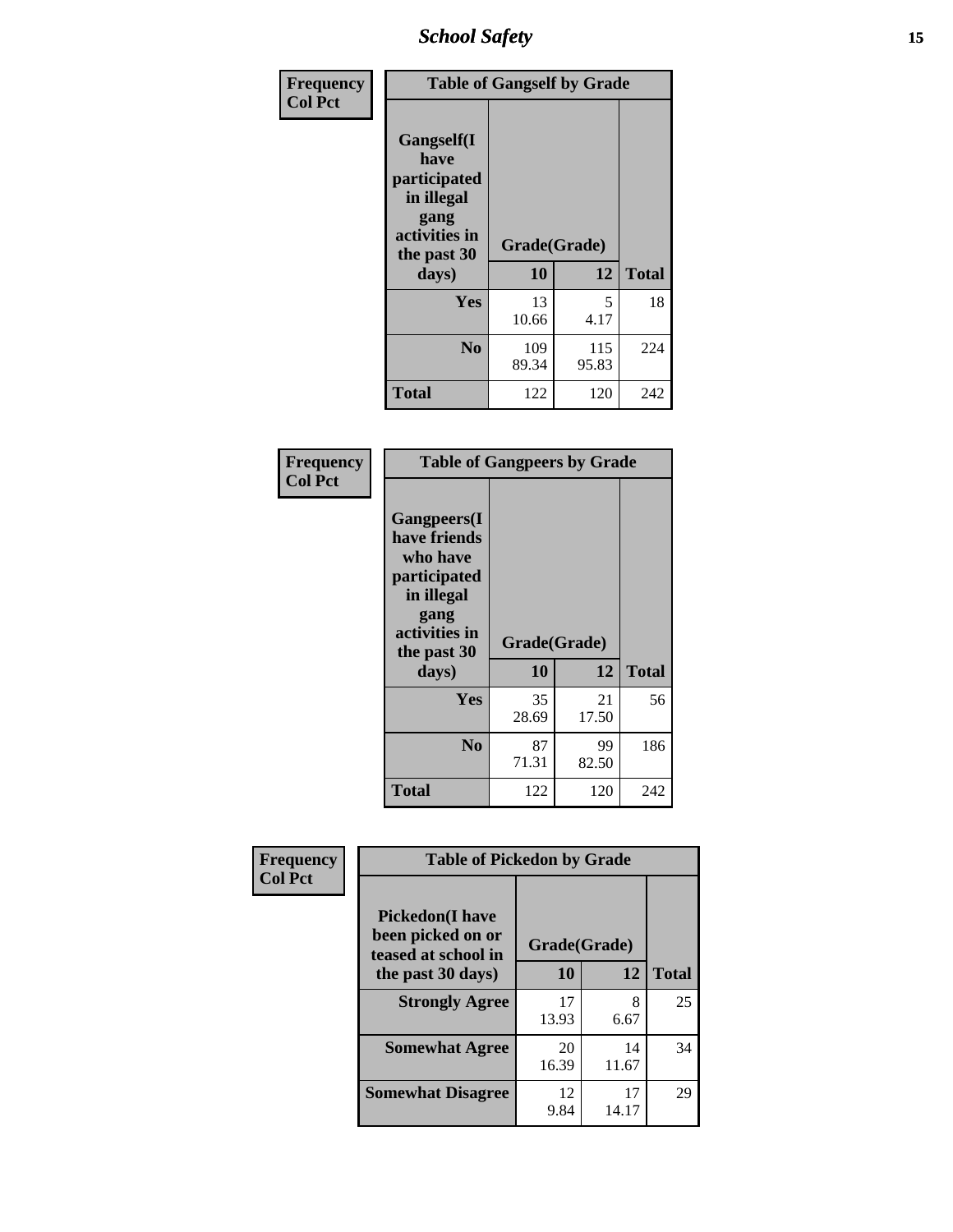| Frequency<br>Col Pct |
|---|

**Table of Gangself by Grade**

| Gangself(I have participated in illegal gang activities in the past 30 days) | Grade(Grade) | | |
|---|---|---|---|
| | 10 | 12 | Total |
| Yes | 13<br>10.66 | 5<br>4.17 | 18 |
| No | 109<br>89.34 | 115<br>95.83 | 224 |
| Total | 122 | 120 | 242 |

| Frequency<br>Col Pct |
|---|

**Table of Gangpeers by Grade**

| Gangpeers(I have friends who have participated in illegal gang activities in the past 30 days) | Grade(Grade) | | |
|---|---|---|---|
| | 10 | 12 | Total |
| Yes | 35<br>28.69 | 21<br>17.50 | 56 |
| No | 87<br>71.31 | 99<br>82.50 | 186 |
| Total | 122 | 120 | 242 |

| Frequency<br>Col Pct |
|---|

**Table of Pickedon by Grade**

| Pickedon(I have been picked on or teased at school in the past 30 days) | Grade(Grade) | | |
|---|---|---|---|
| | 10 | 12 | Total |
| Strongly Agree | 17<br>13.93 | 8<br>6.67 | 25 |
| Somewhat Agree | 20<br>16.39 | 14<br>11.67 | 34 |
| Somewhat Disagree | 12<br>9.84 | 17<br>14.17 | 29 |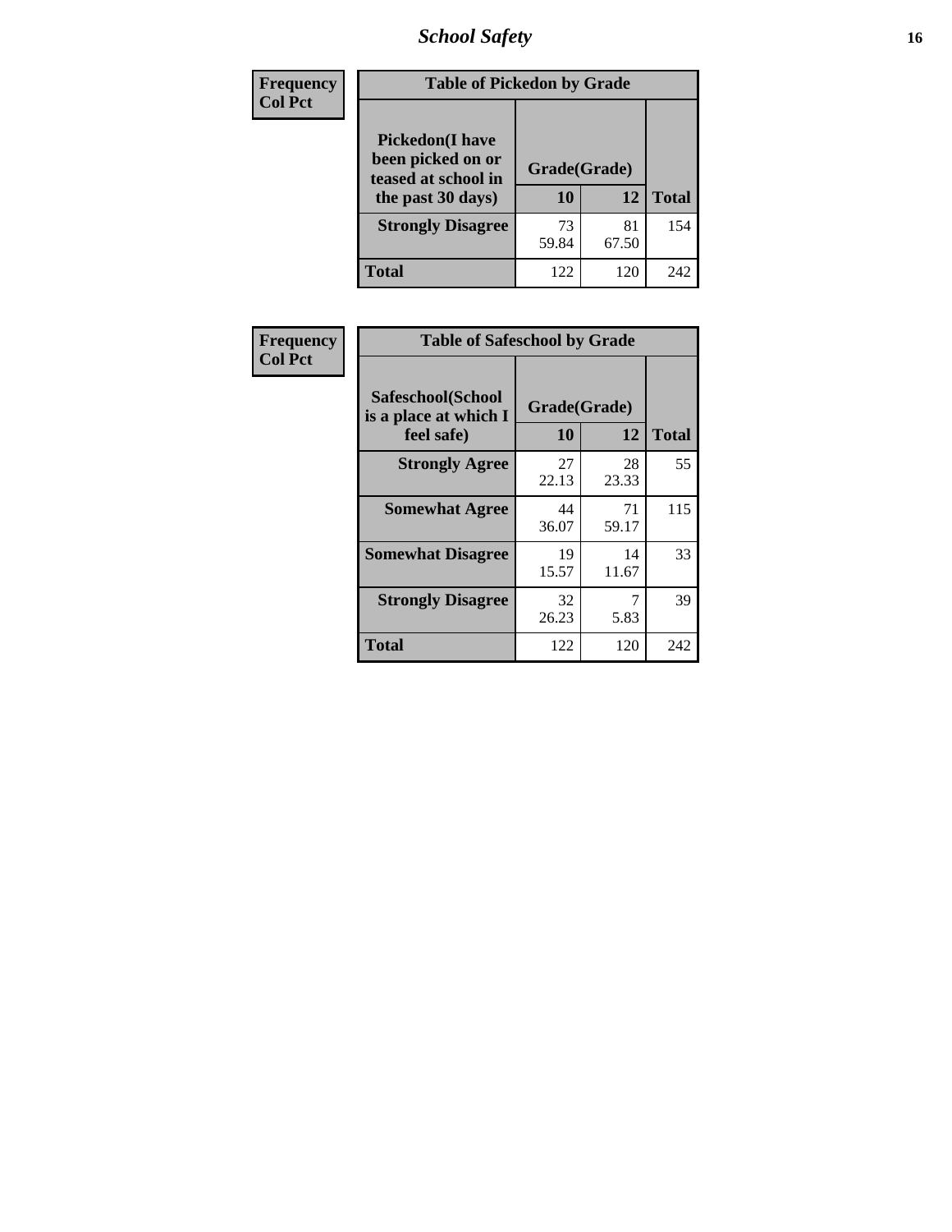| Frequency<br>Col Pct |
|---|

**Table of Pickedon by Grade**

| Pickedon(I have been picked on or teased at school in the past 30 days) | Grade(Grade) | | Total |
|---|---|---|---|
| | 10 | 12 | |
| Strongly Disagree | 73<br>59.84 | 81<br>67.50 | 154 |
| Total | 122 | 120 | 242 |

| Frequency<br>Col Pct |
|---|

**Table of Safeschool by Grade**

| Safeschool(School is a place at which I feel safe) | Grade(Grade) | | Total |
|---|---|---|---|
| | 10 | 12 | |
| Strongly Agree | 27<br>22.13 | 28<br>23.33 | 55 |
| Somewhat Agree | 44<br>36.07 | 71<br>59.17 | 115 |
| Somewhat Disagree | 19<br>15.57 | 14<br>11.67 | 33 |
| Strongly Disagree | 32<br>26.23 | 7<br>5.83 | 39 |
| Total | 122 | 120 | 242 |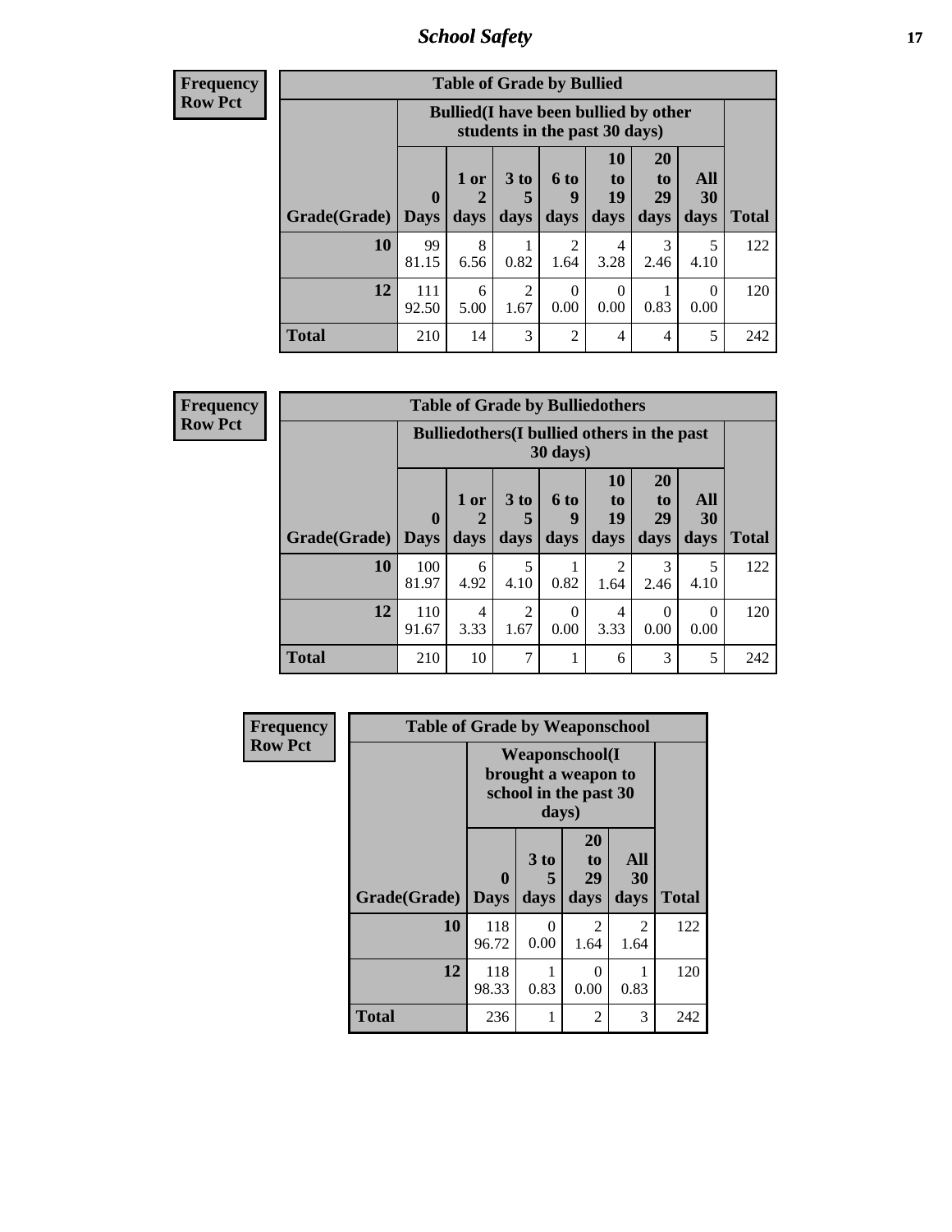| Frequency<br>Row Pct | | | | | | | | |
|---|---|---|---|---|---|---|---|---|
| **Table of Grade by Bullied** | | | | | | | | |
| | **Bullied(I have been bullied by other students in the past 30 days)** | | | | | | | |
| **Grade(Grade)** | **0 Days** | **1 or 2 days** | **3 to 5 days** | **6 to 9 days** | **10 to 19 days** | **20 to 29 days** | **All 30 days** | **Total** |
| **10** | 99<br>81.15 | 8<br>6.56 | 1<br>0.82 | 2<br>1.64 | 4<br>3.28 | 3<br>2.46 | 5<br>4.10 | 122 |
| **12** | 111<br>92.50 | 6<br>5.00 | 2<br>1.67 | 0<br>0.00 | 0<br>0.00 | 1<br>0.83 | 0<br>0.00 | 120 |
| **Total** | 210 | 14 | 3 | 2 | 4 | 4 | 5 | 242 |

| Frequency<br>Row Pct | | | | | | | | |
|---|---|---|---|---|---|---|---|---|
| **Table of Grade by Bulliedothers** | | | | | | | | |
| | **Bulliedothers(I bullied others in the past 30 days)** | | | | | | | |
| **Grade(Grade)** | **0 Days** | **1 or 2 days** | **3 to 5 days** | **6 to 9 days** | **10 to 19 days** | **20 to 29 days** | **All 30 days** | **Total** |
| **10** | 100<br>81.97 | 6<br>4.92 | 5<br>4.10 | 1<br>0.82 | 2<br>1.64 | 3<br>2.46 | 5<br>4.10 | 122 |
| **12** | 110<br>91.67 | 4<br>3.33 | 2<br>1.67 | 0<br>0.00 | 4<br>3.33 | 0<br>0.00 | 0<br>0.00 | 120 |
| **Total** | 210 | 10 | 7 | 1 | 6 | 3 | 5 | 242 |

| Frequency<br>Row Pct | | | | | |
|---|---|---|---|---|---|
| **Table of Grade by Weaponschool** | | | | | |
| | **Weaponschool(I brought a weapon to school in the past 30 days)** | | | | |
| **Grade(Grade)** | **0 Days** | **3 to 5 days** | **20 to 29 days** | **All 30 days** | **Total** |
| **10** | 118<br>96.72 | 0<br>0.00 | 2<br>1.64 | 2<br>1.64 | 122 |
| **12** | 118<br>98.33 | 1<br>0.83 | 0<br>0.00 | 1<br>0.83 | 120 |
| **Total** | 236 | 1 | 2 | 3 | 242 |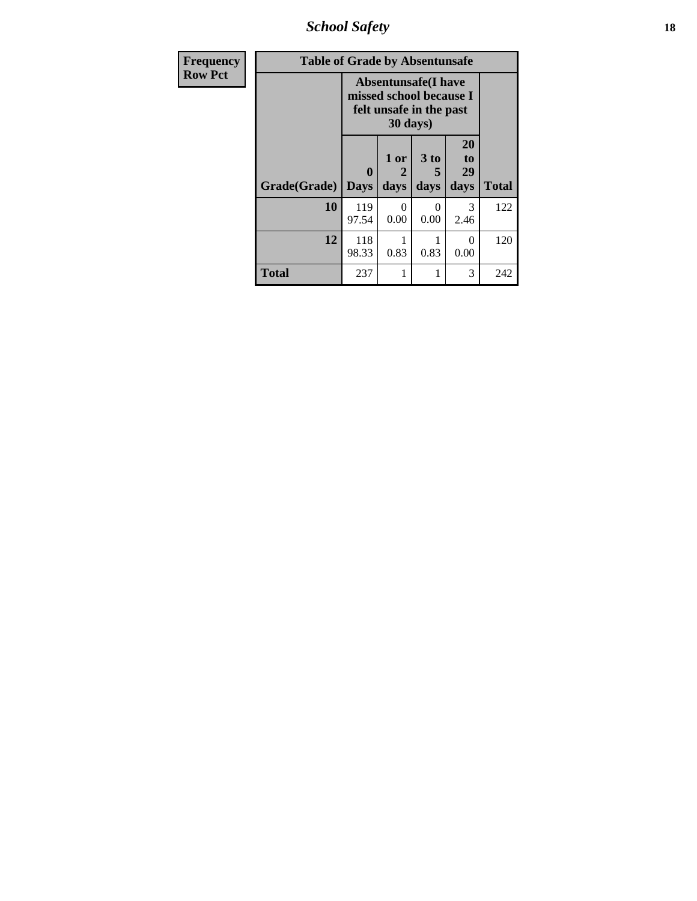| Frequency Row Pct | Table of Grade by Absentunsafe | | | | |
|---|---|---|---|---|---|
| | Absentunsafe(I have missed school because I felt unsafe in the past 30 days) | | | | |
| Grade(Grade) | 0 Days | 1 or 2 days | 3 to 5 days | 20 to 29 days | Total |
| 10 | 119<br>97.54 | 0<br>0.00 | 0<br>0.00 | 3<br>2.46 | 122 |
| 12 | 118<br>98.33 | 1<br>0.83 | 1<br>0.83 | 0<br>0.00 | 120 |
| Total | 237 | 1 | 1 | 3 | 242 |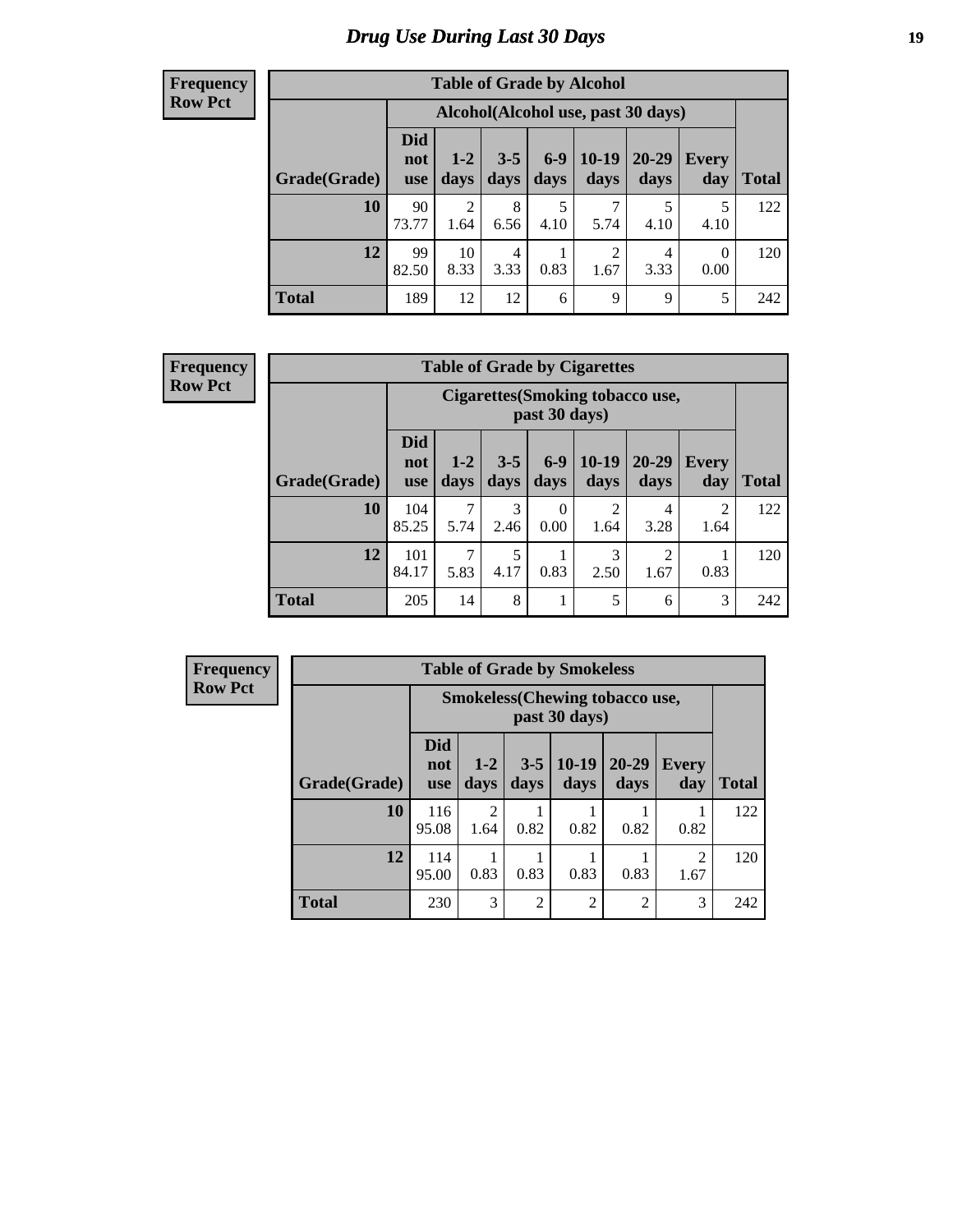# Drug Use During Last 30 Days

**Frequency**
**Row Pct**

| Table of Grade by Alcohol | | | | | | | | |
|---|---|---|---|---|---|---|---|---|
| | Alcohol(Alcohol use, past 30 days) | | | | | | | |
| Grade(Grade) | Did not use | 1-2 days | 3-5 days | 6-9 days | 10-19 days | 20-29 days | Every day | Total |
| 10 | 90<br>73.77 | 2<br>1.64 | 8<br>6.56 | 5<br>4.10 | 7<br>5.74 | 5<br>4.10 | 5<br>4.10 | 122 |
| 12 | 99<br>82.50 | 10<br>8.33 | 4<br>3.33 | 1<br>0.83 | 2<br>1.67 | 4<br>3.33 | 0<br>0.00 | 120 |
| Total | 189 | 12 | 12 | 6 | 9 | 9 | 5 | 242 |

**Frequency**
**Row Pct**

| Table of Grade by Cigarettes | | | | | | | | |
|---|---|---|---|---|---|---|---|---|
| | Cigarettes(Smoking tobacco use, past 30 days) | | | | | | | |
| Grade(Grade) | Did not use | 1-2 days | 3-5 days | 6-9 days | 10-19 days | 20-29 days | Every day | Total |
| 10 | 104<br>85.25 | 7<br>5.74 | 3<br>2.46 | 0<br>0.00 | 2<br>1.64 | 4<br>3.28 | 2<br>1.64 | 122 |
| 12 | 101<br>84.17 | 7<br>5.83 | 5<br>4.17 | 1<br>0.83 | 3<br>2.50 | 2<br>1.67 | 1<br>0.83 | 120 |
| Total | 205 | 14 | 8 | 1 | 5 | 6 | 3 | 242 |

**Frequency**
**Row Pct**

| Table of Grade by Smokeless | | | | | | | |
|---|---|---|---|---|---|---|---|
| | Smokeless(Chewing tobacco use, past 30 days) | | | | | | |
| Grade(Grade) | Did not use | 1-2 days | 3-5 days | 10-19 days | 20-29 days | Every day | Total |
| 10 | 116<br>95.08 | 2<br>1.64 | 1<br>0.82 | 1<br>0.82 | 1<br>0.82 | 1<br>0.82 | 122 |
| 12 | 114<br>95.00 | 1<br>0.83 | 1<br>0.83 | 1<br>0.83 | 1<br>0.83 | 2<br>1.67 | 120 |
| Total | 230 | 3 | 2 | 2 | 2 | 3 | 242 |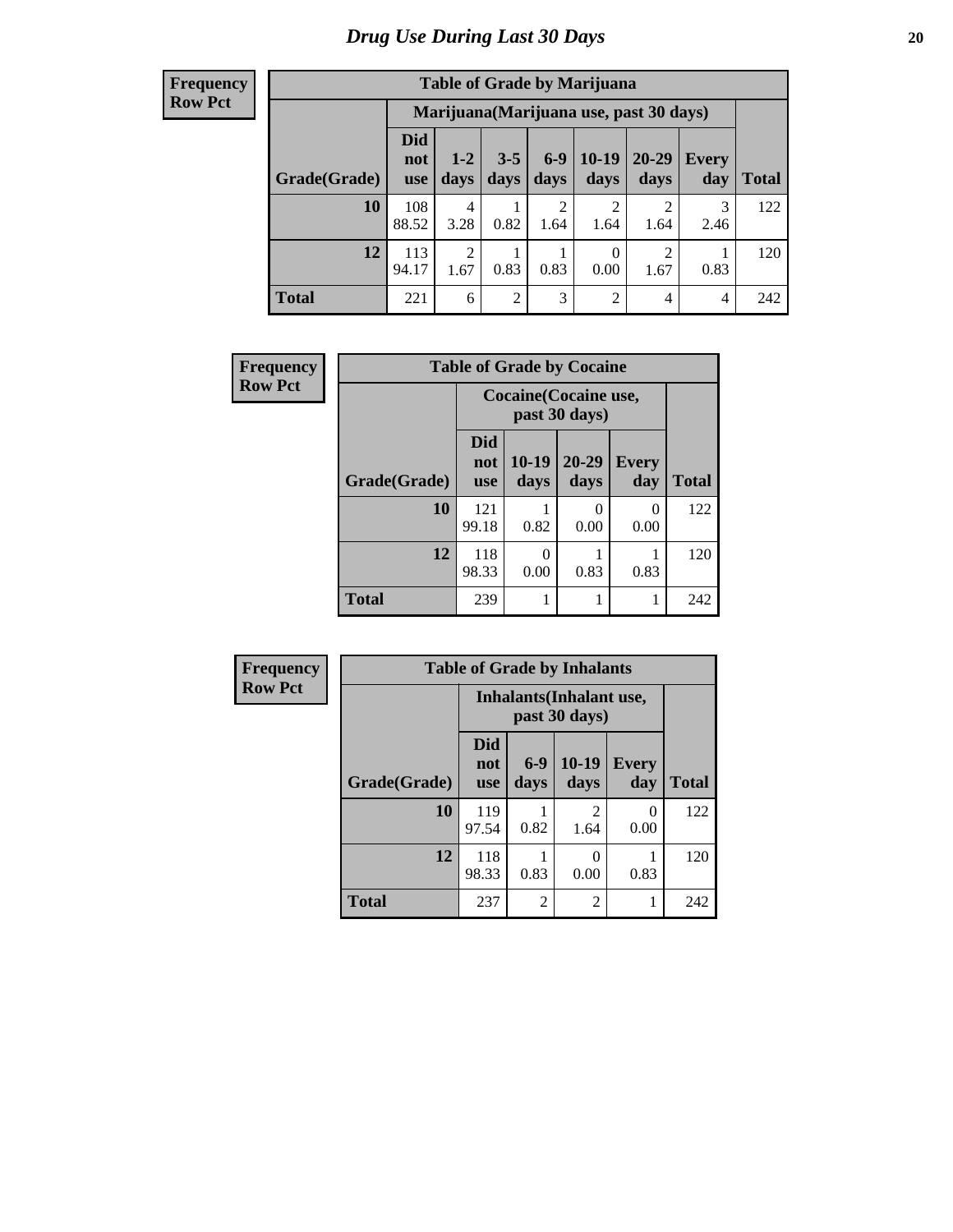# Drug Use During Last 30 Days

**Frequency**
**Row Pct**

| Table of Grade by Marijuana | | | | | | | | |
|---|---|---|---|---|---|---|---|---|
| | Marijuana(Marijuana use, past 30 days) | | | | | | | |
| Grade(Grade) | Did not use | 1-2 days | 3-5 days | 6-9 days | 10-19 days | 20-29 days | Every day | Total |
| **10** | 108<br>88.52 | 4<br>3.28 | 1<br>0.82 | 2<br>1.64 | 2<br>1.64 | 2<br>1.64 | 3<br>2.46 | 122 |
| **12** | 113<br>94.17 | 2<br>1.67 | 1<br>0.83 | 1<br>0.83 | 0<br>0.00 | 2<br>1.67 | 1<br>0.83 | 120 |
| **Total** | 221 | 6 | 2 | 3 | 2 | 4 | 4 | 242 |

**Frequency**
**Row Pct**

| Table of Grade by Cocaine | | | | | |
|---|---|---|---|---|---|
| | Cocaine(Cocaine use, past 30 days) | | | | |
| Grade(Grade) | Did not use | 10-19 days | 20-29 days | Every day | Total |
| **10** | 121<br>99.18 | 1<br>0.82 | 0<br>0.00 | 0<br>0.00 | 122 |
| **12** | 118<br>98.33 | 0<br>0.00 | 1<br>0.83 | 1<br>0.83 | 120 |
| **Total** | 239 | 1 | 1 | 1 | 242 |

**Frequency**
**Row Pct**

| Table of Grade by Inhalants | | | | | |
|---|---|---|---|---|---|
| | Inhalants(Inhalant use, past 30 days) | | | | |
| Grade(Grade) | Did not use | 6-9 days | 10-19 days | Every day | Total |
| **10** | 119<br>97.54 | 1<br>0.82 | 2<br>1.64 | 0<br>0.00 | 122 |
| **12** | 118<br>98.33 | 1<br>0.83 | 0<br>0.00 | 1<br>0.83 | 120 |
| **Total** | 237 | 2 | 2 | 1 | 242 |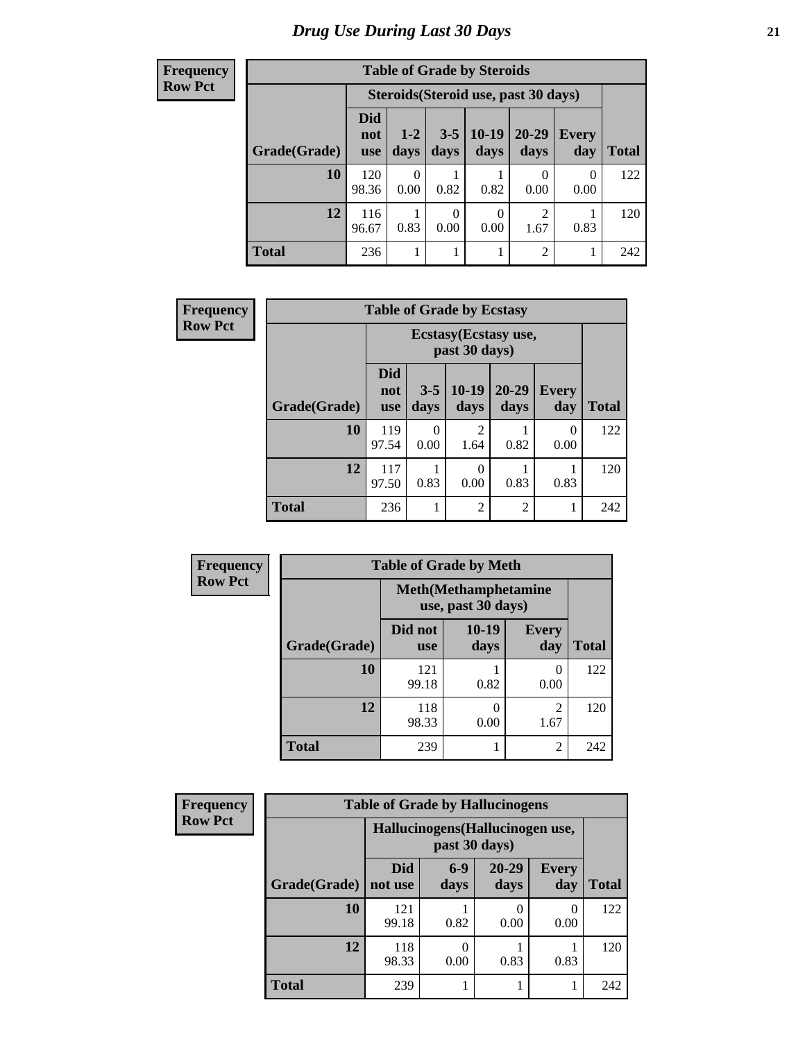# Drug Use During Last 30 Days

**Frequency**
**Row Pct**

**Table of Grade by Steroids**

| | Steroids(Steroid use, past 30 days) | | | | | | |
|---|---|---|---|---|---|---|---|
| Grade(Grade) | Did not use | 1-2 days | 3-5 days | 10-19 days | 20-29 days | Every day | Total |
| 10 | 120<br>98.36 | 0<br>0.00 | 1<br>0.82 | 1<br>0.82 | 0<br>0.00 | 0<br>0.00 | 122 |
| 12 | 116<br>96.67 | 1<br>0.83 | 0<br>0.00 | 0<br>0.00 | 2<br>1.67 | 1<br>0.83 | 120 |
| Total | 236 | 1 | 1 | 1 | 2 | 1 | 242 |

**Frequency**
**Row Pct**

**Table of Grade by Ecstasy**

| | Ecstasy(Ecstasy use, past 30 days) | | | | | |
|---|---|---|---|---|---|---|
| Grade(Grade) | Did not use | 3-5 days | 10-19 days | 20-29 days | Every day | Total |
| 10 | 119<br>97.54 | 0<br>0.00 | 2<br>1.64 | 1<br>0.82 | 0<br>0.00 | 122 |
| 12 | 117<br>97.50 | 1<br>0.83 | 0<br>0.00 | 1<br>0.83 | 1<br>0.83 | 120 |
| Total | 236 | 1 | 2 | 2 | 1 | 242 |

**Frequency**
**Row Pct**

**Table of Grade by Meth**

| | Meth(Methamphetamine use, past 30 days) | | | |
|---|---|---|---|---|
| Grade(Grade) | Did not use | 10-19 days | Every day | Total |
| 10 | 121<br>99.18 | 1<br>0.82 | 0<br>0.00 | 122 |
| 12 | 118<br>98.33 | 0<br>0.00 | 2<br>1.67 | 120 |
| Total | 239 | 1 | 2 | 242 |

**Frequency**
**Row Pct**

**Table of Grade by Hallucinogens**

| | Hallucinogens(Hallucinogen use, past 30 days) | | | | |
|---|---|---|---|---|---|
| Grade(Grade) | Did not use | 6-9 days | 20-29 days | Every day | Total |
| 10 | 121<br>99.18 | 1<br>0.82 | 0<br>0.00 | 0<br>0.00 | 122 |
| 12 | 118<br>98.33 | 0<br>0.00 | 1<br>0.83 | 1<br>0.83 | 120 |
| Total | 239 | 1 | 1 | 1 | 242 |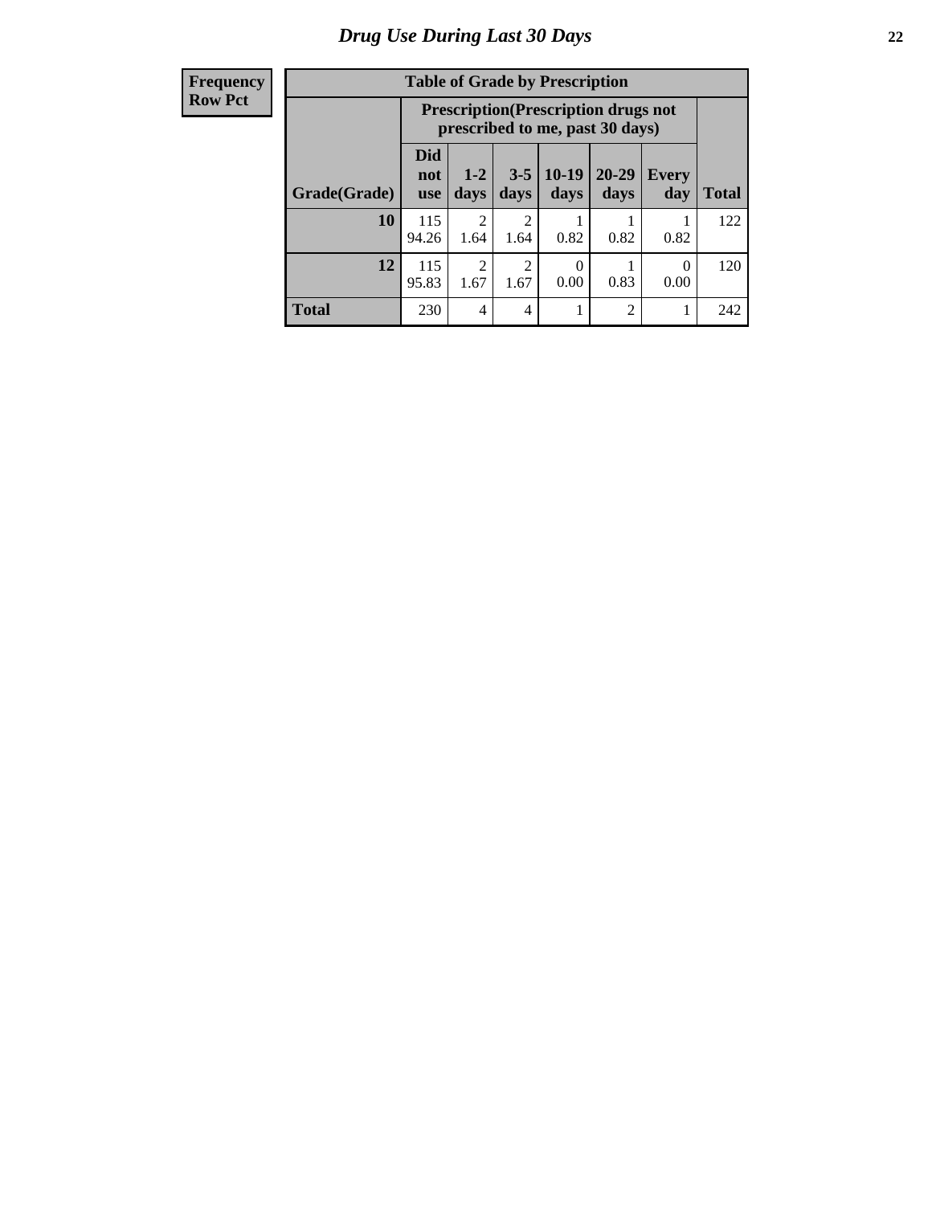## Drug Use During Last 30 Days

| Frequency<br>Row Pct |
|---|

**Table of Grade by Prescription**

| Grade(Grade) | Prescription(Prescription drugs not prescribed to me, past 30 days) | | | | | | Total |
|---|---|---|---|---|---|---|---|
| | Did not use | 1-2 days | 3-5 days | 10-19 days | 20-29 days | Every day | |
| **10** | 115<br>94.26 | 2<br>1.64 | 2<br>1.64 | 1<br>0.82 | 1<br>0.82 | 1<br>0.82 | 122 |
| **12** | 115<br>95.83 | 2<br>1.67 | 2<br>1.67 | 0<br>0.00 | 1<br>0.83 | 0<br>0.00 | 120 |
| **Total** | 230 | 4 | 4 | 1 | 2 | 1 | 242 |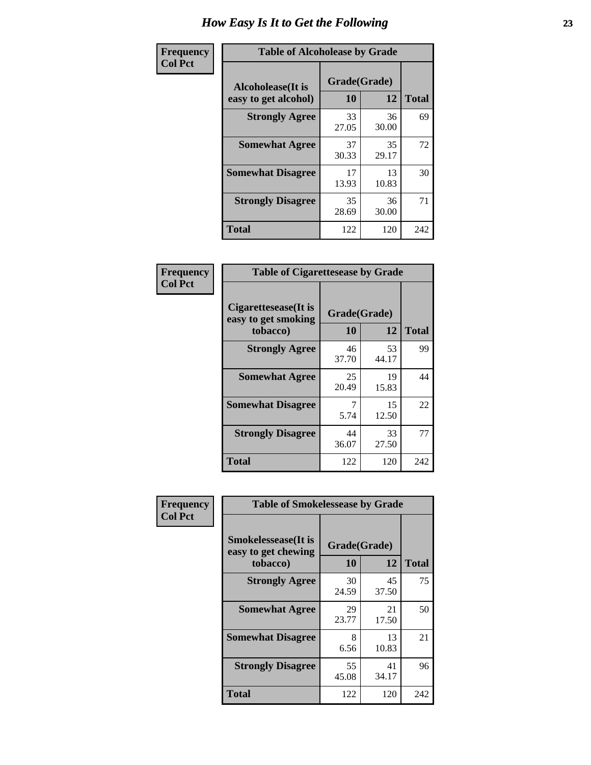# How Easy Is It to Get the Following

**Frequency**
**Col Pct**

| Table of Alcoholease by Grade | | | |
|---|---|---|---|
| Alcoholease(It is easy to get alcohol) | Grade(Grade) | | Total |
| | 10 | 12 | |
| **Strongly Agree** | 33<br>27.05 | 36<br>30.00 | 69 |
| **Somewhat Agree** | 37<br>30.33 | 35<br>29.17 | 72 |
| **Somewhat Disagree** | 17<br>13.93 | 13<br>10.83 | 30 |
| **Strongly Disagree** | 35<br>28.69 | 36<br>30.00 | 71 |
| **Total** | 122 | 120 | 242 |

**Frequency**
**Col Pct**

| Table of Cigarettesease by Grade | | | |
|---|---|---|---|
| Cigarettesease(It is easy to get smoking tobacco) | Grade(Grade) | | Total |
| | 10 | 12 | |
| **Strongly Agree** | 46<br>37.70 | 53<br>44.17 | 99 |
| **Somewhat Agree** | 25<br>20.49 | 19<br>15.83 | 44 |
| **Somewhat Disagree** | 7<br>5.74 | 15<br>12.50 | 22 |
| **Strongly Disagree** | 44<br>36.07 | 33<br>27.50 | 77 |
| **Total** | 122 | 120 | 242 |

**Frequency**
**Col Pct**

| Table of Smokelessease by Grade | | | |
|---|---|---|---|
| Smokelessease(It is easy to get chewing tobacco) | Grade(Grade) | | Total |
| | 10 | 12 | |
| **Strongly Agree** | 30<br>24.59 | 45<br>37.50 | 75 |
| **Somewhat Agree** | 29<br>23.77 | 21<br>17.50 | 50 |
| **Somewhat Disagree** | 8<br>6.56 | 13<br>10.83 | 21 |
| **Strongly Disagree** | 55<br>45.08 | 41<br>34.17 | 96 |
| **Total** | 122 | 120 | 242 |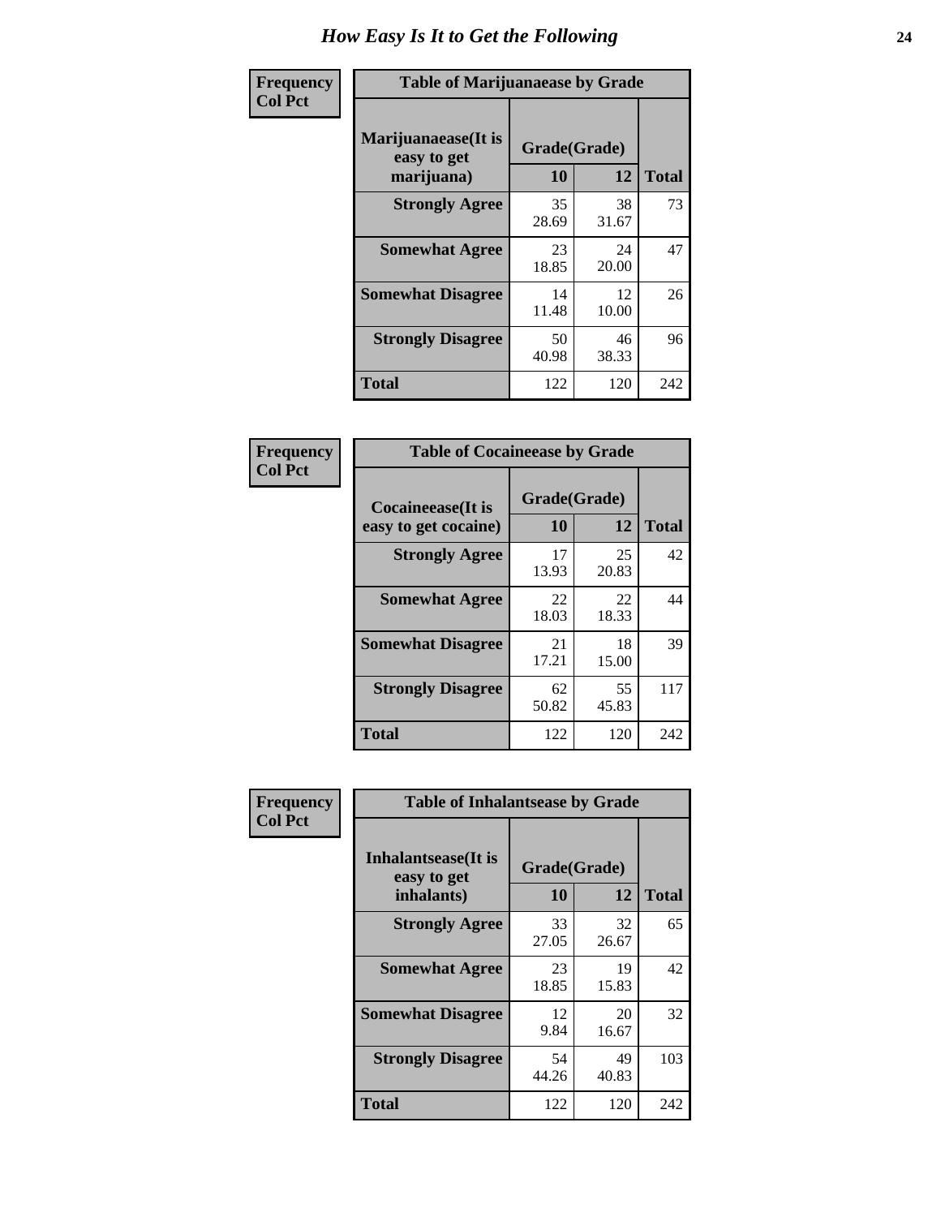# How Easy Is It to Get the Following

**Frequency**
**Col Pct**

**Table of Marijuanaease by Grade**

| Marijuanaease(It is easy to get marijuana) | Grade(Grade) | | Total |
|---|---|---|---|
| | 10 | 12 | |
| Strongly Agree | 35<br>28.69 | 38<br>31.67 | 73 |
| Somewhat Agree | 23<br>18.85 | 24<br>20.00 | 47 |
| Somewhat Disagree | 14<br>11.48 | 12<br>10.00 | 26 |
| Strongly Disagree | 50<br>40.98 | 46<br>38.33 | 96 |
| Total | 122 | 120 | 242 |

**Frequency**
**Col Pct**

**Table of Cocaineease by Grade**

| Cocaineease(It is easy to get cocaine) | Grade(Grade) | | Total |
|---|---|---|---|
| | 10 | 12 | |
| Strongly Agree | 17<br>13.93 | 25<br>20.83 | 42 |
| Somewhat Agree | 22<br>18.03 | 22<br>18.33 | 44 |
| Somewhat Disagree | 21<br>17.21 | 18<br>15.00 | 39 |
| Strongly Disagree | 62<br>50.82 | 55<br>45.83 | 117 |
| Total | 122 | 120 | 242 |

**Frequency**
**Col Pct**

**Table of Inhalantsease by Grade**

| Inhalantsease(It is easy to get inhalants) | Grade(Grade) | | Total |
|---|---|---|---|
| | 10 | 12 | |
| Strongly Agree | 33<br>27.05 | 32<br>26.67 | 65 |
| Somewhat Agree | 23<br>18.85 | 19<br>15.83 | 42 |
| Somewhat Disagree | 12<br>9.84 | 20<br>16.67 | 32 |
| Strongly Disagree | 54<br>44.26 | 49<br>40.83 | 103 |
| Total | 122 | 120 | 242 |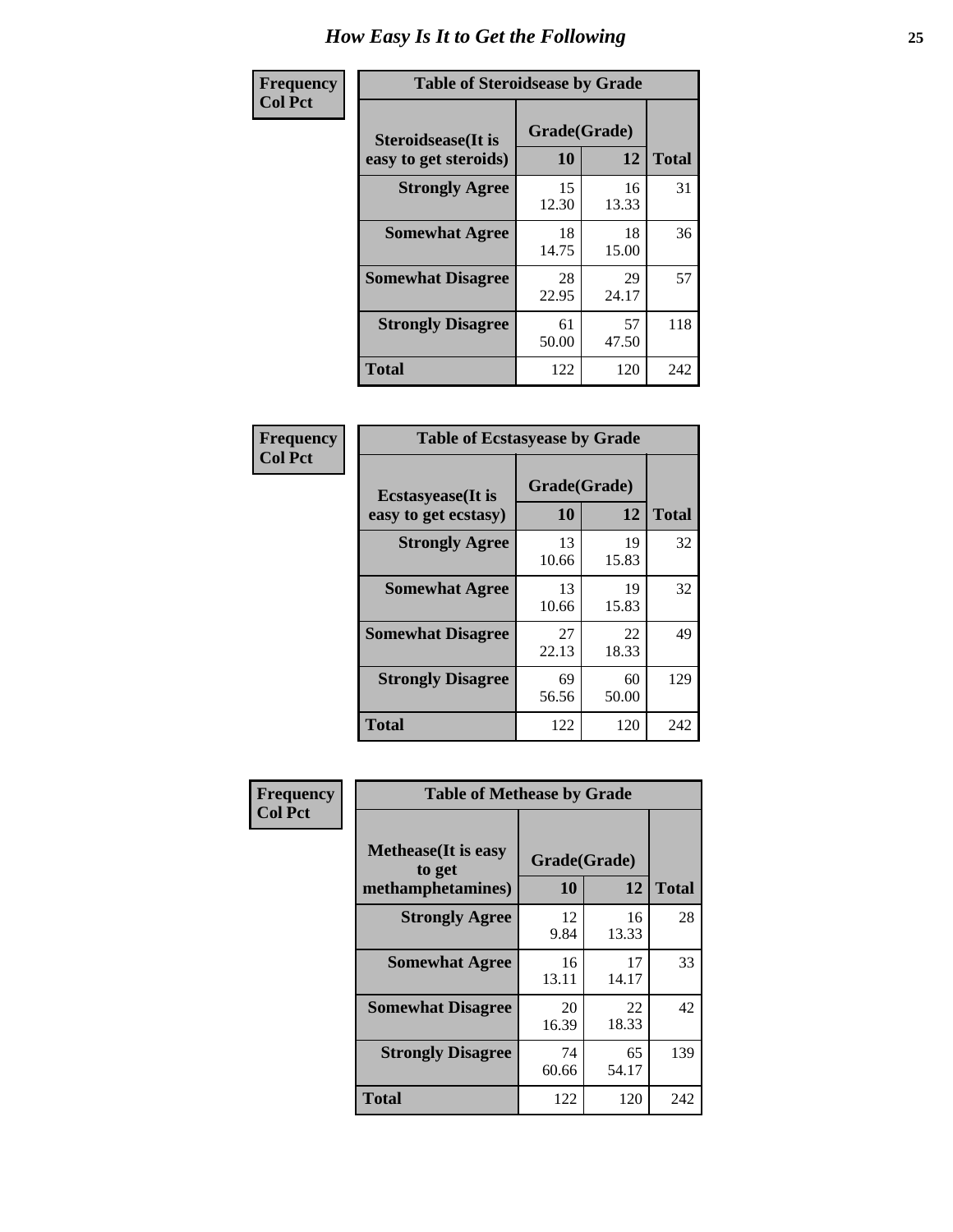# How Easy Is It to Get the Following

**Frequency**
**Col Pct**

| Table of Steroidsease by Grade | | | |
|---|---|---|---|
| **Steroidsease(It is easy to get steroids)** | **Grade(Grade)** | | **Total** |
| | **10** | **12** | |
| **Strongly Agree** | 15<br>12.30 | 16<br>13.33 | 31 |
| **Somewhat Agree** | 18<br>14.75 | 18<br>15.00 | 36 |
| **Somewhat Disagree** | 28<br>22.95 | 29<br>24.17 | 57 |
| **Strongly Disagree** | 61<br>50.00 | 57<br>47.50 | 118 |
| **Total** | 122 | 120 | 242 |

**Frequency**
**Col Pct**

| Table of Ecstasyease by Grade | | | |
|---|---|---|---|
| **Ecstasyease(It is easy to get ecstasy)** | **Grade(Grade)** | | **Total** |
| | **10** | **12** | |
| **Strongly Agree** | 13<br>10.66 | 19<br>15.83 | 32 |
| **Somewhat Agree** | 13<br>10.66 | 19<br>15.83 | 32 |
| **Somewhat Disagree** | 27<br>22.13 | 22<br>18.33 | 49 |
| **Strongly Disagree** | 69<br>56.56 | 60<br>50.00 | 129 |
| **Total** | 122 | 120 | 242 |

**Frequency**
**Col Pct**

| Table of Methease by Grade | | | |
|---|---|---|---|
| **Methease(It is easy to get methamphetamines)** | **Grade(Grade)** | | **Total** |
| | **10** | **12** | |
| **Strongly Agree** | 12<br>9.84 | 16<br>13.33 | 28 |
| **Somewhat Agree** | 16<br>13.11 | 17<br>14.17 | 33 |
| **Somewhat Disagree** | 20<br>16.39 | 22<br>18.33 | 42 |
| **Strongly Disagree** | 74<br>60.66 | 65<br>54.17 | 139 |
| **Total** | 122 | 120 | 242 |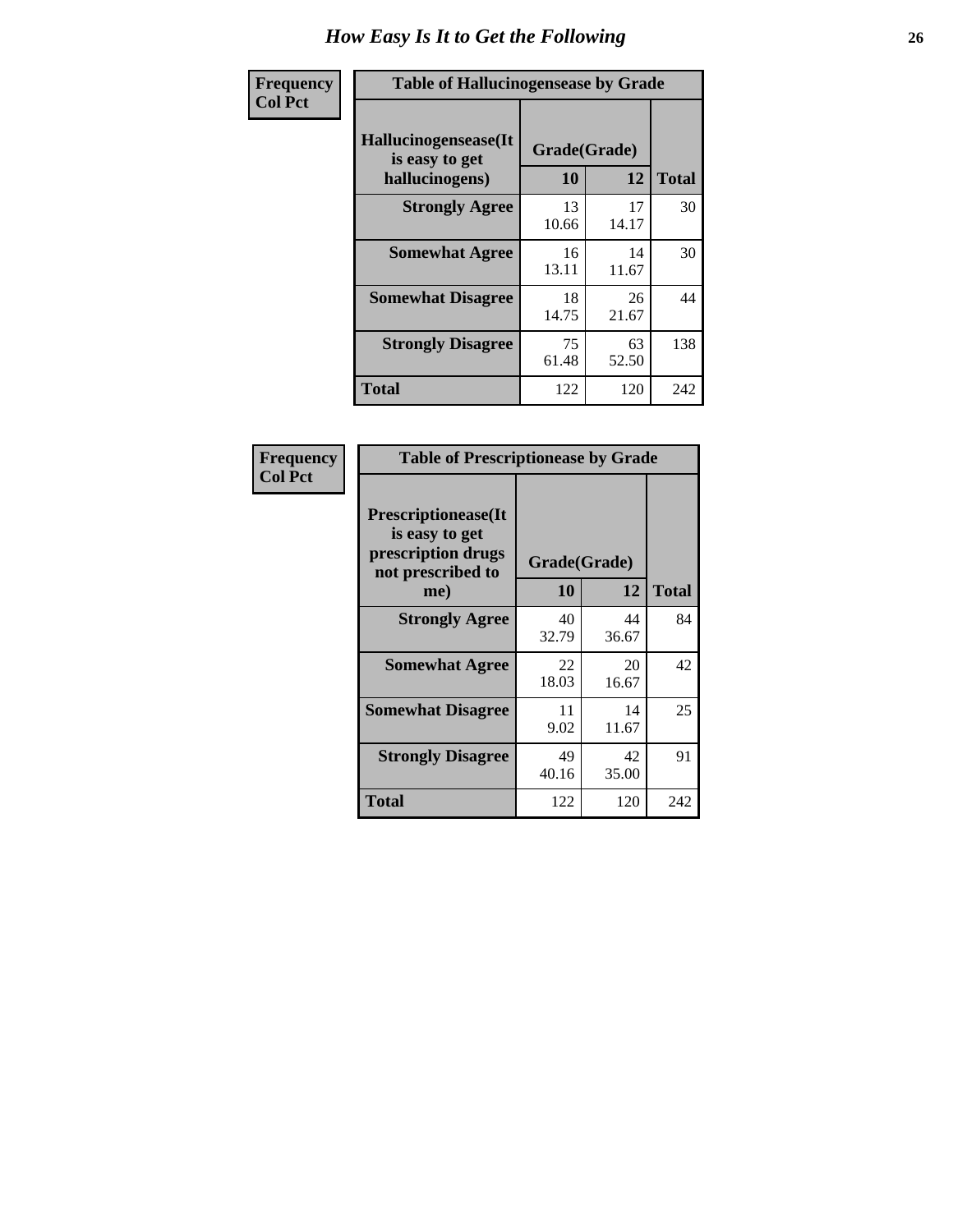# How Easy Is It to Get the Following

| Frequency<br>Col Pct | | | |
|---|---|---|---|
| **Table of Hallucinogensease by Grade** | | | |
| **Hallucinogensease(It is easy to get hallucinogens)** | **Grade(Grade)** | | **Total** |
| | **10** | **12** | |
| **Strongly Agree** | 13<br>10.66 | 17<br>14.17 | 30 |
| **Somewhat Agree** | 16<br>13.11 | 14<br>11.67 | 30 |
| **Somewhat Disagree** | 18<br>14.75 | 26<br>21.67 | 44 |
| **Strongly Disagree** | 75<br>61.48 | 63<br>52.50 | 138 |
| **Total** | 122 | 120 | 242 |

| Frequency<br>Col Pct | | | |
|---|---|---|---|
| **Table of Prescriptionease by Grade** | | | |
| **Prescriptionease(It is easy to get prescription drugs not prescribed to me)** | **Grade(Grade)** | | **Total** |
| | **10** | **12** | |
| **Strongly Agree** | 40<br>32.79 | 44<br>36.67 | 84 |
| **Somewhat Agree** | 22<br>18.03 | 20<br>16.67 | 42 |
| **Somewhat Disagree** | 11<br>9.02 | 14<br>11.67 | 25 |
| **Strongly Disagree** | 49<br>40.16 | 42<br>35.00 | 91 |
| **Total** | 122 | 120 | 242 |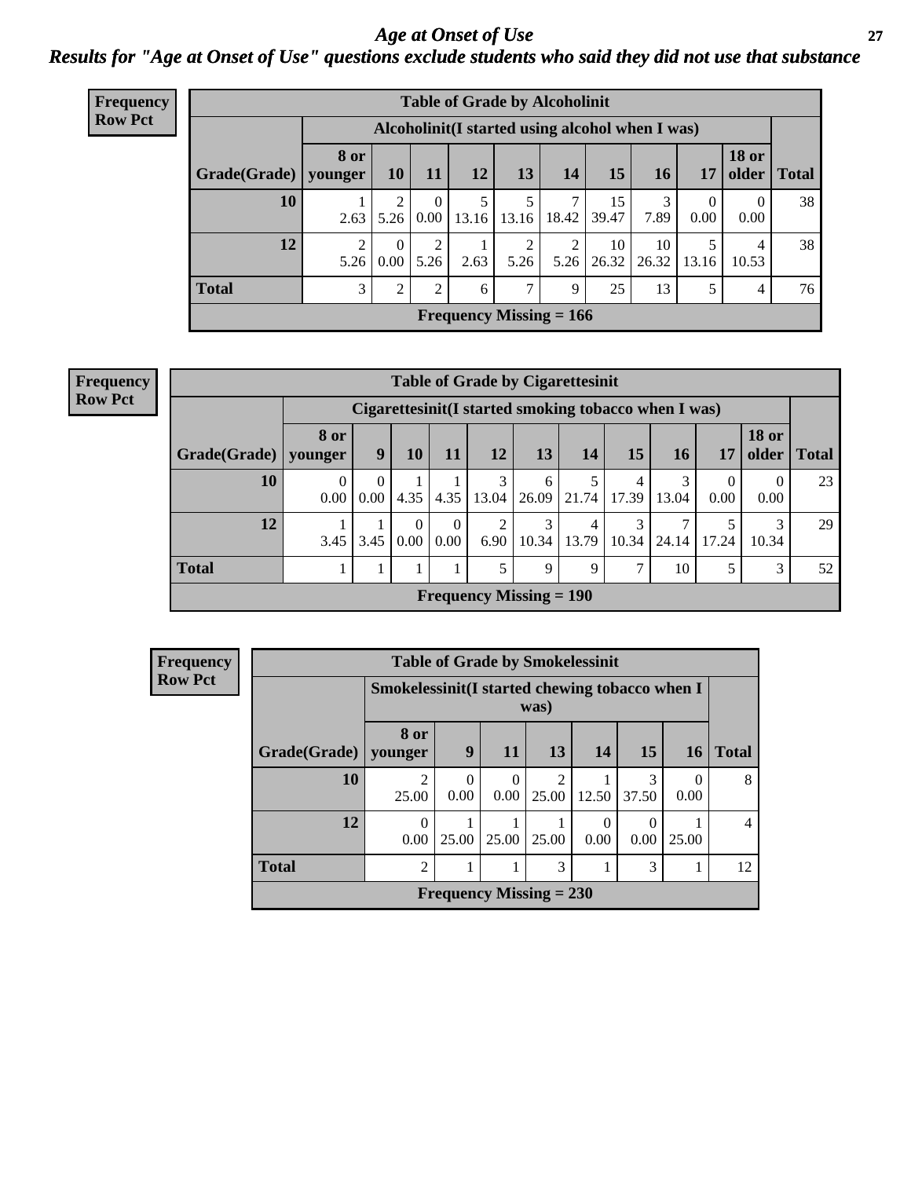# Age at Onset of Use

## Results for "Age at Onset of Use" questions exclude students who said they did not use that substance

**Frequency**
**Row Pct**

| Table of Grade by Alcoholinit | | | | | | | | | | | |
|---|---|---|---|---|---|---|---|---|---|---|---|
| | Alcoholinit(I started using alcohol when I was) | | | | | | | | | | |
| Grade(Grade) | 8 or younger | 10 | 11 | 12 | 13 | 14 | 15 | 16 | 17 | 18 or older | Total |
| 10 | 1<br>2.63 | 2<br>5.26 | 0<br>0.00 | 5<br>13.16 | 5<br>13.16 | 7<br>18.42 | 15<br>39.47 | 3<br>7.89 | 0<br>0.00 | 0<br>0.00 | 38 |
| 12 | 2<br>5.26 | 0<br>0.00 | 2<br>5.26 | 1<br>2.63 | 2<br>5.26 | 2<br>5.26 | 10<br>26.32 | 10<br>26.32 | 5<br>13.16 | 4<br>10.53 | 38 |
| Total | 3 | 2 | 2 | 6 | 7 | 9 | 25 | 13 | 5 | 4 | 76 |
| Frequency Missing = 166 | | | | | | | | | | | |

**Frequency**
**Row Pct**

| Table of Grade by Cigarettesinit | | | | | | | | | | | | |
|---|---|---|---|---|---|---|---|---|---|---|---|---|
| | Cigarettesinit(I started smoking tobacco when I was) | | | | | | | | | | | |
| Grade(Grade) | 8 or younger | 9 | 10 | 11 | 12 | 13 | 14 | 15 | 16 | 17 | 18 or older | Total |
| 10 | 0<br>0.00 | 0<br>0.00 | 1<br>4.35 | 1<br>4.35 | 3<br>13.04 | 6<br>26.09 | 5<br>21.74 | 4<br>17.39 | 3<br>13.04 | 0<br>0.00 | 0<br>0.00 | 23 |
| 12 | 1<br>3.45 | 1<br>3.45 | 0<br>0.00 | 0<br>0.00 | 2<br>6.90 | 3<br>10.34 | 4<br>13.79 | 3<br>10.34 | 7<br>24.14 | 5<br>17.24 | 3<br>10.34 | 29 |
| Total | 1 | 1 | 1 | 1 | 5 | 9 | 9 | 7 | 10 | 5 | 3 | 52 |
| Frequency Missing = 190 | | | | | | | | | | | | |

**Frequency**
**Row Pct**

| Table of Grade by Smokelessinit | | | | | | | | |
|---|---|---|---|---|---|---|---|---|
| | Smokelessinit(I started chewing tobacco when I was) | | | | | | | |
| Grade(Grade) | 8 or younger | 9 | 11 | 13 | 14 | 15 | 16 | Total |
| 10 | 2<br>25.00 | 0<br>0.00 | 0<br>0.00 | 2<br>25.00 | 1<br>12.50 | 3<br>37.50 | 0<br>0.00 | 8 |
| 12 | 0<br>0.00 | 1<br>25.00 | 1<br>25.00 | 1<br>25.00 | 0<br>0.00 | 0<br>0.00 | 1<br>25.00 | 4 |
| Total | 2 | 1 | 1 | 3 | 1 | 3 | 1 | 12 |
| Frequency Missing = 230 | | | | | | | | |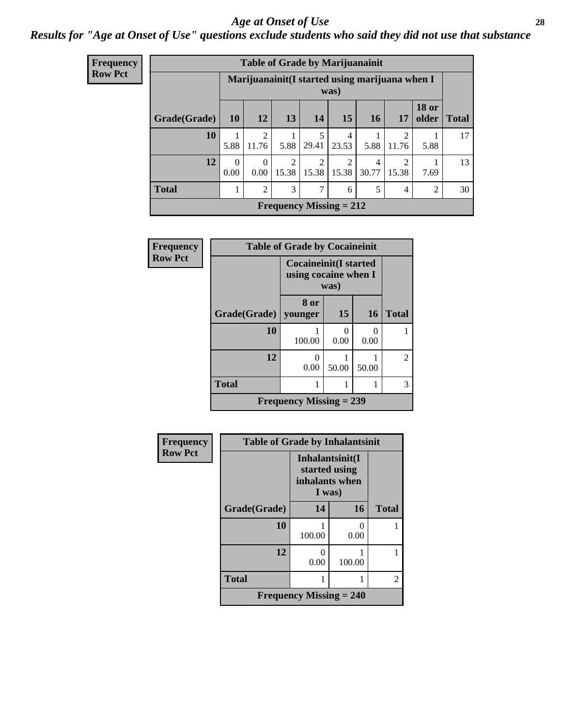# Age at Onset of Use

## Results for "Age at Onset of Use" questions exclude students who said they did not use that substance

**Frequency**
**Row Pct**

**Table of Grade by Marijuanainit**

| Grade(Grade) | Marijuanainit(I started using marijuana when I was) | | | | | | | | Total |
|---|---|---|---|---|---|---|---|---|---|
| | 10 | 12 | 13 | 14 | 15 | 16 | 17 | 18 or older | |
| 10 | 1<br>5.88 | 2<br>11.76 | 1<br>5.88 | 5<br>29.41 | 4<br>23.53 | 1<br>5.88 | 2<br>11.76 | 1<br>5.88 | 17 |
| 12 | 0<br>0.00 | 0<br>0.00 | 2<br>15.38 | 2<br>15.38 | 2<br>15.38 | 4<br>30.77 | 2<br>15.38 | 1<br>7.69 | 13 |
| Total | 1 | 2 | 3 | 7 | 6 | 5 | 4 | 2 | 30 |

Frequency Missing = 212

**Frequency**
**Row Pct**

**Table of Grade by Cocaineinit**

| Grade(Grade) | Cocaineinit(I started using cocaine when I was) | | | Total |
|---|---|---|---|---|
| | 8 or younger | 15 | 16 | |
| 10 | 1<br>100.00 | 0<br>0.00 | 0<br>0.00 | 1 |
| 12 | 0<br>0.00 | 1<br>50.00 | 1<br>50.00 | 2 |
| Total | 1 | 1 | 1 | 3 |

Frequency Missing = 239

**Frequency**
**Row Pct**

**Table of Grade by Inhalantsinit**

| Grade(Grade) | Inhalantsinit(I started using inhalants when I was) | | Total |
|---|---|---|---|
| | 14 | 16 | |
| 10 | 1<br>100.00 | 0<br>0.00 | 1 |
| 12 | 0<br>0.00 | 1<br>100.00 | 1 |
| Total | 1 | 1 | 2 |

Frequency Missing = 240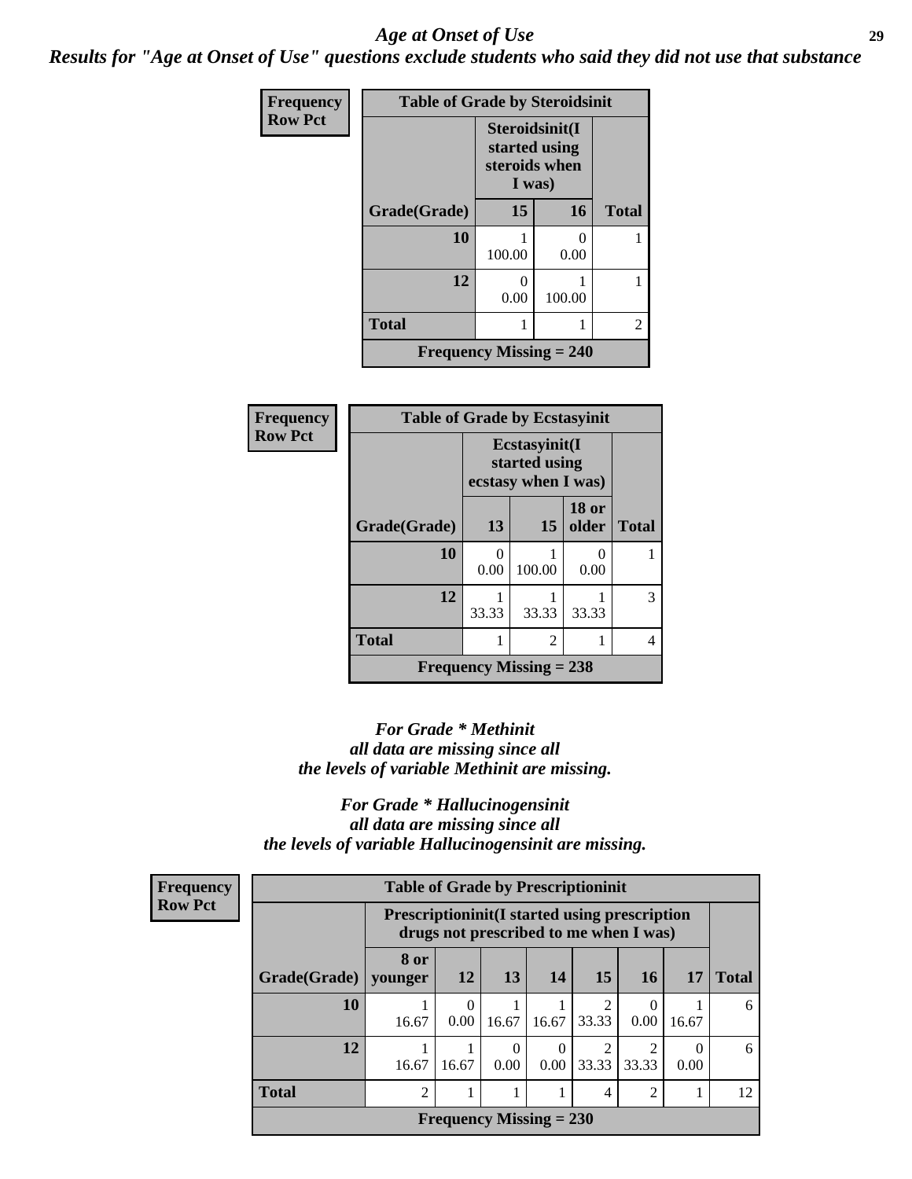# *Age at Onset of Use*

***Results for "Age at Onset of Use" questions exclude students who said they did not use that substance***

**Frequency Row Pct**

**Table of Grade by Steroidsinit**

| Grade(Grade) | Steroidsinit(I started using steroids when I was) 15 | 16 | Total |
|---|---|---|---|
| 10 | 1<br>100.00 | 0<br>0.00 | 1 |
| 12 | 0<br>0.00 | 1<br>100.00 | 1 |
| Total | 1 | 1 | 2 |

**Frequency Missing = 240**

**Frequency Row Pct**

**Table of Grade by Ecstasyinit**

| Grade(Grade) | Ecstasyinit(I started using ecstasy when I was) 13 | 15 | 18 or older | Total |
|---|---|---|---|---|
| 10 | 0<br>0.00 | 1<br>100.00 | 0<br>0.00 | 1 |
| 12 | 1<br>33.33 | 1<br>33.33 | 1<br>33.33 | 3 |
| Total | 1 | 2 | 1 | 4 |

**Frequency Missing = 238**

***For Grade * Methinit all data are missing since all the levels of variable Methinit are missing.***

***For Grade * Hallucinogensinit all data are missing since all the levels of variable Hallucinogensinit are missing.***

**Frequency Row Pct**

**Table of Grade by Prescriptioninit**

| Grade(Grade) | Prescriptioninit(I started using prescription drugs not prescribed to me when I was) 8 or younger | 12 | 13 | 14 | 15 | 16 | 17 | Total |
|---|---|---|---|---|---|---|---|---|
| 10 | 1<br>16.67 | 0<br>0.00 | 1<br>16.67 | 1<br>16.67 | 2<br>33.33 | 0<br>0.00 | 1<br>16.67 | 6 |
| 12 | 1<br>16.67 | 1<br>16.67 | 0<br>0.00 | 0<br>0.00 | 2<br>33.33 | 2<br>33.33 | 0<br>0.00 | 6 |
| Total | 2 | 1 | 1 | 1 | 4 | 2 | 1 | 12 |

**Frequency Missing = 230**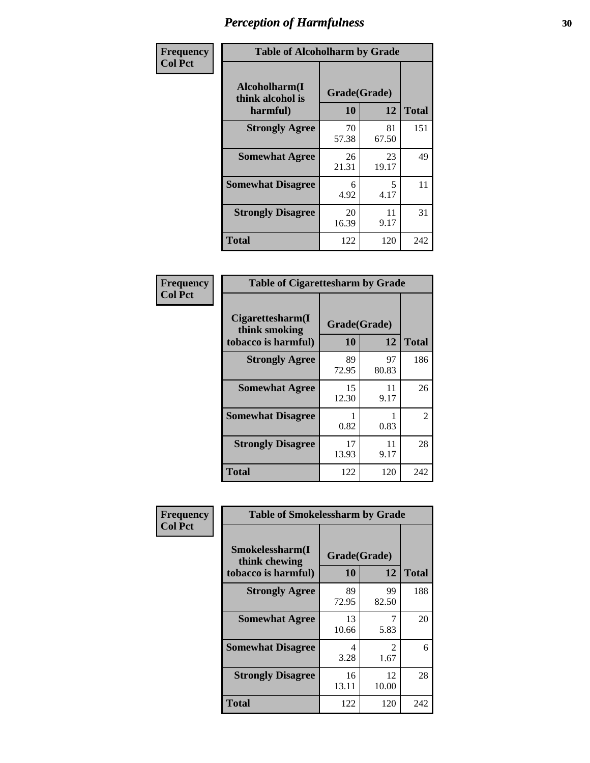# Perception of Harmfulness

| Frequency Col Pct | Table of Alcoholharm by Grade | | |
|---|---|---|---|
| Alcoholharm(I think alcohol is harmful) | Grade(Grade) | | Total |
| | 10 | 12 | |
| Strongly Agree | 70<br>57.38 | 81<br>67.50 | 151 |
| Somewhat Agree | 26<br>21.31 | 23<br>19.17 | 49 |
| Somewhat Disagree | 6<br>4.92 | 5<br>4.17 | 11 |
| Strongly Disagree | 20<br>16.39 | 11<br>9.17 | 31 |
| Total | 122 | 120 | 242 |

| Frequency Col Pct | Table of Cigarettesharm by Grade | | |
|---|---|---|---|
| Cigarettesharm(I think smoking tobacco is harmful) | Grade(Grade) | | Total |
| | 10 | 12 | |
| Strongly Agree | 89<br>72.95 | 97<br>80.83 | 186 |
| Somewhat Agree | 15<br>12.30 | 11<br>9.17 | 26 |
| Somewhat Disagree | 1<br>0.82 | 1<br>0.83 | 2 |
| Strongly Disagree | 17<br>13.93 | 11<br>9.17 | 28 |
| Total | 122 | 120 | 242 |

| Frequency Col Pct | Table of Smokelessharm by Grade | | |
|---|---|---|---|
| Smokelessharm(I think chewing tobacco is harmful) | Grade(Grade) | | Total |
| | 10 | 12 | |
| Strongly Agree | 89<br>72.95 | 99<br>82.50 | 188 |
| Somewhat Agree | 13<br>10.66 | 7<br>5.83 | 20 |
| Somewhat Disagree | 4<br>3.28 | 2<br>1.67 | 6 |
| Strongly Disagree | 16<br>13.11 | 12<br>10.00 | 28 |
| Total | 122 | 120 | 242 |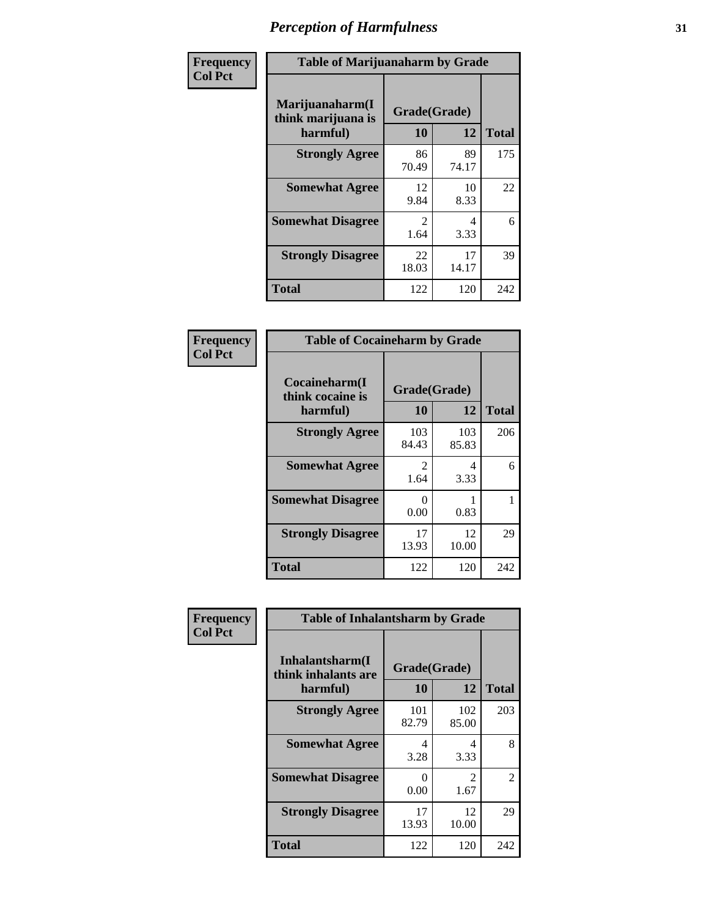# Perception of Harmfulness

| Frequency<br>Col Pct | Table of Marijuanaharm by Grade | | |
|---|---|---|---|
| **Marijuanaharm(I think marijuana is harmful)** | **Grade(Grade)** | | |
| | **10** | **12** | **Total** |
| **Strongly Agree** | 86<br>70.49 | 89<br>74.17 | 175 |
| **Somewhat Agree** | 12<br>9.84 | 10<br>8.33 | 22 |
| **Somewhat Disagree** | 2<br>1.64 | 4<br>3.33 | 6 |
| **Strongly Disagree** | 22<br>18.03 | 17<br>14.17 | 39 |
| **Total** | 122 | 120 | 242 |

| Frequency<br>Col Pct | Table of Cocaineharm by Grade | | |
|---|---|---|---|
| **Cocaineharm(I think cocaine is harmful)** | **Grade(Grade)** | | |
| | **10** | **12** | **Total** |
| **Strongly Agree** | 103<br>84.43 | 103<br>85.83 | 206 |
| **Somewhat Agree** | 2<br>1.64 | 4<br>3.33 | 6 |
| **Somewhat Disagree** | 0<br>0.00 | 1<br>0.83 | 1 |
| **Strongly Disagree** | 17<br>13.93 | 12<br>10.00 | 29 |
| **Total** | 122 | 120 | 242 |

| Frequency<br>Col Pct | Table of Inhalantsharm by Grade | | |
|---|---|---|---|
| **Inhalantsharm(I think inhalants are harmful)** | **Grade(Grade)** | | |
| | **10** | **12** | **Total** |
| **Strongly Agree** | 101<br>82.79 | 102<br>85.00 | 203 |
| **Somewhat Agree** | 4<br>3.28 | 4<br>3.33 | 8 |
| **Somewhat Disagree** | 0<br>0.00 | 2<br>1.67 | 2 |
| **Strongly Disagree** | 17<br>13.93 | 12<br>10.00 | 29 |
| **Total** | 122 | 120 | 242 |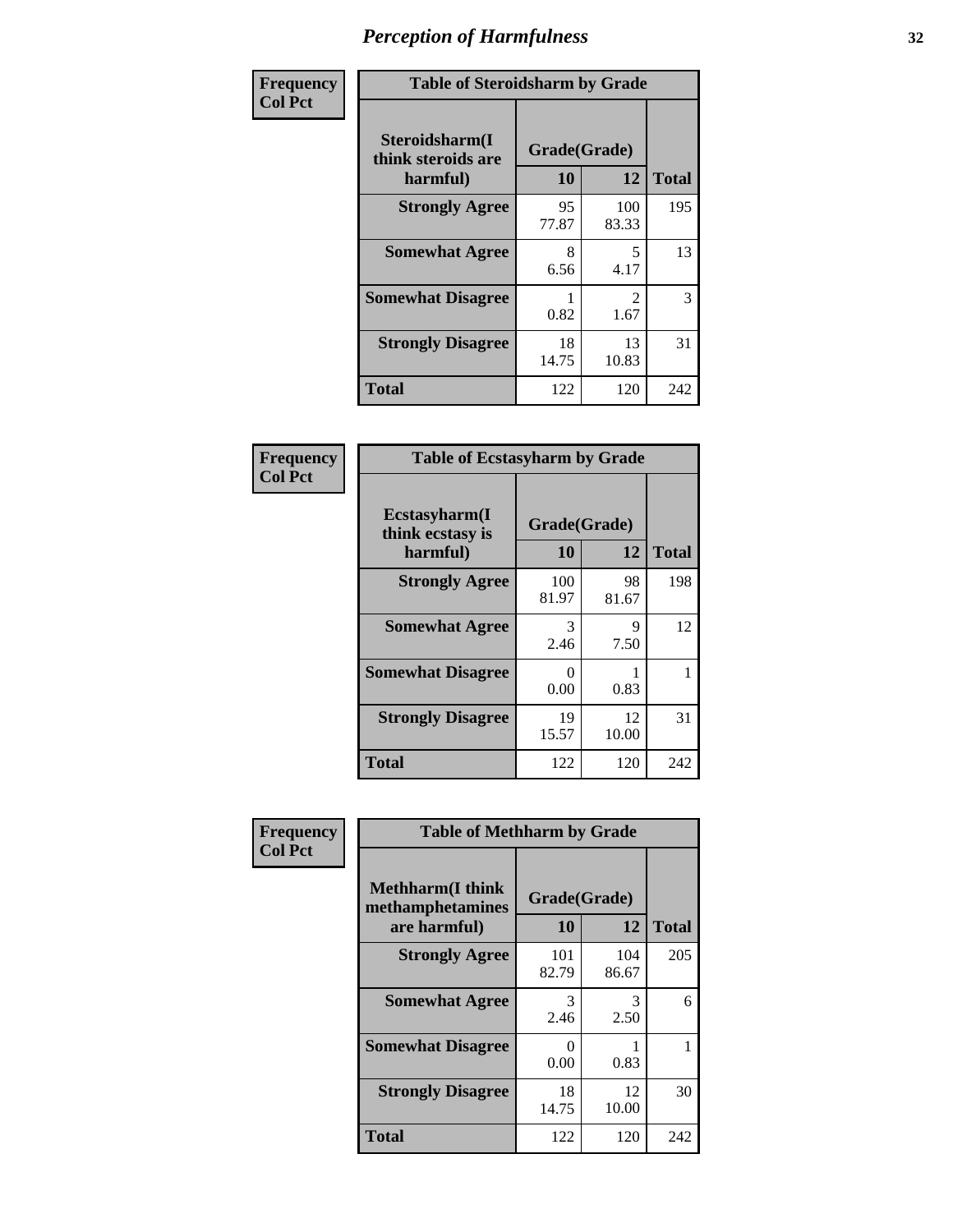# Perception of Harmfulness

| Frequency<br>Col Pct | Table of Steroidsharm by Grade | | |
|---|---|---|---|
| Steroidsharm(I think steroids are harmful) | Grade(Grade) | | Total |
| | 10 | 12 | |
| Strongly Agree | 95<br>77.87 | 100<br>83.33 | 195 |
| Somewhat Agree | 8<br>6.56 | 5<br>4.17 | 13 |
| Somewhat Disagree | 1<br>0.82 | 2<br>1.67 | 3 |
| Strongly Disagree | 18<br>14.75 | 13<br>10.83 | 31 |
| Total | 122 | 120 | 242 |

| Frequency<br>Col Pct | Table of Ecstasyharm by Grade | | |
|---|---|---|---|
| Ecstasyharm(I think ecstasy is harmful) | Grade(Grade) | | Total |
| | 10 | 12 | |
| Strongly Agree | 100<br>81.97 | 98<br>81.67 | 198 |
| Somewhat Agree | 3<br>2.46 | 9<br>7.50 | 12 |
| Somewhat Disagree | 0<br>0.00 | 1<br>0.83 | 1 |
| Strongly Disagree | 19<br>15.57 | 12<br>10.00 | 31 |
| Total | 122 | 120 | 242 |

| Frequency<br>Col Pct | Table of Methharm by Grade | | |
|---|---|---|---|
| Methharm(I think methamphetamines are harmful) | Grade(Grade) | | Total |
| | 10 | 12 | |
| Strongly Agree | 101<br>82.79 | 104<br>86.67 | 205 |
| Somewhat Agree | 3<br>2.46 | 3<br>2.50 | 6 |
| Somewhat Disagree | 0<br>0.00 | 1<br>0.83 | 1 |
| Strongly Disagree | 18<br>14.75 | 12<br>10.00 | 30 |
| Total | 122 | 120 | 242 |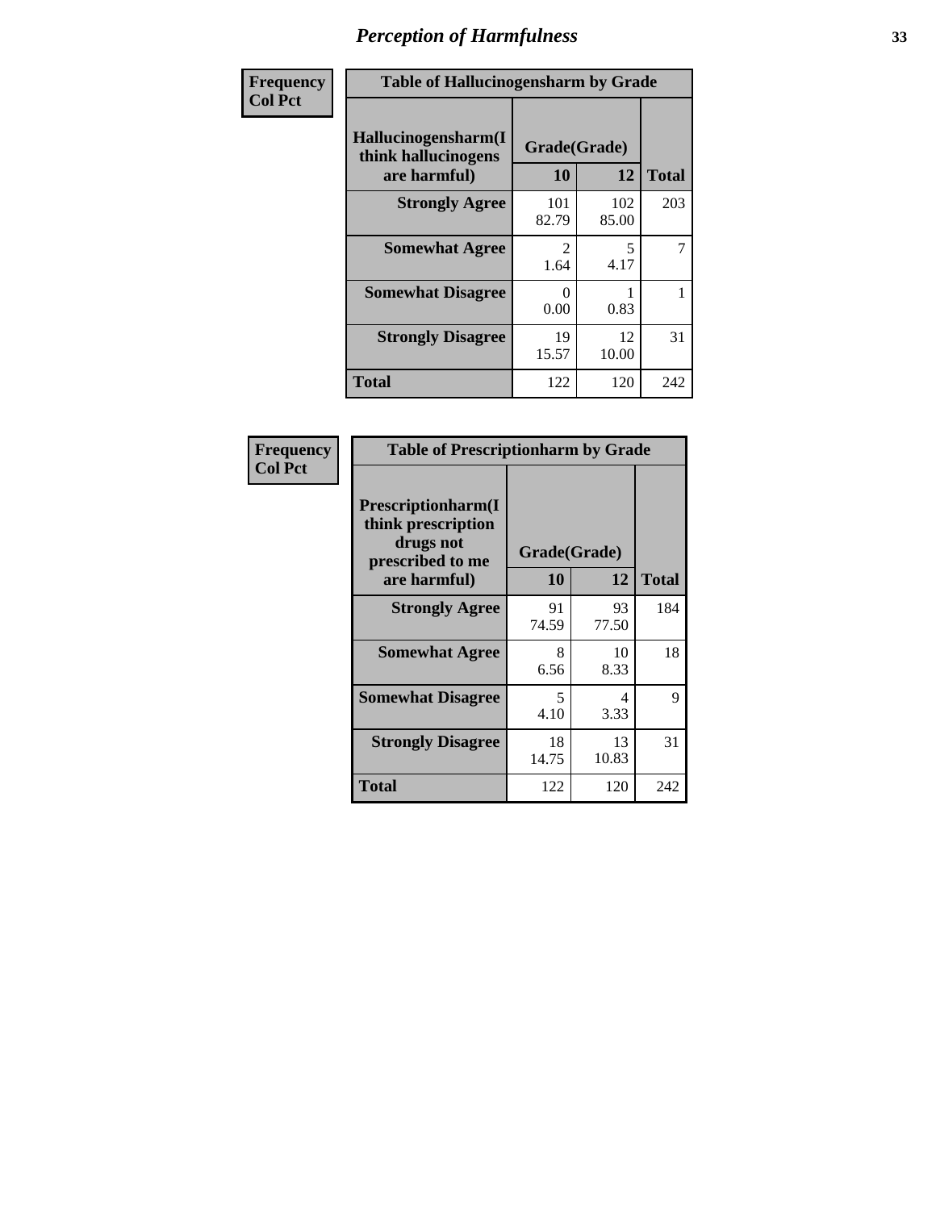# *Perception of Harmfulness*

**Frequency**
**Col Pct**

**Table of Hallucinogensharm by Grade**

| Hallucinogensharm(I think hallucinogens are harmful) | Grade(Grade) 10 | 12 | Total |
|---|---|---|---|
| **Strongly Agree** | 101<br>82.79 | 102<br>85.00 | 203 |
| **Somewhat Agree** | 2<br>1.64 | 5<br>4.17 | 7 |
| **Somewhat Disagree** | 0<br>0.00 | 1<br>0.83 | 1 |
| **Strongly Disagree** | 19<br>15.57 | 12<br>10.00 | 31 |
| **Total** | 122 | 120 | 242 |

**Frequency**
**Col Pct**

**Table of Prescriptionharm by Grade**

| Prescriptionharm(I think prescription drugs not prescribed to me are harmful) | Grade(Grade) 10 | 12 | Total |
|---|---|---|---|
| **Strongly Agree** | 91<br>74.59 | 93<br>77.50 | 184 |
| **Somewhat Agree** | 8<br>6.56 | 10<br>8.33 | 18 |
| **Somewhat Disagree** | 5<br>4.10 | 4<br>3.33 | 9 |
| **Strongly Disagree** | 18<br>14.75 | 13<br>10.83 | 31 |
| **Total** | 122 | 120 | 242 |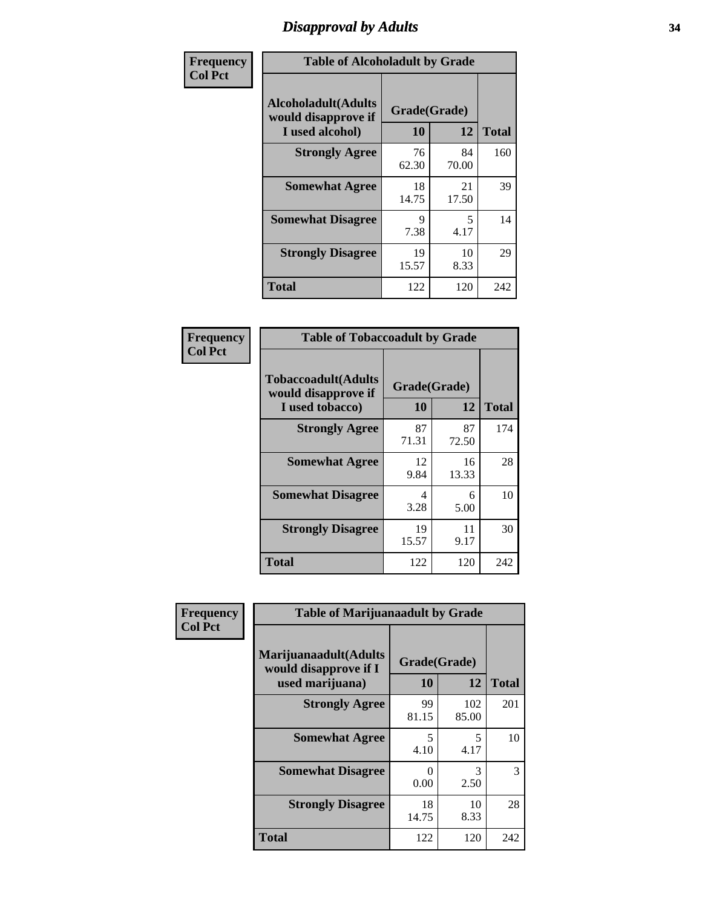# Disapproval by Adults

**Frequency**
**Col Pct**

| Table of Alcoholadult by Grade | | | |
|---|---|---|---|
| **Alcoholadult(Adults would disapprove if I used alcohol)** | **Grade(Grade)** | | **Total** |
| | **10** | **12** | |
| **Strongly Agree** | 76<br>62.30 | 84<br>70.00 | 160 |
| **Somewhat Agree** | 18<br>14.75 | 21<br>17.50 | 39 |
| **Somewhat Disagree** | 9<br>7.38 | 5<br>4.17 | 14 |
| **Strongly Disagree** | 19<br>15.57 | 10<br>8.33 | 29 |
| **Total** | 122 | 120 | 242 |

**Frequency**
**Col Pct**

| Table of Tobaccoadult by Grade | | | |
|---|---|---|---|
| **Tobaccoadult(Adults would disapprove if I used tobacco)** | **Grade(Grade)** | | **Total** |
| | **10** | **12** | |
| **Strongly Agree** | 87<br>71.31 | 87<br>72.50 | 174 |
| **Somewhat Agree** | 12<br>9.84 | 16<br>13.33 | 28 |
| **Somewhat Disagree** | 4<br>3.28 | 6<br>5.00 | 10 |
| **Strongly Disagree** | 19<br>15.57 | 11<br>9.17 | 30 |
| **Total** | 122 | 120 | 242 |

**Frequency**
**Col Pct**

| Table of Marijuanaadult by Grade | | | |
|---|---|---|---|
| **Marijuanaadult(Adults would disapprove if I used marijuana)** | **Grade(Grade)** | | **Total** |
| | **10** | **12** | |
| **Strongly Agree** | 99<br>81.15 | 102<br>85.00 | 201 |
| **Somewhat Agree** | 5<br>4.10 | 5<br>4.17 | 10 |
| **Somewhat Disagree** | 0<br>0.00 | 3<br>2.50 | 3 |
| **Strongly Disagree** | 18<br>14.75 | 10<br>8.33 | 28 |
| **Total** | 122 | 120 | 242 |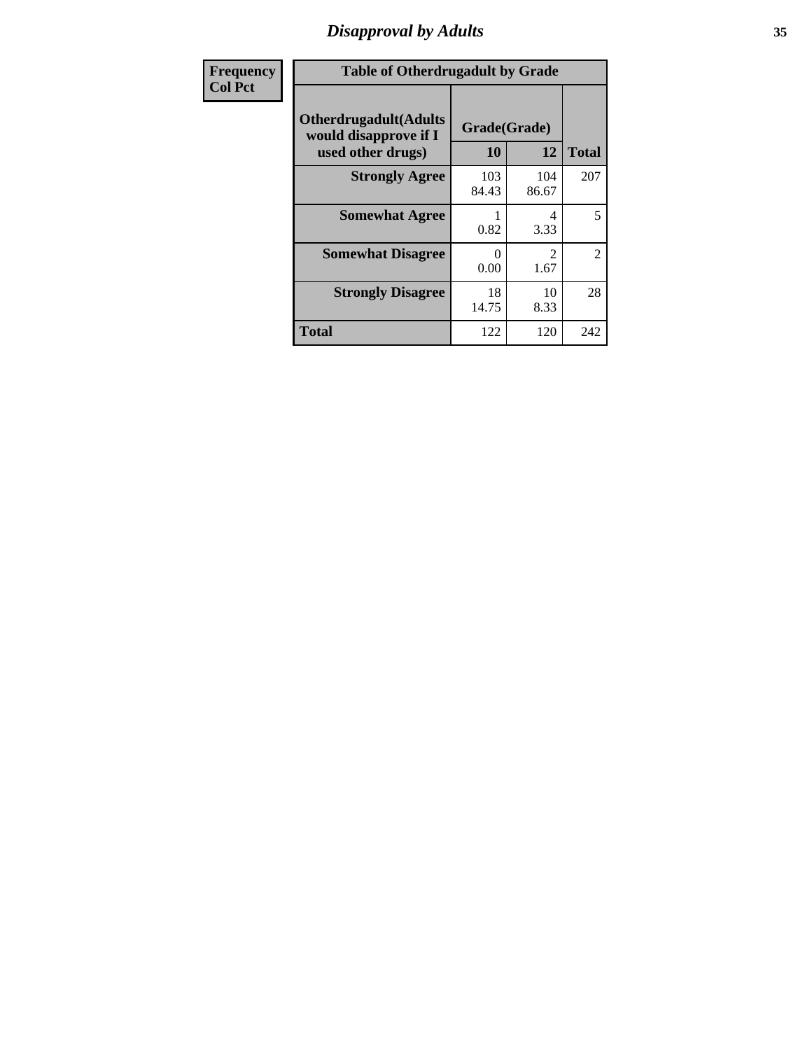# Disapproval by Adults

| Frequency<br>Col Pct | | | |
|---|---|---|---|
| **Table of Otherdrugadult by Grade** | | | |
| **Otherdrugadult(Adults would disapprove if I used other drugs)** | **Grade(Grade)** | | |
| | **10** | **12** | **Total** |
| **Strongly Agree** | 103<br>84.43 | 104<br>86.67 | 207 |
| **Somewhat Agree** | 1<br>0.82 | 4<br>3.33 | 5 |
| **Somewhat Disagree** | 0<br>0.00 | 2<br>1.67 | 2 |
| **Strongly Disagree** | 18<br>14.75 | 10<br>8.33 | 28 |
| **Total** | 122 | 120 | 242 |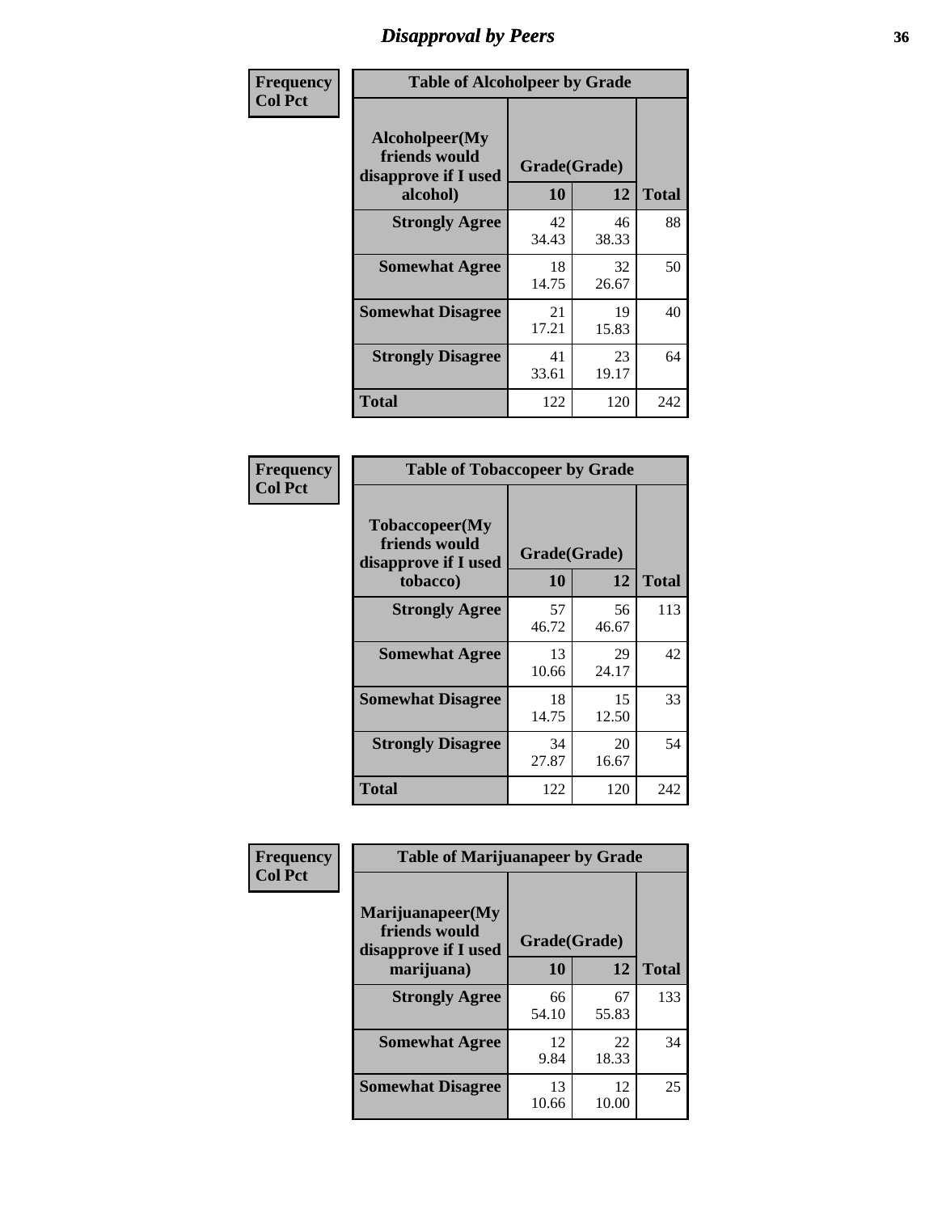# Disapproval by Peers

**Frequency**
**Col Pct**

| Table of Alcoholpeer by Grade | | | |
|---|---|---|---|
| **Alcoholpeer(My friends would disapprove if I used alcohol)** | **Grade(Grade)** | | |
| | **10** | **12** | **Total** |
| **Strongly Agree** | 42<br>34.43 | 46<br>38.33 | 88 |
| **Somewhat Agree** | 18<br>14.75 | 32<br>26.67 | 50 |
| **Somewhat Disagree** | 21<br>17.21 | 19<br>15.83 | 40 |
| **Strongly Disagree** | 41<br>33.61 | 23<br>19.17 | 64 |
| **Total** | 122 | 120 | 242 |

**Frequency**
**Col Pct**

| Table of Tobaccopeer by Grade | | | |
|---|---|---|---|
| **Tobaccopeer(My friends would disapprove if I used tobacco)** | **Grade(Grade)** | | |
| | **10** | **12** | **Total** |
| **Strongly Agree** | 57<br>46.72 | 56<br>46.67 | 113 |
| **Somewhat Agree** | 13<br>10.66 | 29<br>24.17 | 42 |
| **Somewhat Disagree** | 18<br>14.75 | 15<br>12.50 | 33 |
| **Strongly Disagree** | 34<br>27.87 | 20<br>16.67 | 54 |
| **Total** | 122 | 120 | 242 |

**Frequency**
**Col Pct**

| Table of Marijuanapeer by Grade | | | |
|---|---|---|---|
| **Marijuanapeer(My friends would disapprove if I used marijuana)** | **Grade(Grade)** | | |
| | **10** | **12** | **Total** |
| **Strongly Agree** | 66<br>54.10 | 67<br>55.83 | 133 |
| **Somewhat Agree** | 12<br>9.84 | 22<br>18.33 | 34 |
| **Somewhat Disagree** | 13<br>10.66 | 12<br>10.00 | 25 |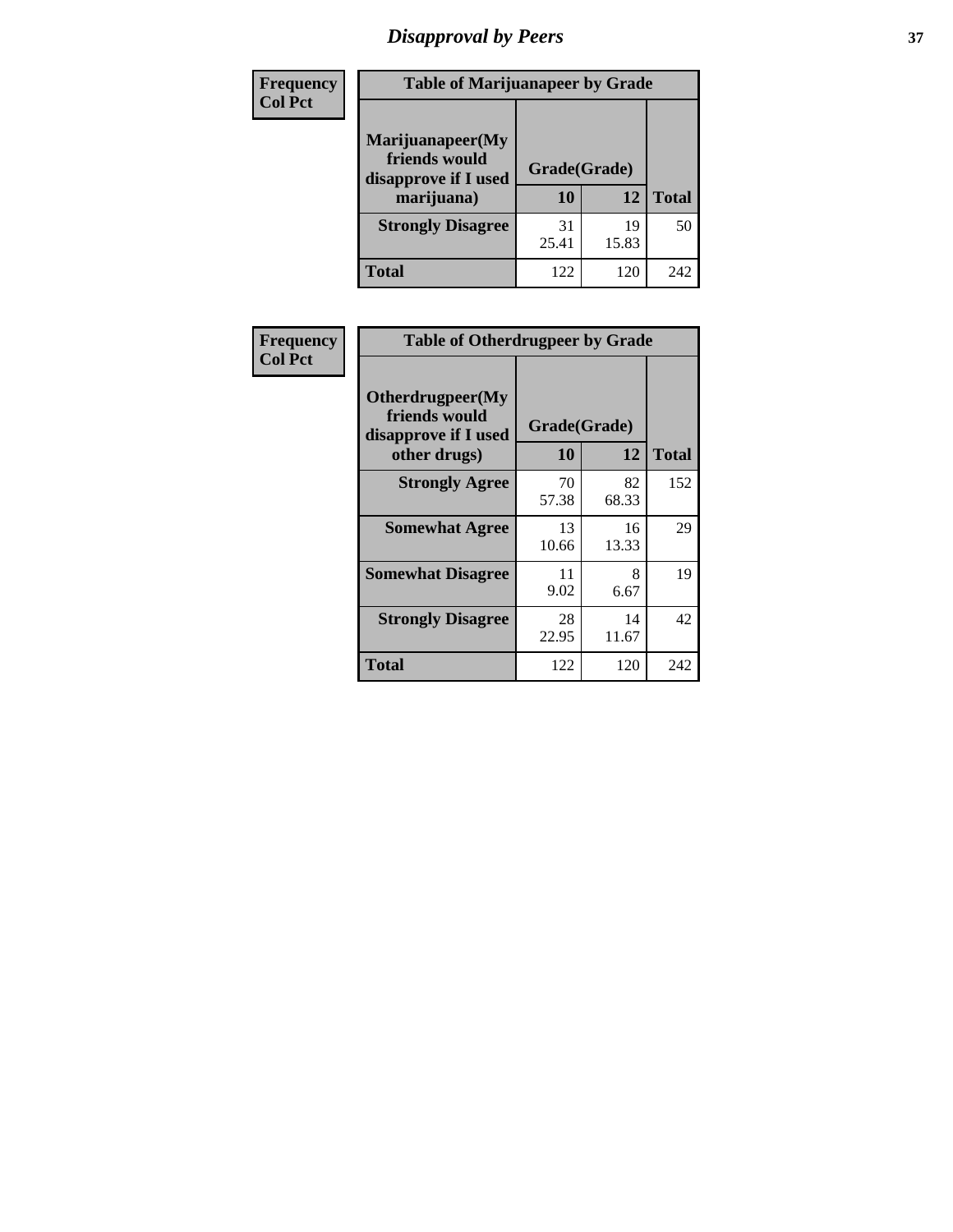# Disapproval by Peers

| Frequency<br>Col Pct | Table of Marijuanapeer by Grade | | |
|---|---|---|---|
| Marijuanapeer(My friends would disapprove if I used marijuana) | Grade(Grade) | | |
| | 10 | 12 | Total |
| Strongly Disagree | 31<br>25.41 | 19<br>15.83 | 50 |
| Total | 122 | 120 | 242 |

| Frequency<br>Col Pct | Table of Otherdrugpeer by Grade | | |
|---|---|---|---|
| Otherdrugpeer(My friends would disapprove if I used other drugs) | Grade(Grade) | | |
| | 10 | 12 | Total |
| Strongly Agree | 70<br>57.38 | 82<br>68.33 | 152 |
| Somewhat Agree | 13<br>10.66 | 16<br>13.33 | 29 |
| Somewhat Disagree | 11<br>9.02 | 8<br>6.67 | 19 |
| Strongly Disagree | 28<br>22.95 | 14<br>11.67 | 42 |
| Total | 122 | 120 | 242 |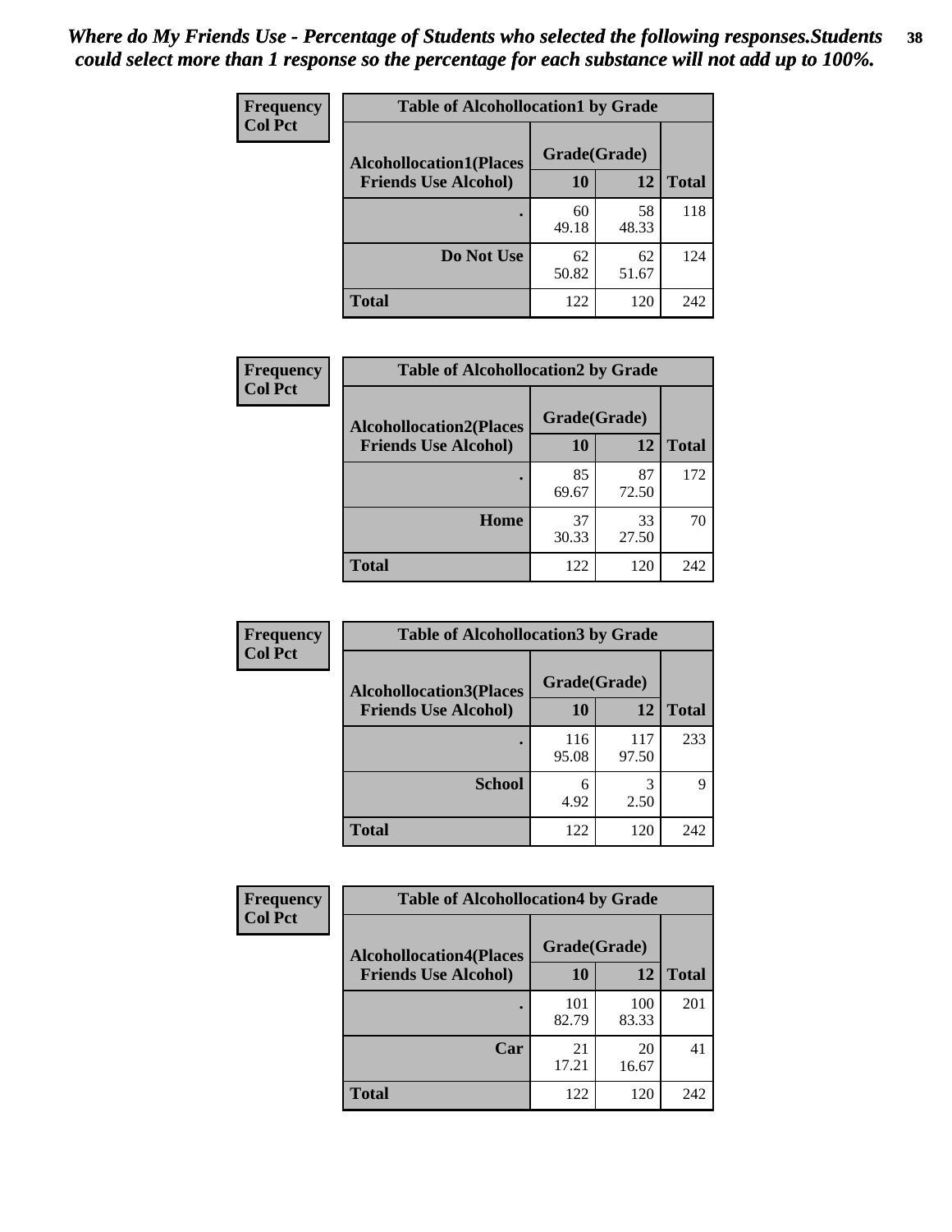*Where do My Friends Use - Percentage of Students who selected the following responses.Students could select more than 1 response so the percentage for each substance will not add up to 100%.*

**Frequency**
**Col Pct**

**Table of Alcohollocation1 by Grade**

| Alcohollocation1(Places Friends Use Alcohol) | Grade(Grade) 10 | 12 | Total |
|---|---|---|---|
| . | 60<br>49.18 | 58<br>48.33 | 118 |
| Do Not Use | 62<br>50.82 | 62<br>51.67 | 124 |
| Total | 122 | 120 | 242 |

**Frequency**
**Col Pct**

**Table of Alcohollocation2 by Grade**

| Alcohollocation2(Places Friends Use Alcohol) | Grade(Grade) 10 | 12 | Total |
|---|---|---|---|
| . | 85<br>69.67 | 87<br>72.50 | 172 |
| Home | 37<br>30.33 | 33<br>27.50 | 70 |
| Total | 122 | 120 | 242 |

**Frequency**
**Col Pct**

**Table of Alcohollocation3 by Grade**

| Alcohollocation3(Places Friends Use Alcohol) | Grade(Grade) 10 | 12 | Total |
|---|---|---|---|
| . | 116<br>95.08 | 117<br>97.50 | 233 |
| School | 6<br>4.92 | 3<br>2.50 | 9 |
| Total | 122 | 120 | 242 |

**Frequency**
**Col Pct**

**Table of Alcohollocation4 by Grade**

| Alcohollocation4(Places Friends Use Alcohol) | Grade(Grade) 10 | 12 | Total |
|---|---|---|---|
| . | 101<br>82.79 | 100<br>83.33 | 201 |
| Car | 21<br>17.21 | 20<br>16.67 | 41 |
| Total | 122 | 120 | 242 |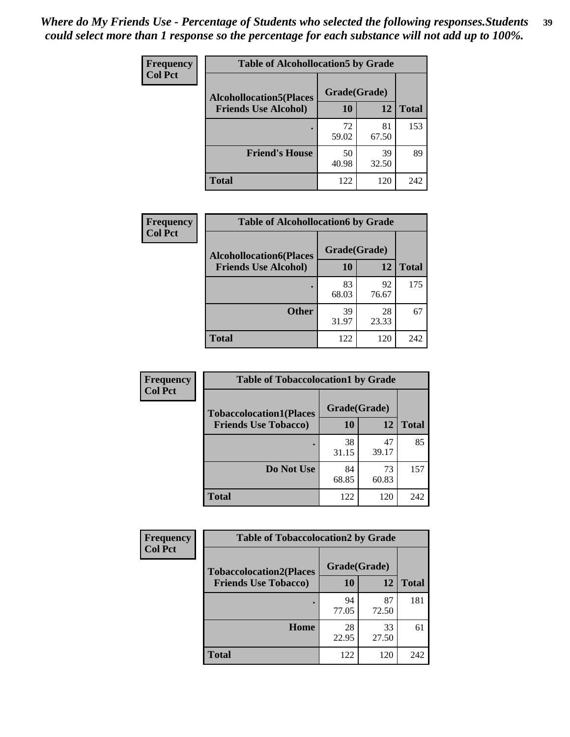*Where do My Friends Use - Percentage of Students who selected the following responses.Students could select more than 1 response so the percentage for each substance will not add up to 100%.*

**Frequency**
**Col Pct**

| Table of Alcohollocation5 by Grade | | | |
|---|---|---|---|
| **Alcohollocation5(Places Friends Use Alcohol)** | **Grade(Grade)** | | |
| | **10** | **12** | **Total** |
| . | 72<br>59.02 | 81<br>67.50 | 153 |
| **Friend's House** | 50<br>40.98 | 39<br>32.50 | 89 |
| **Total** | 122 | 120 | 242 |

**Frequency**
**Col Pct**

| Table of Alcohollocation6 by Grade | | | |
|---|---|---|---|
| **Alcohollocation6(Places Friends Use Alcohol)** | **Grade(Grade)** | | |
| | **10** | **12** | **Total** |
| . | 83<br>68.03 | 92<br>76.67 | 175 |
| **Other** | 39<br>31.97 | 28<br>23.33 | 67 |
| **Total** | 122 | 120 | 242 |

**Frequency**
**Col Pct**

| Table of Tobaccolocation1 by Grade | | | |
|---|---|---|---|
| **Tobaccolocation1(Places Friends Use Tobacco)** | **Grade(Grade)** | | |
| | **10** | **12** | **Total** |
| . | 38<br>31.15 | 47<br>39.17 | 85 |
| **Do Not Use** | 84<br>68.85 | 73<br>60.83 | 157 |
| **Total** | 122 | 120 | 242 |

**Frequency**
**Col Pct**

| Table of Tobaccolocation2 by Grade | | | |
|---|---|---|---|
| **Tobaccolocation2(Places Friends Use Tobacco)** | **Grade(Grade)** | | |
| | **10** | **12** | **Total** |
| . | 94<br>77.05 | 87<br>72.50 | 181 |
| **Home** | 28<br>22.95 | 33<br>27.50 | 61 |
| **Total** | 122 | 120 | 242 |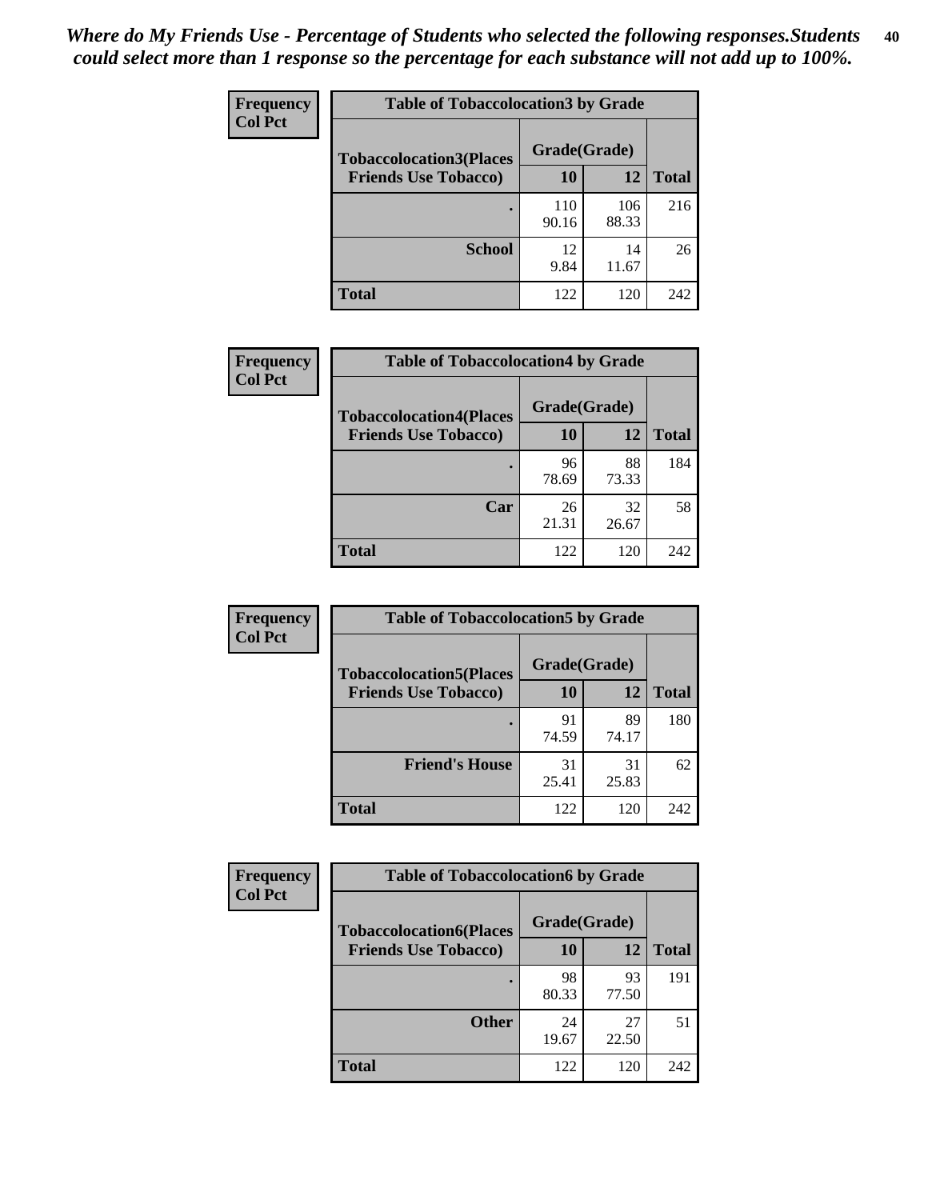*Where do My Friends Use - Percentage of Students who selected the following responses.Students could select more than 1 response so the percentage for each substance will not add up to 100%.*

**Frequency**
**Col Pct**

| Table of Tobaccolocation3 by Grade | | | |
|---|---|---|---|
| **Tobaccolocation3(Places Friends Use Tobacco)** | **Grade(Grade)** | | |
| | **10** | **12** | **Total** |
| **.** | 110<br>90.16 | 106<br>88.33 | 216 |
| **School** | 12<br>9.84 | 14<br>11.67 | 26 |
| **Total** | 122 | 120 | 242 |

**Frequency**
**Col Pct**

| Table of Tobaccolocation4 by Grade | | | |
|---|---|---|---|
| **Tobaccolocation4(Places Friends Use Tobacco)** | **Grade(Grade)** | | |
| | **10** | **12** | **Total** |
| **.** | 96<br>78.69 | 88<br>73.33 | 184 |
| **Car** | 26<br>21.31 | 32<br>26.67 | 58 |
| **Total** | 122 | 120 | 242 |

**Frequency**
**Col Pct**

| Table of Tobaccolocation5 by Grade | | | |
|---|---|---|---|
| **Tobaccolocation5(Places Friends Use Tobacco)** | **Grade(Grade)** | | |
| | **10** | **12** | **Total** |
| **.** | 91<br>74.59 | 89<br>74.17 | 180 |
| **Friend's House** | 31<br>25.41 | 31<br>25.83 | 62 |
| **Total** | 122 | 120 | 242 |

**Frequency**
**Col Pct**

| Table of Tobaccolocation6 by Grade | | | |
|---|---|---|---|
| **Tobaccolocation6(Places Friends Use Tobacco)** | **Grade(Grade)** | | |
| | **10** | **12** | **Total** |
| **.** | 98<br>80.33 | 93<br>77.50 | 191 |
| **Other** | 24<br>19.67 | 27<br>22.50 | 51 |
| **Total** | 122 | 120 | 242 |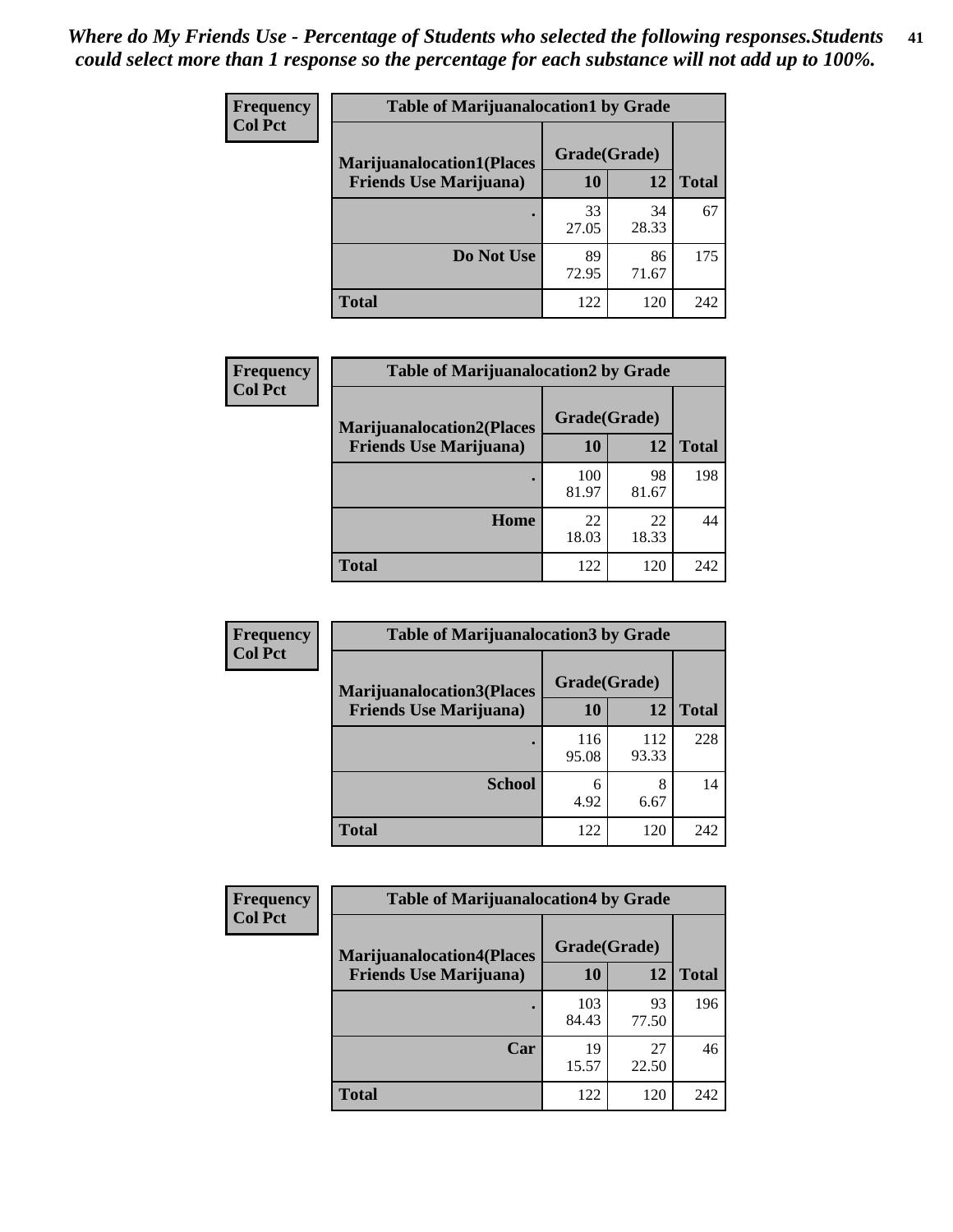*Where do My Friends Use - Percentage of Students who selected the following responses.Students could select more than 1 response so the percentage for each substance will not add up to 100%.*

**Frequency**
**Col Pct**

| Table of Marijuanalocation1 by Grade | | | |
|---|---|---|---|
| **Marijuanalocation1(Places Friends Use Marijuana)** | **Grade(Grade)** | | **Total** |
| | **10** | **12** | |
| . | 33<br>27.05 | 34<br>28.33 | 67 |
| **Do Not Use** | 89<br>72.95 | 86<br>71.67 | 175 |
| **Total** | 122 | 120 | 242 |

**Frequency**
**Col Pct**

| Table of Marijuanalocation2 by Grade | | | |
|---|---|---|---|
| **Marijuanalocation2(Places Friends Use Marijuana)** | **Grade(Grade)** | | **Total** |
| | **10** | **12** | |
| . | 100<br>81.97 | 98<br>81.67 | 198 |
| **Home** | 22<br>18.03 | 22<br>18.33 | 44 |
| **Total** | 122 | 120 | 242 |

**Frequency**
**Col Pct**

| Table of Marijuanalocation3 by Grade | | | |
|---|---|---|---|
| **Marijuanalocation3(Places Friends Use Marijuana)** | **Grade(Grade)** | | **Total** |
| | **10** | **12** | |
| . | 116<br>95.08 | 112<br>93.33 | 228 |
| **School** | 6<br>4.92 | 8<br>6.67 | 14 |
| **Total** | 122 | 120 | 242 |

**Frequency**
**Col Pct**

| Table of Marijuanalocation4 by Grade | | | |
|---|---|---|---|
| **Marijuanalocation4(Places Friends Use Marijuana)** | **Grade(Grade)** | | **Total** |
| | **10** | **12** | |
| . | 103<br>84.43 | 93<br>77.50 | 196 |
| **Car** | 19<br>15.57 | 27<br>22.50 | 46 |
| **Total** | 122 | 120 | 242 |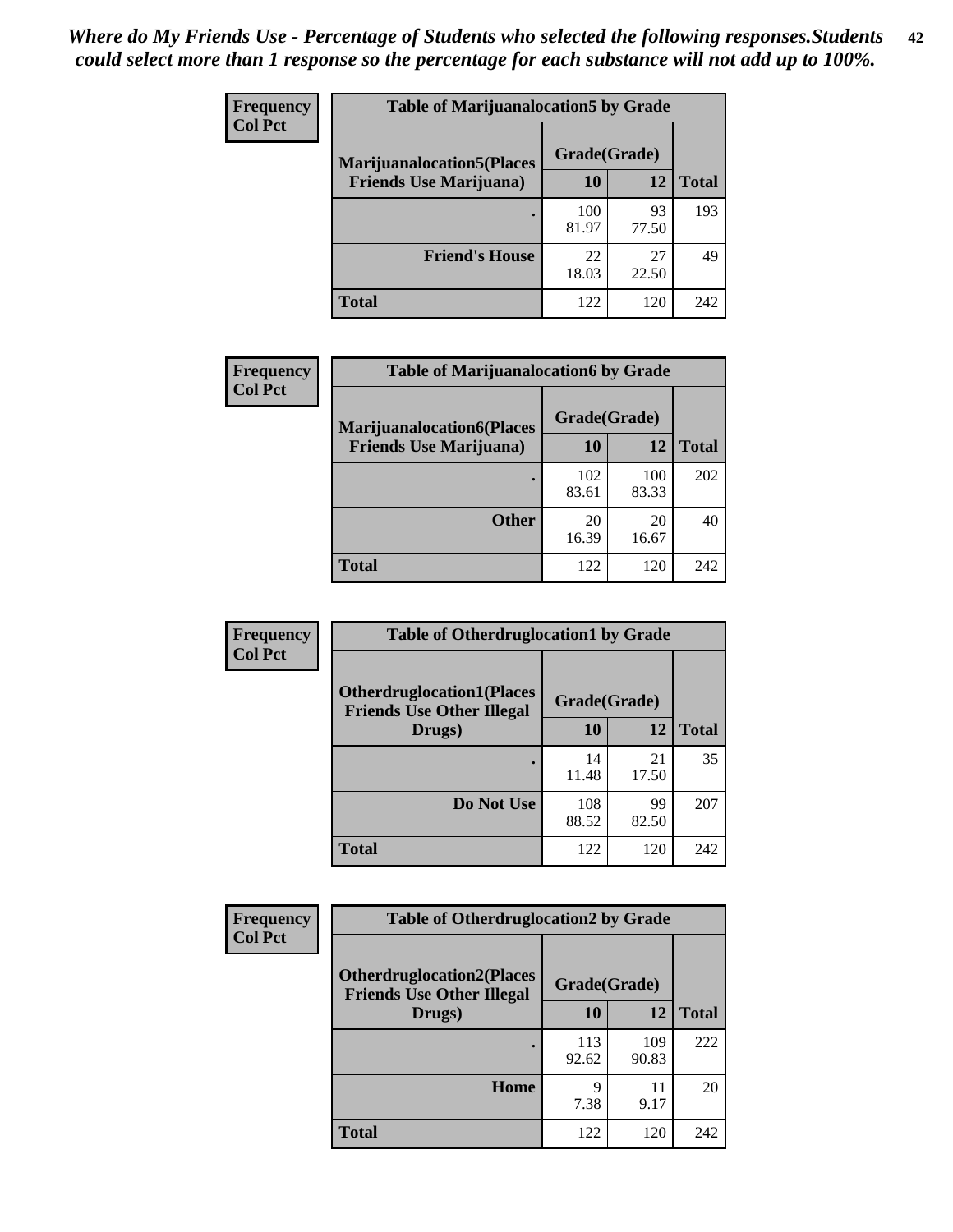*Where do My Friends Use - Percentage of Students who selected the following responses.Students could select more than 1 response so the percentage for each substance will not add up to 100%.*

**Frequency**
**Col Pct**

| Table of Marijuanalocation5 by Grade | | | |
|---|---|---|---|
| **Marijuanalocation5(Places Friends Use Marijuana)** | **Grade(Grade)** | | **Total** |
| | **10** | **12** | |
| **.** | 100<br>81.97 | 93<br>77.50 | 193 |
| **Friend's House** | 22<br>18.03 | 27<br>22.50 | 49 |
| **Total** | 122 | 120 | 242 |

**Frequency**
**Col Pct**

| Table of Marijuanalocation6 by Grade | | | |
|---|---|---|---|
| **Marijuanalocation6(Places Friends Use Marijuana)** | **Grade(Grade)** | | **Total** |
| | **10** | **12** | |
| **.** | 102<br>83.61 | 100<br>83.33 | 202 |
| **Other** | 20<br>16.39 | 20<br>16.67 | 40 |
| **Total** | 122 | 120 | 242 |

**Frequency**
**Col Pct**

| Table of Otherdruglocation1 by Grade | | | |
|---|---|---|---|
| **Otherdruglocation1(Places Friends Use Other Illegal Drugs)** | **Grade(Grade)** | | **Total** |
| | **10** | **12** | |
| **.** | 14<br>11.48 | 21<br>17.50 | 35 |
| **Do Not Use** | 108<br>88.52 | 99<br>82.50 | 207 |
| **Total** | 122 | 120 | 242 |

**Frequency**
**Col Pct**

| Table of Otherdruglocation2 by Grade | | | |
|---|---|---|---|
| **Otherdruglocation2(Places Friends Use Other Illegal Drugs)** | **Grade(Grade)** | | **Total** |
| | **10** | **12** | |
| **.** | 113<br>92.62 | 109<br>90.83 | 222 |
| **Home** | 9<br>7.38 | 11<br>9.17 | 20 |
| **Total** | 122 | 120 | 242 |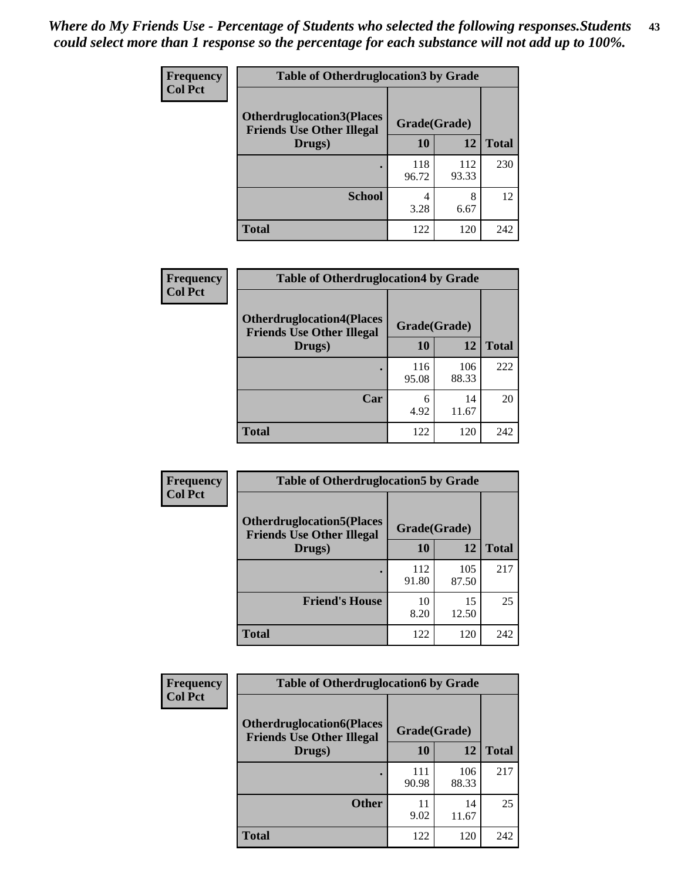*Where do My Friends Use - Percentage of Students who selected the following responses.Students could select more than 1 response so the percentage for each substance will not add up to 100%.*

**Frequency**
**Col Pct**

| Table of Otherdruglocation3 by Grade | | | |
|---|---|---|---|
| Otherdruglocation3(Places Friends Use Other Illegal Drugs) | Grade(Grade) | | Total |
| | 10 | 12 | |
| . | 118<br>96.72 | 112<br>93.33 | 230 |
| School | 4<br>3.28 | 8<br>6.67 | 12 |
| Total | 122 | 120 | 242 |

**Frequency**
**Col Pct**

| Table of Otherdruglocation4 by Grade | | | |
|---|---|---|---|
| Otherdruglocation4(Places Friends Use Other Illegal Drugs) | Grade(Grade) | | Total |
| | 10 | 12 | |
| . | 116<br>95.08 | 106<br>88.33 | 222 |
| Car | 6<br>4.92 | 14<br>11.67 | 20 |
| Total | 122 | 120 | 242 |

**Frequency**
**Col Pct**

| Table of Otherdruglocation5 by Grade | | | |
|---|---|---|---|
| Otherdruglocation5(Places Friends Use Other Illegal Drugs) | Grade(Grade) | | Total |
| | 10 | 12 | |
| . | 112<br>91.80 | 105<br>87.50 | 217 |
| Friend's House | 10<br>8.20 | 15<br>12.50 | 25 |
| Total | 122 | 120 | 242 |

**Frequency**
**Col Pct**

| Table of Otherdruglocation6 by Grade | | | |
|---|---|---|---|
| Otherdruglocation6(Places Friends Use Other Illegal Drugs) | Grade(Grade) | | Total |
| | 10 | 12 | |
| . | 111<br>90.98 | 106<br>88.33 | 217 |
| Other | 11<br>9.02 | 14<br>11.67 | 25 |
| Total | 122 | 120 | 242 |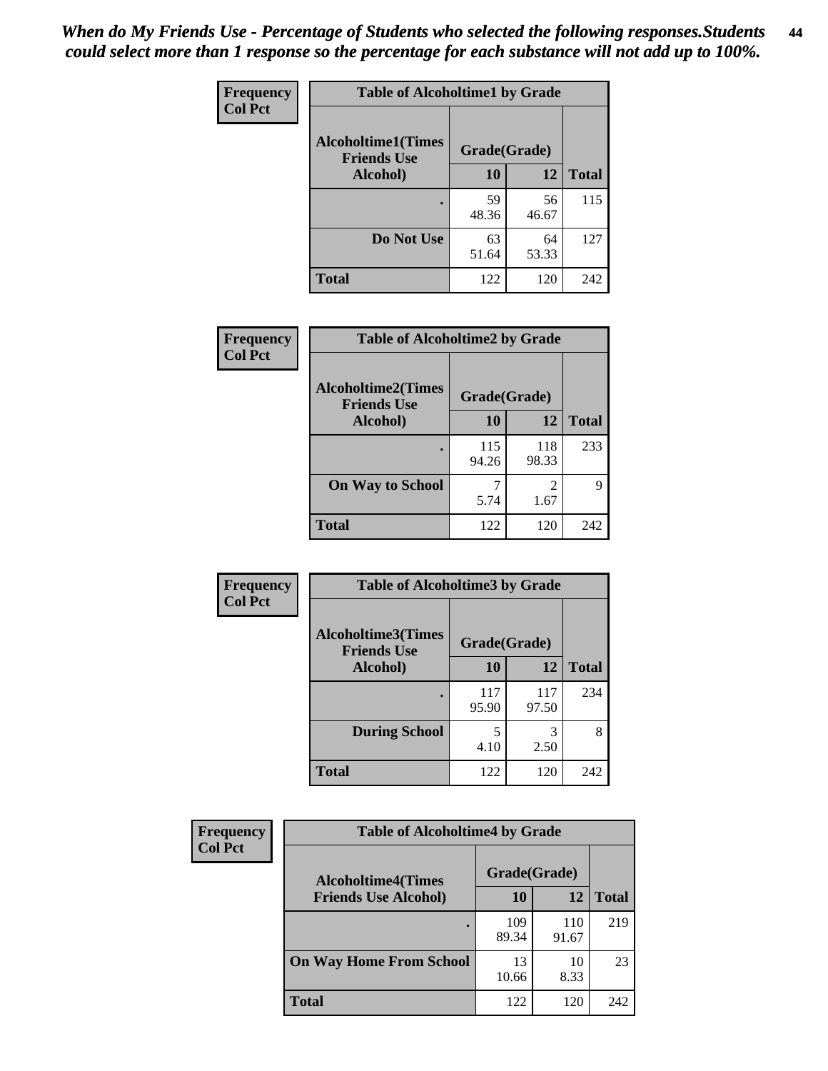*When do My Friends Use - Percentage of Students who selected the following responses.Students could select more than 1 response so the percentage for each substance will not add up to 100%.*

**Frequency / Col Pct**

**Table of Alcoholtime1 by Grade**

| Alcoholtime1(Times Friends Use Alcohol) | Grade(Grade) 10 | 12 | Total |
|---|---|---|---|
| . | 59<br>48.36 | 56<br>46.67 | 115 |
| Do Not Use | 63<br>51.64 | 64<br>53.33 | 127 |
| Total | 122 | 120 | 242 |

**Frequency / Col Pct**

**Table of Alcoholtime2 by Grade**

| Alcoholtime2(Times Friends Use Alcohol) | Grade(Grade) 10 | 12 | Total |
|---|---|---|---|
| . | 115<br>94.26 | 118<br>98.33 | 233 |
| On Way to School | 7<br>5.74 | 2<br>1.67 | 9 |
| Total | 122 | 120 | 242 |

**Frequency / Col Pct**

**Table of Alcoholtime3 by Grade**

| Alcoholtime3(Times Friends Use Alcohol) | Grade(Grade) 10 | 12 | Total |
|---|---|---|---|
| . | 117<br>95.90 | 117<br>97.50 | 234 |
| During School | 5<br>4.10 | 3<br>2.50 | 8 |
| Total | 122 | 120 | 242 |

**Frequency / Col Pct**

**Table of Alcoholtime4 by Grade**

| Alcoholtime4(Times Friends Use Alcohol) | Grade(Grade) 10 | 12 | Total |
|---|---|---|---|
| . | 109<br>89.34 | 110<br>91.67 | 219 |
| On Way Home From School | 13<br>10.66 | 10<br>8.33 | 23 |
| Total | 122 | 120 | 242 |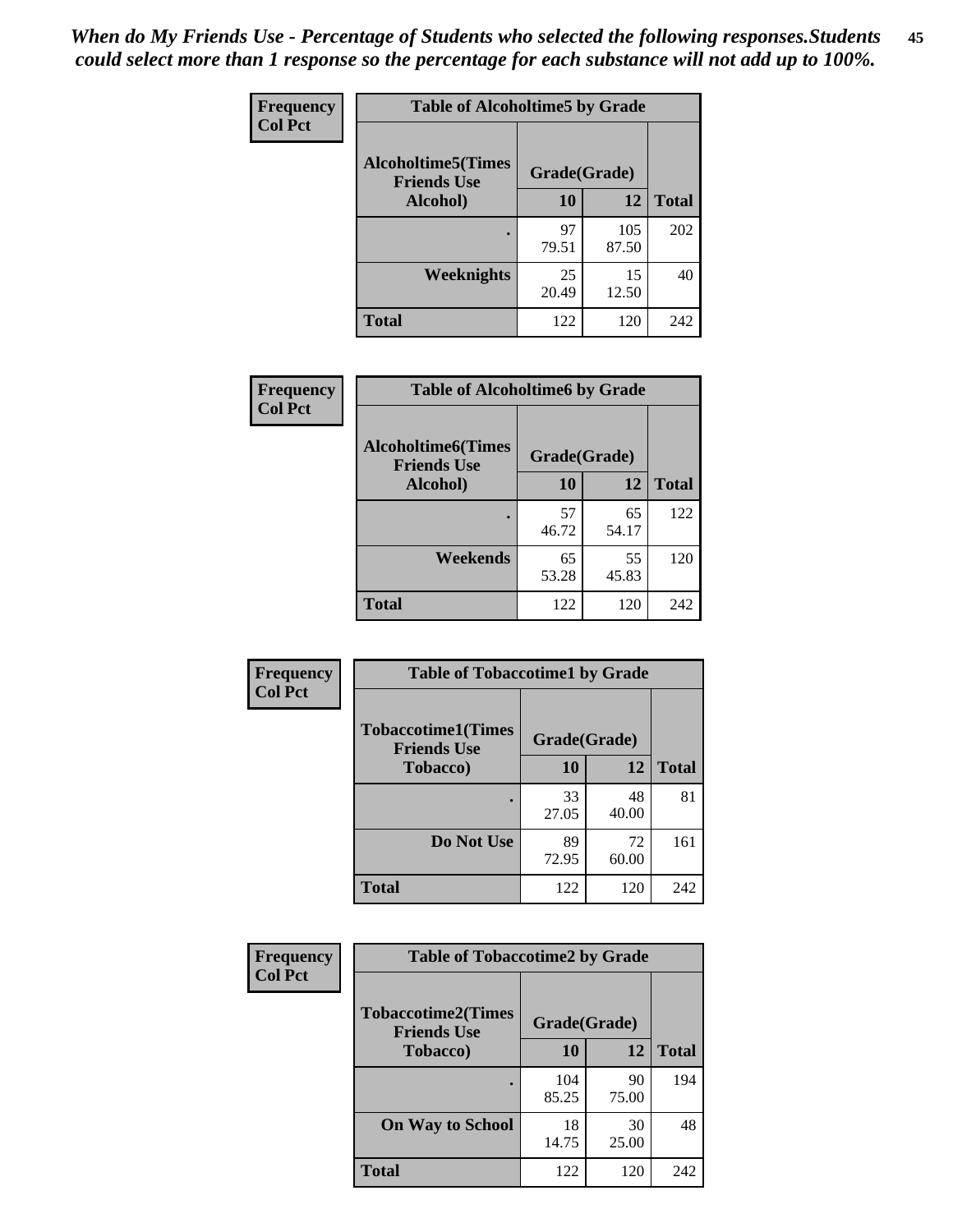*When do My Friends Use - Percentage of Students who selected the following responses.Students could select more than 1 response so the percentage for each substance will not add up to 100%.*

**Frequency**
**Col Pct**

| Table of Alcoholtime5 by Grade | | | |
|---|---|---|---|
| **Alcoholtime5(Times Friends Use Alcohol)** | **Grade(Grade)** | | **Total** |
| | **10** | **12** | |
| **.** | 97<br>79.51 | 105<br>87.50 | 202 |
| **Weeknights** | 25<br>20.49 | 15<br>12.50 | 40 |
| **Total** | 122 | 120 | 242 |

**Frequency**
**Col Pct**

| Table of Alcoholtime6 by Grade | | | |
|---|---|---|---|
| **Alcoholtime6(Times Friends Use Alcohol)** | **Grade(Grade)** | | **Total** |
| | **10** | **12** | |
| **.** | 57<br>46.72 | 65<br>54.17 | 122 |
| **Weekends** | 65<br>53.28 | 55<br>45.83 | 120 |
| **Total** | 122 | 120 | 242 |

**Frequency**
**Col Pct**

| Table of Tobaccotime1 by Grade | | | |
|---|---|---|---|
| **Tobaccotime1(Times Friends Use Tobacco)** | **Grade(Grade)** | | **Total** |
| | **10** | **12** | |
| **.** | 33<br>27.05 | 48<br>40.00 | 81 |
| **Do Not Use** | 89<br>72.95 | 72<br>60.00 | 161 |
| **Total** | 122 | 120 | 242 |

**Frequency**
**Col Pct**

| Table of Tobaccotime2 by Grade | | | |
|---|---|---|---|
| **Tobaccotime2(Times Friends Use Tobacco)** | **Grade(Grade)** | | **Total** |
| | **10** | **12** | |
| **.** | 104<br>85.25 | 90<br>75.00 | 194 |
| **On Way to School** | 18<br>14.75 | 30<br>25.00 | 48 |
| **Total** | 122 | 120 | 242 |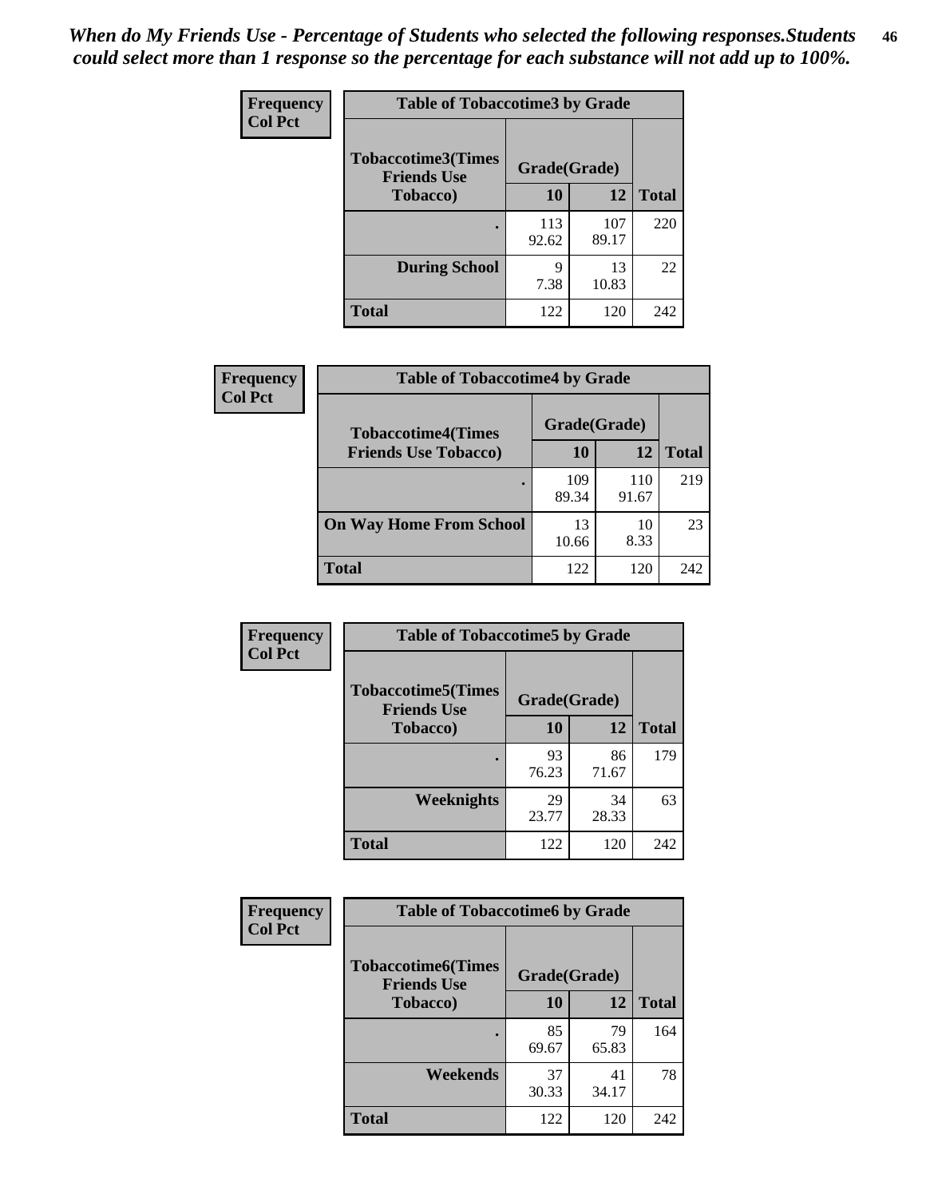*When do My Friends Use - Percentage of Students who selected the following responses.Students could select more than 1 response so the percentage for each substance will not add up to 100%.*

**Frequency**
**Col Pct**

| Table of Tobaccotime3 by Grade | | | |
|---|---|---|---|
| **Tobaccotime3(Times Friends Use Tobacco)** | **Grade(Grade)** | | |
| | **10** | **12** | **Total** |
| . | 113<br>92.62 | 107<br>89.17 | 220 |
| **During School** | 9<br>7.38 | 13<br>10.83 | 22 |
| **Total** | 122 | 120 | 242 |

**Frequency**
**Col Pct**

| Table of Tobaccotime4 by Grade | | | |
|---|---|---|---|
| **Tobaccotime4(Times Friends Use Tobacco)** | **Grade(Grade)** | | |
| | **10** | **12** | **Total** |
| . | 109<br>89.34 | 110<br>91.67 | 219 |
| **On Way Home From School** | 13<br>10.66 | 10<br>8.33 | 23 |
| **Total** | 122 | 120 | 242 |

**Frequency**
**Col Pct**

| Table of Tobaccotime5 by Grade | | | |
|---|---|---|---|
| **Tobaccotime5(Times Friends Use Tobacco)** | **Grade(Grade)** | | |
| | **10** | **12** | **Total** |
| . | 93<br>76.23 | 86<br>71.67 | 179 |
| **Weeknights** | 29<br>23.77 | 34<br>28.33 | 63 |
| **Total** | 122 | 120 | 242 |

**Frequency**
**Col Pct**

| Table of Tobaccotime6 by Grade | | | |
|---|---|---|---|
| **Tobaccotime6(Times Friends Use Tobacco)** | **Grade(Grade)** | | |
| | **10** | **12** | **Total** |
| . | 85<br>69.67 | 79<br>65.83 | 164 |
| **Weekends** | 37<br>30.33 | 41<br>34.17 | 78 |
| **Total** | 122 | 120 | 242 |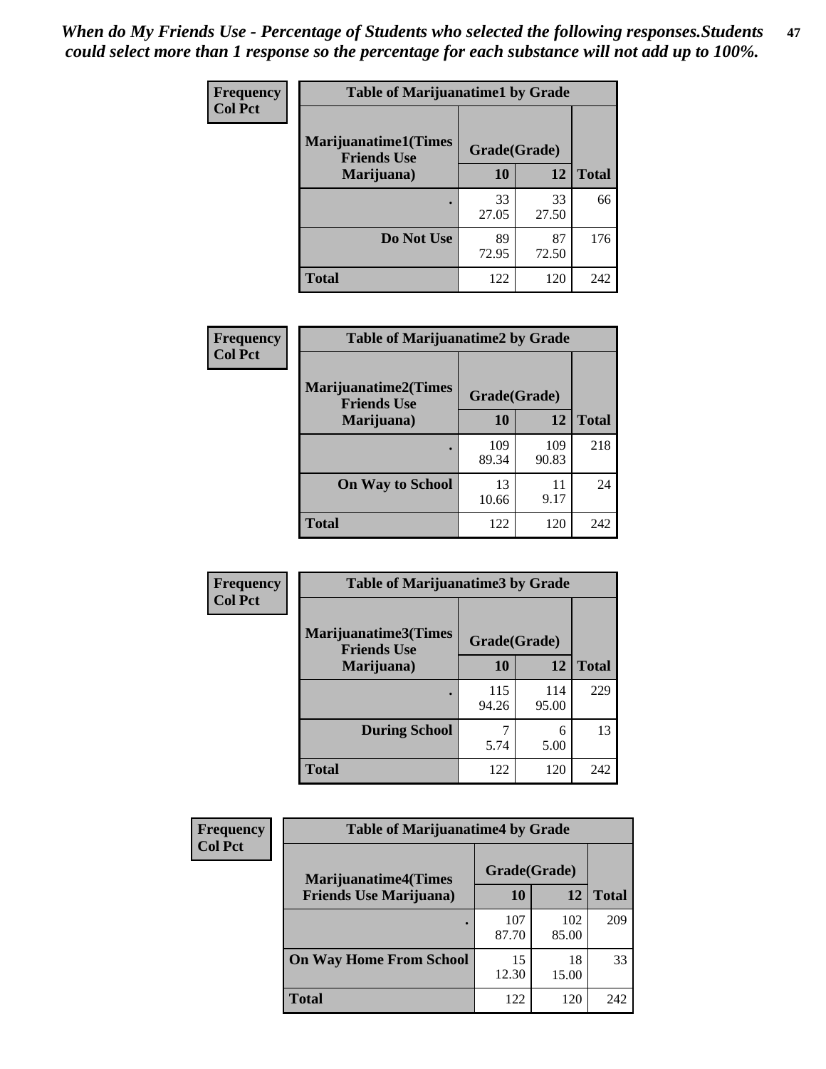*When do My Friends Use - Percentage of Students who selected the following responses.Students could select more than 1 response so the percentage for each substance will not add up to 100%.*

**Frequency**
**Col Pct**

| Table of Marijuanatime1 by Grade | | | |
|---|---|---|---|
| **Marijuanatime1(Times Friends Use Marijuana)** | **Grade(Grade)** | | |
| | **10** | **12** | **Total** |
| . | 33<br>27.05 | 33<br>27.50 | 66 |
| **Do Not Use** | 89<br>72.95 | 87<br>72.50 | 176 |
| **Total** | 122 | 120 | 242 |

**Frequency**
**Col Pct**

| Table of Marijuanatime2 by Grade | | | |
|---|---|---|---|
| **Marijuanatime2(Times Friends Use Marijuana)** | **Grade(Grade)** | | |
| | **10** | **12** | **Total** |
| . | 109<br>89.34 | 109<br>90.83 | 218 |
| **On Way to School** | 13<br>10.66 | 11<br>9.17 | 24 |
| **Total** | 122 | 120 | 242 |

**Frequency**
**Col Pct**

| Table of Marijuanatime3 by Grade | | | |
|---|---|---|---|
| **Marijuanatime3(Times Friends Use Marijuana)** | **Grade(Grade)** | | |
| | **10** | **12** | **Total** |
| . | 115<br>94.26 | 114<br>95.00 | 229 |
| **During School** | 7<br>5.74 | 6<br>5.00 | 13 |
| **Total** | 122 | 120 | 242 |

**Frequency**
**Col Pct**

| Table of Marijuanatime4 by Grade | | | |
|---|---|---|---|
| **Marijuanatime4(Times Friends Use Marijuana)** | **Grade(Grade)** | | |
| | **10** | **12** | **Total** |
| . | 107<br>87.70 | 102<br>85.00 | 209 |
| **On Way Home From School** | 15<br>12.30 | 18<br>15.00 | 33 |
| **Total** | 122 | 120 | 242 |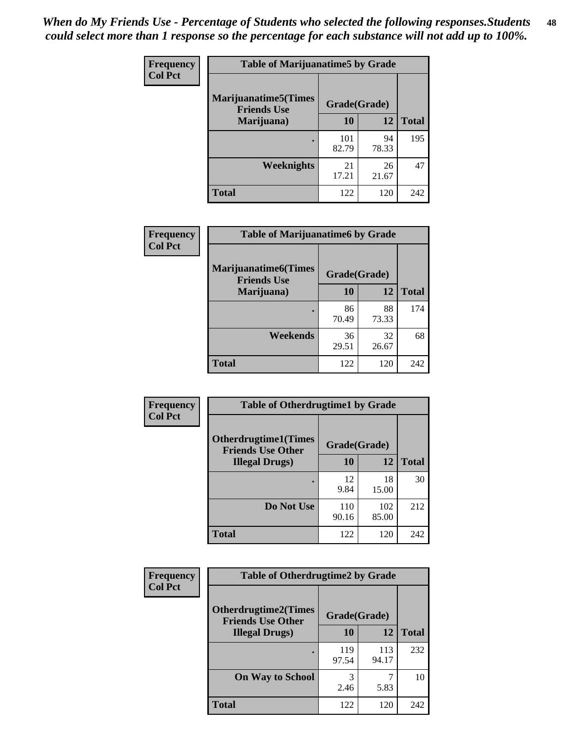*When do My Friends Use - Percentage of Students who selected the following responses.Students could select more than 1 response so the percentage for each substance will not add up to 100%.*

**Frequency**
**Col Pct**

| Table of Marijuanatime5 by Grade | | | |
|---|---|---|---|
| **Marijuanatime5(Times Friends Use Marijuana)** | **Grade(Grade)** | | |
| | **10** | **12** | **Total** |
| **.** | 101<br>82.79 | 94<br>78.33 | 195 |
| **Weeknights** | 21<br>17.21 | 26<br>21.67 | 47 |
| **Total** | 122 | 120 | 242 |

**Frequency**
**Col Pct**

| Table of Marijuanatime6 by Grade | | | |
|---|---|---|---|
| **Marijuanatime6(Times Friends Use Marijuana)** | **Grade(Grade)** | | |
| | **10** | **12** | **Total** |
| **.** | 86<br>70.49 | 88<br>73.33 | 174 |
| **Weekends** | 36<br>29.51 | 32<br>26.67 | 68 |
| **Total** | 122 | 120 | 242 |

**Frequency**
**Col Pct**

| Table of Otherdrugtime1 by Grade | | | |
|---|---|---|---|
| **Otherdrugtime1(Times Friends Use Other Illegal Drugs)** | **Grade(Grade)** | | |
| | **10** | **12** | **Total** |
| **.** | 12<br>9.84 | 18<br>15.00 | 30 |
| **Do Not Use** | 110<br>90.16 | 102<br>85.00 | 212 |
| **Total** | 122 | 120 | 242 |

**Frequency**
**Col Pct**

| Table of Otherdrugtime2 by Grade | | | |
|---|---|---|---|
| **Otherdrugtime2(Times Friends Use Other Illegal Drugs)** | **Grade(Grade)** | | |
| | **10** | **12** | **Total** |
| **.** | 119<br>97.54 | 113<br>94.17 | 232 |
| **On Way to School** | 3<br>2.46 | 7<br>5.83 | 10 |
| **Total** | 122 | 120 | 242 |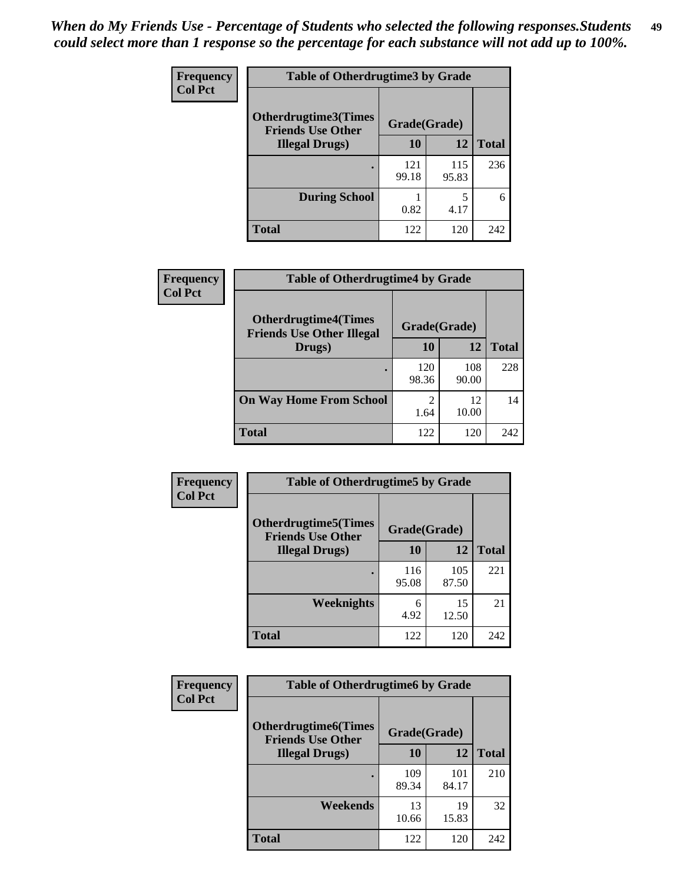*When do My Friends Use - Percentage of Students who selected the following responses.Students could select more than 1 response so the percentage for each substance will not add up to 100%.*

**Frequency**
**Col Pct**

| Table of Otherdrugtime3 by Grade | | | |
|---|---|---|---|
| Otherdrugtime3(Times Friends Use Other Illegal Drugs) | Grade(Grade) | | |
| | 10 | 12 | Total |
| . | 121<br>99.18 | 115<br>95.83 | 236 |
| During School | 1<br>0.82 | 5<br>4.17 | 6 |
| Total | 122 | 120 | 242 |

**Frequency**
**Col Pct**

| Table of Otherdrugtime4 by Grade | | | |
|---|---|---|---|
| Otherdrugtime4(Times Friends Use Other Illegal Drugs) | Grade(Grade) | | |
| | 10 | 12 | Total |
| . | 120<br>98.36 | 108<br>90.00 | 228 |
| On Way Home From School | 2<br>1.64 | 12<br>10.00 | 14 |
| Total | 122 | 120 | 242 |

**Frequency**
**Col Pct**

| Table of Otherdrugtime5 by Grade | | | |
|---|---|---|---|
| Otherdrugtime5(Times Friends Use Other Illegal Drugs) | Grade(Grade) | | |
| | 10 | 12 | Total |
| . | 116<br>95.08 | 105<br>87.50 | 221 |
| Weeknights | 6<br>4.92 | 15<br>12.50 | 21 |
| Total | 122 | 120 | 242 |

**Frequency**
**Col Pct**

| Table of Otherdrugtime6 by Grade | | | |
|---|---|---|---|
| Otherdrugtime6(Times Friends Use Other Illegal Drugs) | Grade(Grade) | | |
| | 10 | 12 | Total |
| . | 109<br>89.34 | 101<br>84.17 | 210 |
| Weekends | 13<br>10.66 | 19<br>15.83 | 32 |
| Total | 122 | 120 | 242 |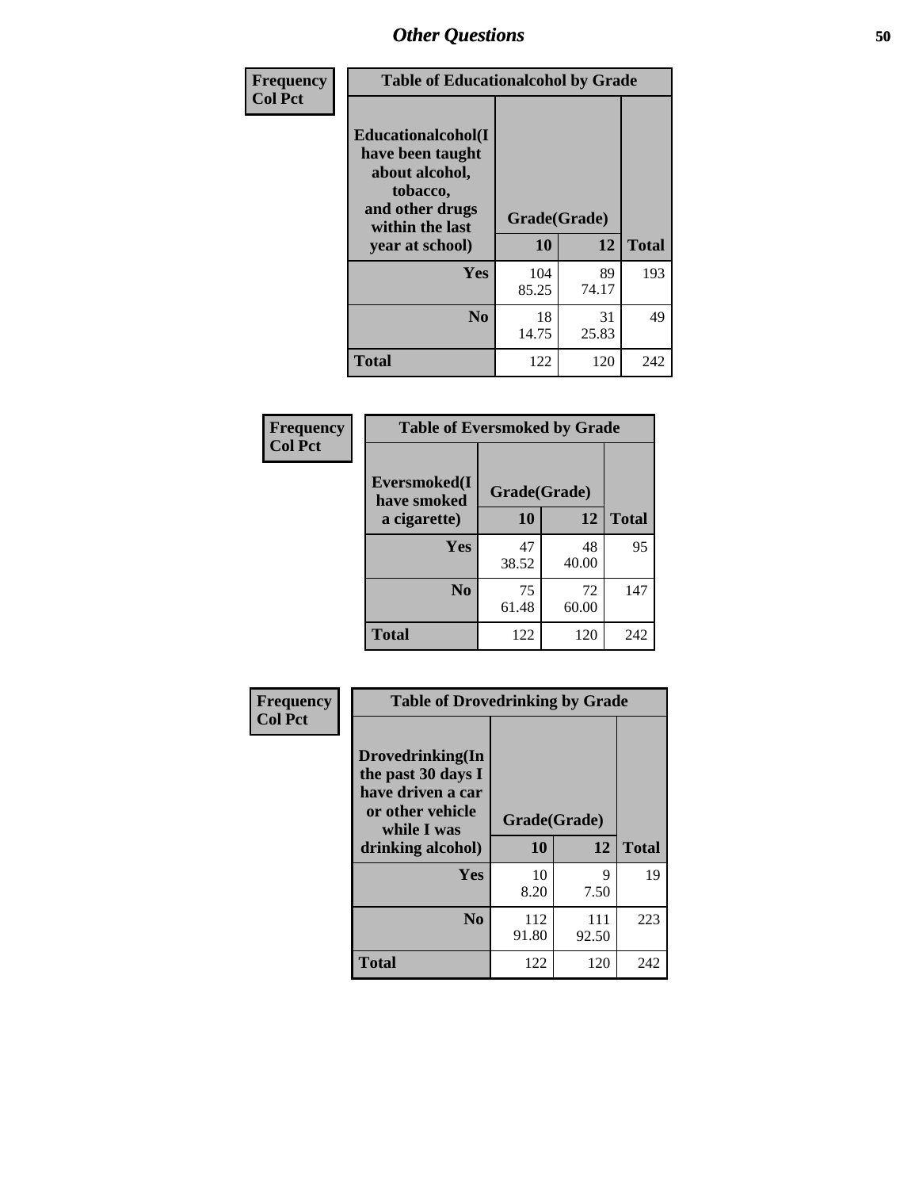# Other Questions

| Frequency<br>Col Pct | Table of Educationalalcohol by Grade | | |
|---|---|---|---|
| **Educationalalcohol(I have been taught about alcohol, tobacco, and other drugs within the last year at school)** | **Grade(Grade)** | | |
| | **10** | **12** | **Total** |
| **Yes** | 104<br>85.25 | 89<br>74.17 | 193 |
| **No** | 18<br>14.75 | 31<br>25.83 | 49 |
| **Total** | 122 | 120 | 242 |

| Frequency<br>Col Pct | Table of Eversmoked by Grade | | |
|---|---|---|---|
| **Eversmoked(I have smoked a cigarette)** | **Grade(Grade)** | | |
| | **10** | **12** | **Total** |
| **Yes** | 47<br>38.52 | 48<br>40.00 | 95 |
| **No** | 75<br>61.48 | 72<br>60.00 | 147 |
| **Total** | 122 | 120 | 242 |

| Frequency<br>Col Pct | Table of Drovedrinking by Grade | | |
|---|---|---|---|
| **Drovedrinking(In the past 30 days I have driven a car or other vehicle while I was drinking alcohol)** | **Grade(Grade)** | | |
| | **10** | **12** | **Total** |
| **Yes** | 10<br>8.20 | 9<br>7.50 | 19 |
| **No** | 112<br>91.80 | 111<br>92.50 | 223 |
| **Total** | 122 | 120 | 242 |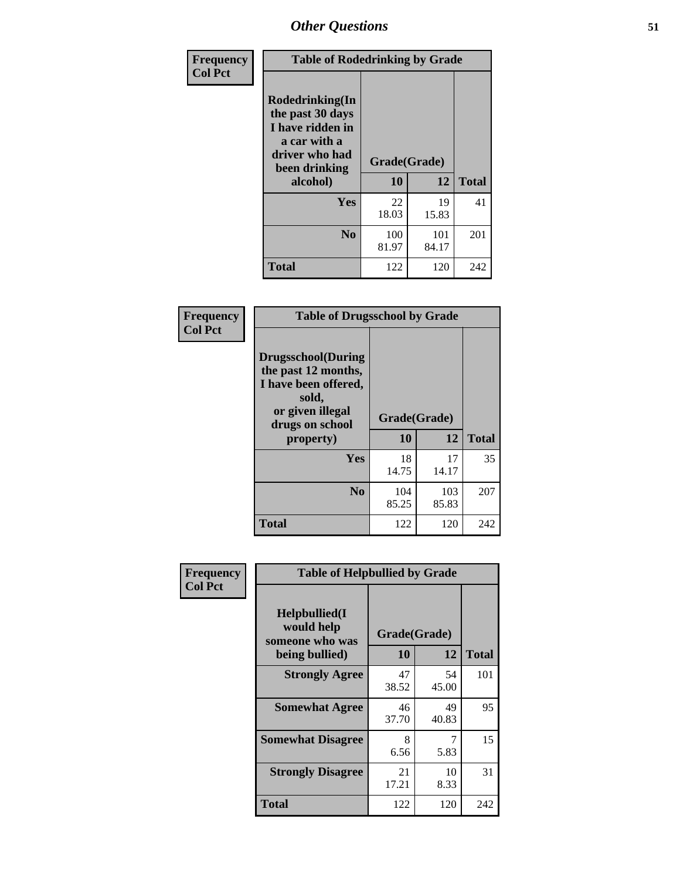| Frequency<br>Col Pct | Table of Rodedrinking by Grade | | |
|---|---|---|---|
| Rodedrinking(In the past 30 days I have ridden in a car with a driver who had been drinking alcohol) | Grade(Grade) | | |
| | 10 | 12 | Total |
| Yes | 22<br>18.03 | 19<br>15.83 | 41 |
| No | 100<br>81.97 | 101<br>84.17 | 201 |
| Total | 122 | 120 | 242 |

| Frequency<br>Col Pct | Table of Drugsschool by Grade | | |
|---|---|---|---|
| Drugsschool(During the past 12 months, I have been offered, sold, or given illegal drugs on school property) | Grade(Grade) | | |
| | 10 | 12 | Total |
| Yes | 18<br>14.75 | 17<br>14.17 | 35 |
| No | 104<br>85.25 | 103<br>85.83 | 207 |
| Total | 122 | 120 | 242 |

| Frequency<br>Col Pct | Table of Helpbullied by Grade | | |
|---|---|---|---|
| Helpbullied(I would help someone who was being bullied) | Grade(Grade) | | |
| | 10 | 12 | Total |
| Strongly Agree | 47<br>38.52 | 54<br>45.00 | 101 |
| Somewhat Agree | 46<br>37.70 | 49<br>40.83 | 95 |
| Somewhat Disagree | 8<br>6.56 | 7<br>5.83 | 15 |
| Strongly Disagree | 21<br>17.21 | 10<br>8.33 | 31 |
| Total | 122 | 120 | 242 |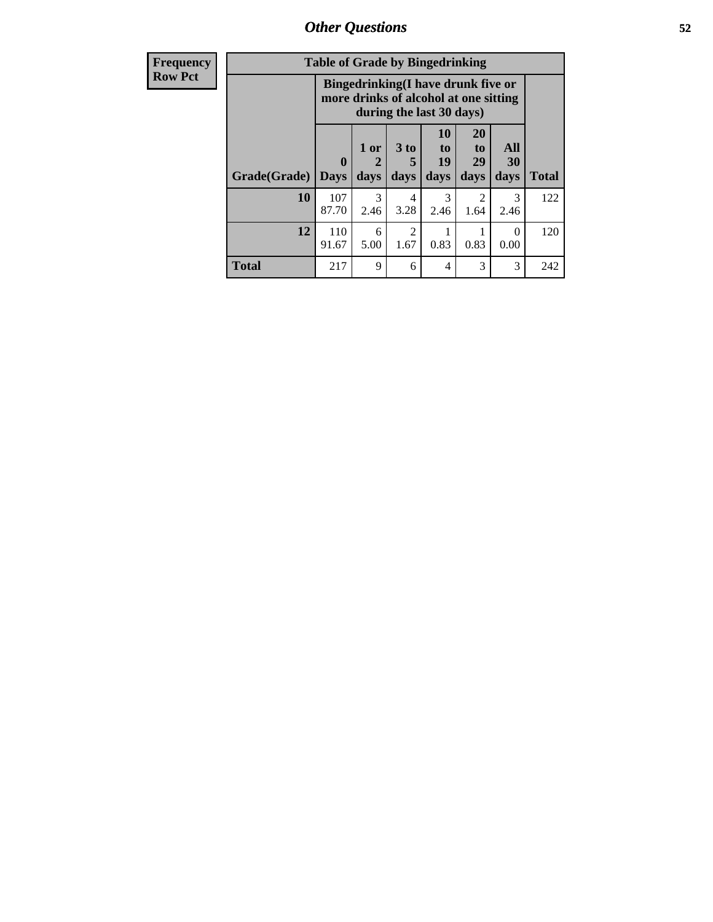| Frequency Row Pct | Table of Grade by Bingedrinking | | | | | | |
|---|---|---|---|---|---|---|---|
| | Bingedrinking(I have drunk five or more drinks of alcohol at one sitting during the last 30 days) | | | | | | |
| Grade(Grade) | 0 Days | 1 or 2 days | 3 to 5 days | 10 to 19 days | 20 to 29 days | All 30 days | Total |
| 10 | 107<br>87.70 | 3<br>2.46 | 4<br>3.28 | 3<br>2.46 | 2<br>1.64 | 3<br>2.46 | 122 |
| 12 | 110<br>91.67 | 6<br>5.00 | 2<br>1.67 | 1<br>0.83 | 1<br>0.83 | 0<br>0.00 | 120 |
| Total | 217 | 9 | 6 | 4 | 3 | 3 | 242 |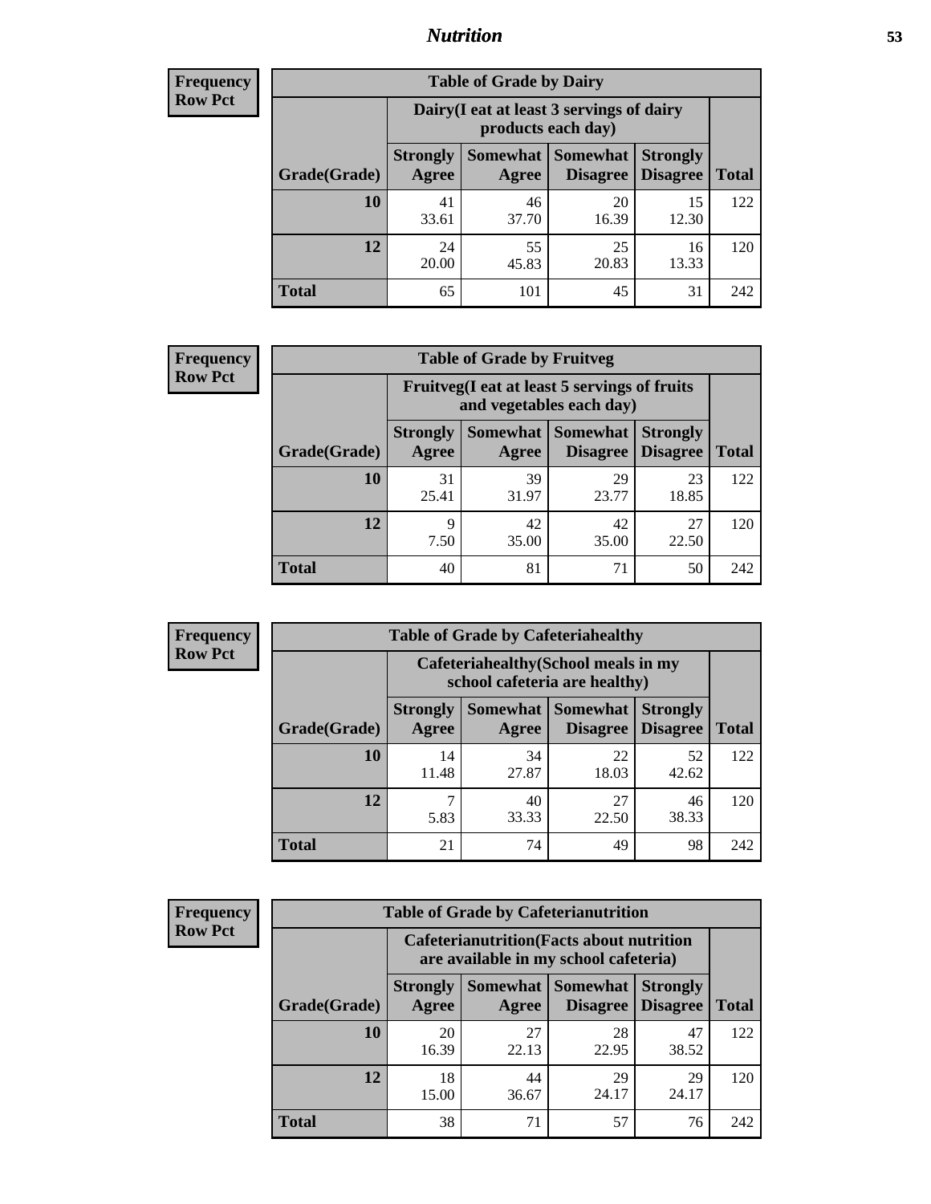## Nutrition

**Frequency**
**Row Pct**

| Table of Grade by Dairy | | | | | |
|---|---|---|---|---|---|
| | Dairy(I eat at least 3 servings of dairy products each day) | | | | |
| Grade(Grade) | Strongly Agree | Somewhat Agree | Somewhat Disagree | Strongly Disagree | Total |
| 10 | 41<br>33.61 | 46<br>37.70 | 20<br>16.39 | 15<br>12.30 | 122 |
| 12 | 24<br>20.00 | 55<br>45.83 | 25<br>20.83 | 16<br>13.33 | 120 |
| Total | 65 | 101 | 45 | 31 | 242 |

**Frequency**
**Row Pct**

| Table of Grade by Fruitveg | | | | | |
|---|---|---|---|---|---|
| | Fruitveg(I eat at least 5 servings of fruits and vegetables each day) | | | | |
| Grade(Grade) | Strongly Agree | Somewhat Agree | Somewhat Disagree | Strongly Disagree | Total |
| 10 | 31<br>25.41 | 39<br>31.97 | 29<br>23.77 | 23<br>18.85 | 122 |
| 12 | 9<br>7.50 | 42<br>35.00 | 42<br>35.00 | 27<br>22.50 | 120 |
| Total | 40 | 81 | 71 | 50 | 242 |

**Frequency**
**Row Pct**

| Table of Grade by Cafeteriahealthy | | | | | |
|---|---|---|---|---|---|
| | Cafeteriahealthy(School meals in my school cafeteria are healthy) | | | | |
| Grade(Grade) | Strongly Agree | Somewhat Agree | Somewhat Disagree | Strongly Disagree | Total |
| 10 | 14<br>11.48 | 34<br>27.87 | 22<br>18.03 | 52<br>42.62 | 122 |
| 12 | 7<br>5.83 | 40<br>33.33 | 27<br>22.50 | 46<br>38.33 | 120 |
| Total | 21 | 74 | 49 | 98 | 242 |

**Frequency**
**Row Pct**

| Table of Grade by Cafeterianutrition | | | | | |
|---|---|---|---|---|---|
| | Cafeterianutrition(Facts about nutrition are available in my school cafeteria) | | | | |
| Grade(Grade) | Strongly Agree | Somewhat Agree | Somewhat Disagree | Strongly Disagree | Total |
| 10 | 20<br>16.39 | 27<br>22.13 | 28<br>22.95 | 47<br>38.52 | 122 |
| 12 | 18<br>15.00 | 44<br>36.67 | 29<br>24.17 | 29<br>24.17 | 120 |
| Total | 38 | 71 | 57 | 76 | 242 |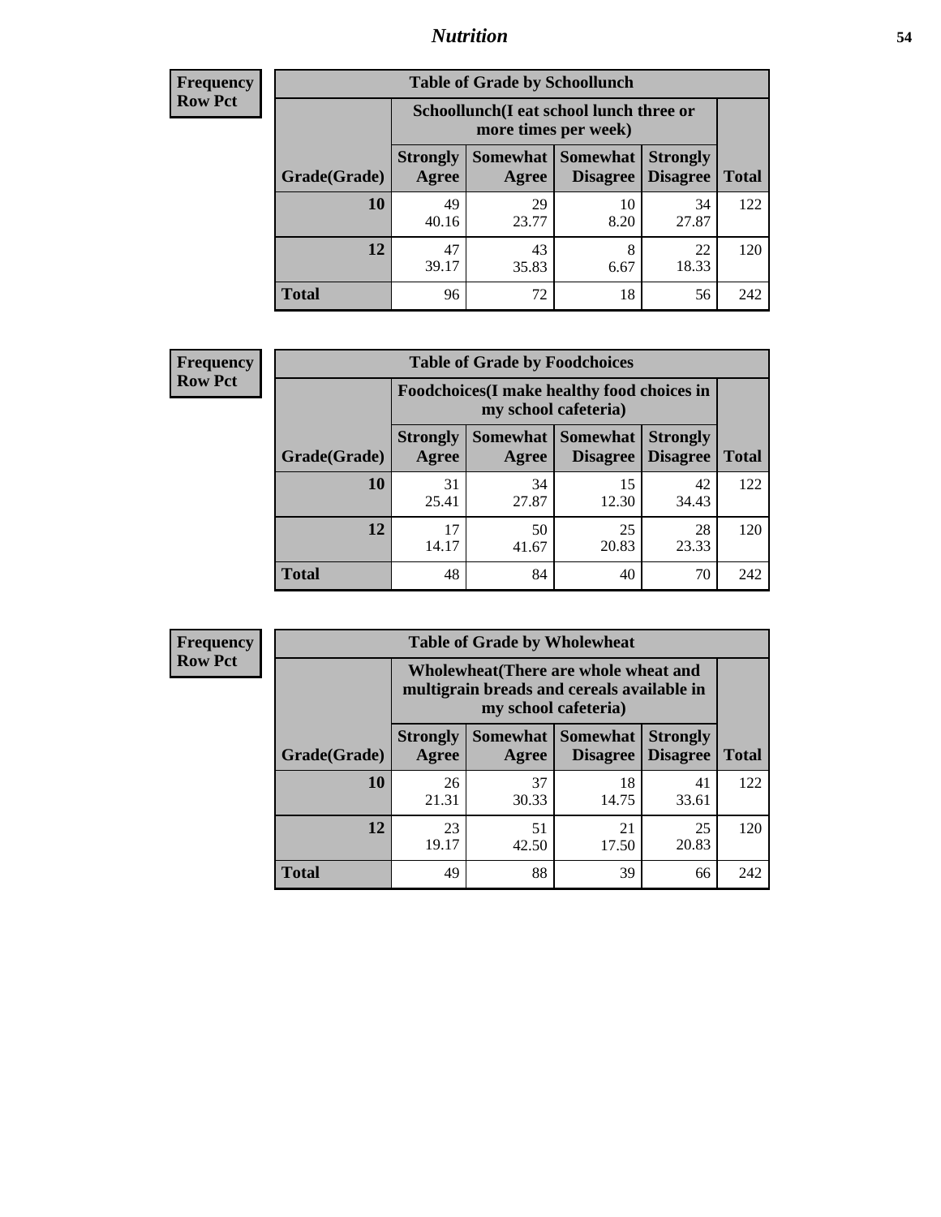| Frequency Row Pct | Table of Grade by Schoollunch | | | | |
|---|---|---|---|---|---|
| | Schoollunch(I eat school lunch three or more times per week) | | | | |
| Grade(Grade) | Strongly Agree | Somewhat Agree | Somewhat Disagree | Strongly Disagree | Total |
| 10 | 49<br>40.16 | 29<br>23.77 | 10<br>8.20 | 34<br>27.87 | 122 |
| 12 | 47<br>39.17 | 43<br>35.83 | 8<br>6.67 | 22<br>18.33 | 120 |
| Total | 96 | 72 | 18 | 56 | 242 |

| Frequency Row Pct | Table of Grade by Foodchoices | | | | |
|---|---|---|---|---|---|
| | Foodchoices(I make healthy food choices in my school cafeteria) | | | | |
| Grade(Grade) | Strongly Agree | Somewhat Agree | Somewhat Disagree | Strongly Disagree | Total |
| 10 | 31<br>25.41 | 34<br>27.87 | 15<br>12.30 | 42<br>34.43 | 122 |
| 12 | 17<br>14.17 | 50<br>41.67 | 25<br>20.83 | 28<br>23.33 | 120 |
| Total | 48 | 84 | 40 | 70 | 242 |

| Frequency Row Pct | Table of Grade by Wholewheat | | | | |
|---|---|---|---|---|---|
| | Wholewheat(There are whole wheat and multigrain breads and cereals available in my school cafeteria) | | | | |
| Grade(Grade) | Strongly Agree | Somewhat Agree | Somewhat Disagree | Strongly Disagree | Total |
| 10 | 26<br>21.31 | 37<br>30.33 | 18<br>14.75 | 41<br>33.61 | 122 |
| 12 | 23<br>19.17 | 51<br>42.50 | 21<br>17.50 | 25<br>20.83 | 120 |
| Total | 49 | 88 | 39 | 66 | 242 |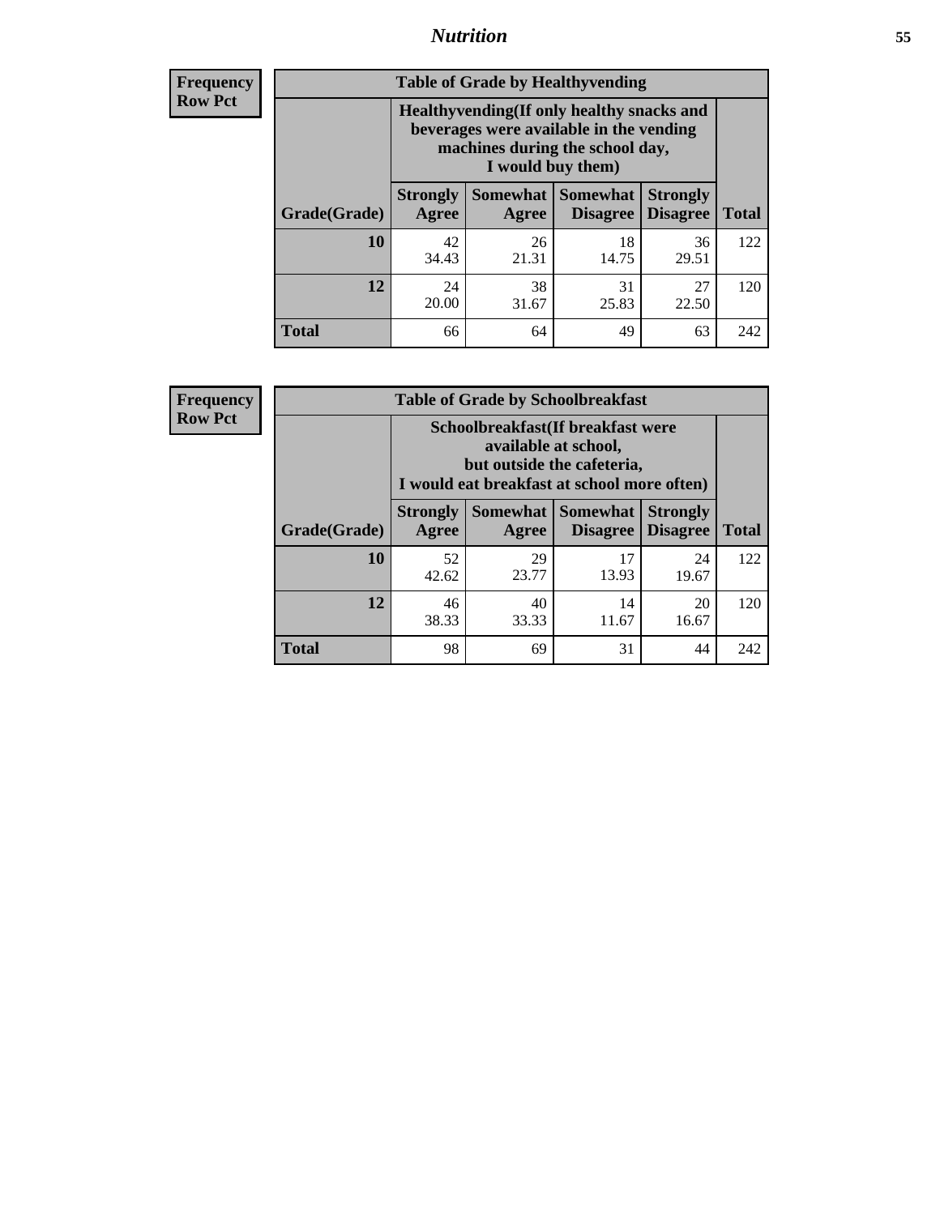| Frequency |
|---|
| Row Pct |

| Table of Grade by Healthyvending | | | | | |
|---|---|---|---|---|---|
| | Healthyvending(If only healthy snacks and beverages were available in the vending machines during the school day, I would buy them) | | | | |
| Grade(Grade) | Strongly Agree | Somewhat Agree | Somewhat Disagree | Strongly Disagree | Total |
| 10 | 42<br>34.43 | 26<br>21.31 | 18<br>14.75 | 36<br>29.51 | 122 |
| 12 | 24<br>20.00 | 38<br>31.67 | 31<br>25.83 | 27<br>22.50 | 120 |
| Total | 66 | 64 | 49 | 63 | 242 |

| Frequency |
|---|
| Row Pct |

| Table of Grade by Schoolbreakfast | | | | | |
|---|---|---|---|---|---|
| | Schoolbreakfast(If breakfast were available at school, but outside the cafeteria, I would eat breakfast at school more often) | | | | |
| Grade(Grade) | Strongly Agree | Somewhat Agree | Somewhat Disagree | Strongly Disagree | Total |
| 10 | 52<br>42.62 | 29<br>23.77 | 17<br>13.93 | 24<br>19.67 | 122 |
| 12 | 46<br>38.33 | 40<br>33.33 | 14<br>11.67 | 20<br>16.67 | 120 |
| Total | 98 | 69 | 31 | 44 | 242 |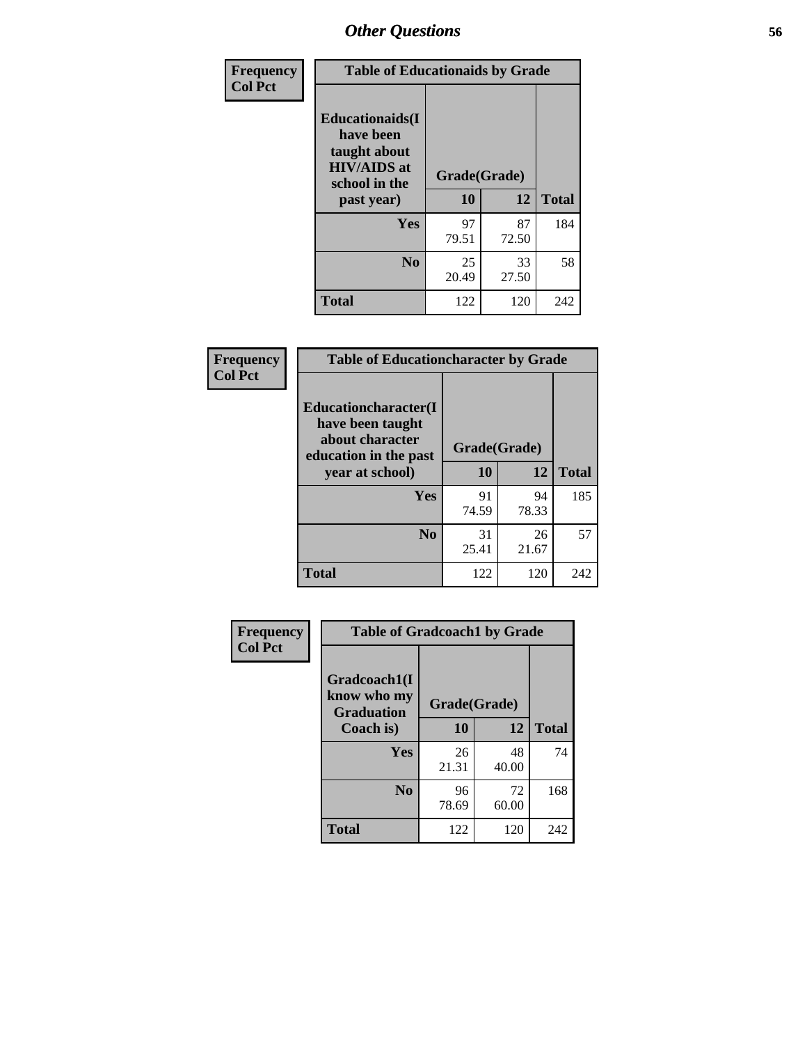# Other Questions

**Frequency**
**Col Pct**

| Table of Educationaids by Grade | | | |
|---|---|---|---|
| Educationaids(I have been taught about HIV/AIDS at school in the past year) | Grade(Grade) | | |
| | 10 | 12 | Total |
| Yes | 97<br>79.51 | 87<br>72.50 | 184 |
| No | 25<br>20.49 | 33<br>27.50 | 58 |
| Total | 122 | 120 | 242 |

**Frequency**
**Col Pct**

| Table of Educationcharacter by Grade | | | |
|---|---|---|---|
| Educationcharacter(I have been taught about character education in the past year at school) | Grade(Grade) | | |
| | 10 | 12 | Total |
| Yes | 91<br>74.59 | 94<br>78.33 | 185 |
| No | 31<br>25.41 | 26<br>21.67 | 57 |
| Total | 122 | 120 | 242 |

**Frequency**
**Col Pct**

| Table of Gradcoach1 by Grade | | | |
|---|---|---|---|
| Gradcoach1(I know who my Graduation Coach is) | Grade(Grade) | | |
| | 10 | 12 | Total |
| Yes | 26<br>21.31 | 48<br>40.00 | 74 |
| No | 96<br>78.69 | 72<br>60.00 | 168 |
| Total | 122 | 120 | 242 |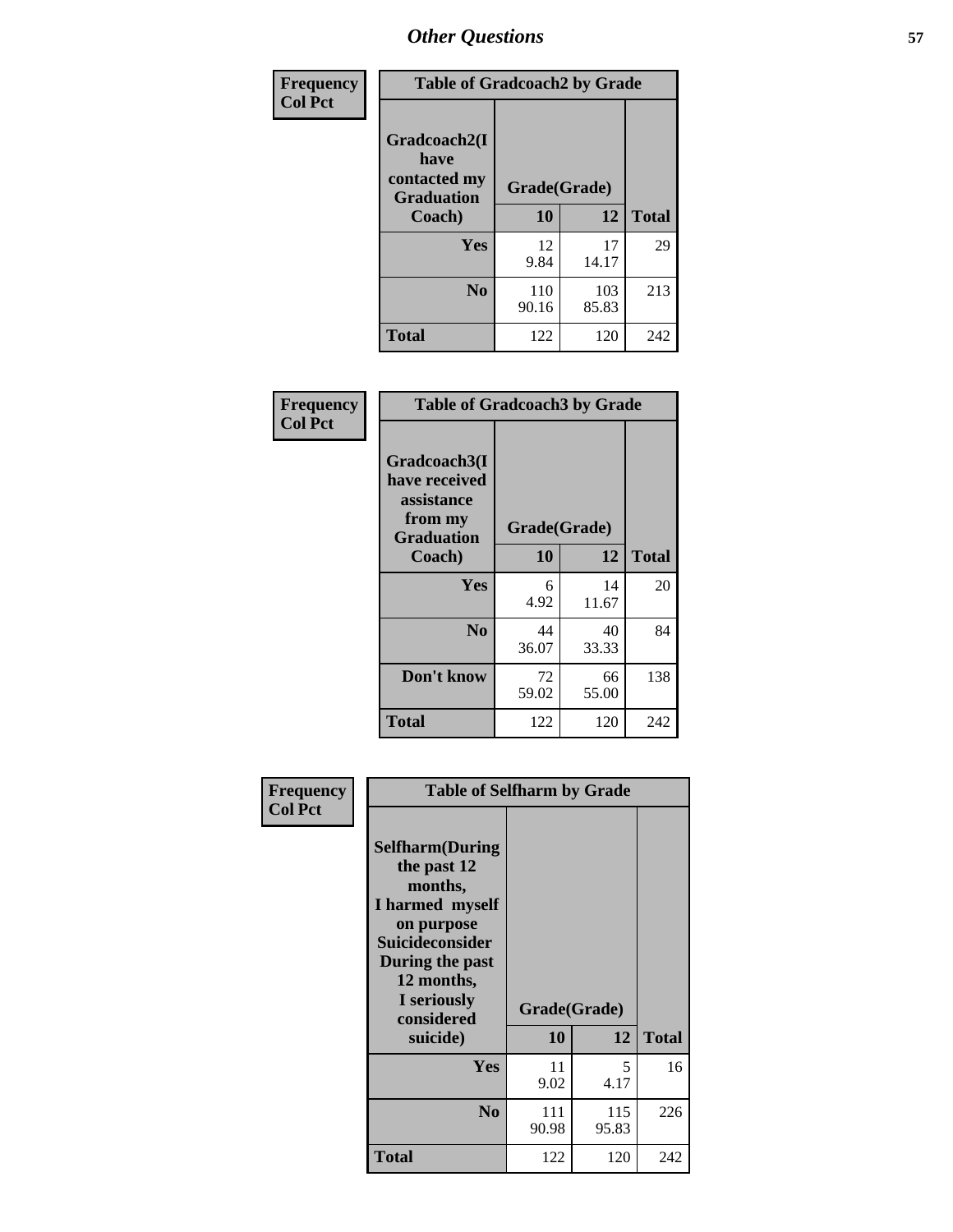## Other Questions

| Frequency Col Pct | Table of Gradcoach2 by Grade | | |
|---|---|---|---|
| Gradcoach2(I have contacted my Graduation Coach) | Grade(Grade) | | |
| | 10 | 12 | Total |
| Yes | 12<br>9.84 | 17<br>14.17 | 29 |
| No | 110<br>90.16 | 103<br>85.83 | 213 |
| Total | 122 | 120 | 242 |

| Frequency Col Pct | Table of Gradcoach3 by Grade | | |
|---|---|---|---|
| Gradcoach3(I have received assistance from my Graduation Coach) | Grade(Grade) | | |
| | 10 | 12 | Total |
| Yes | 6<br>4.92 | 14<br>11.67 | 20 |
| No | 44<br>36.07 | 40<br>33.33 | 84 |
| Don't know | 72<br>59.02 | 66<br>55.00 | 138 |
| Total | 122 | 120 | 242 |

| Frequency Col Pct | Table of Selfharm by Grade | | |
|---|---|---|---|
| Selfharm(During the past 12 months, I harmed myself on purpose Suicideconsider During the past 12 months, I seriously considered suicide) | Grade(Grade) | | |
| | 10 | 12 | Total |
| Yes | 11<br>9.02 | 5<br>4.17 | 16 |
| No | 111<br>90.98 | 115<br>95.83 | 226 |
| Total | 122 | 120 | 242 |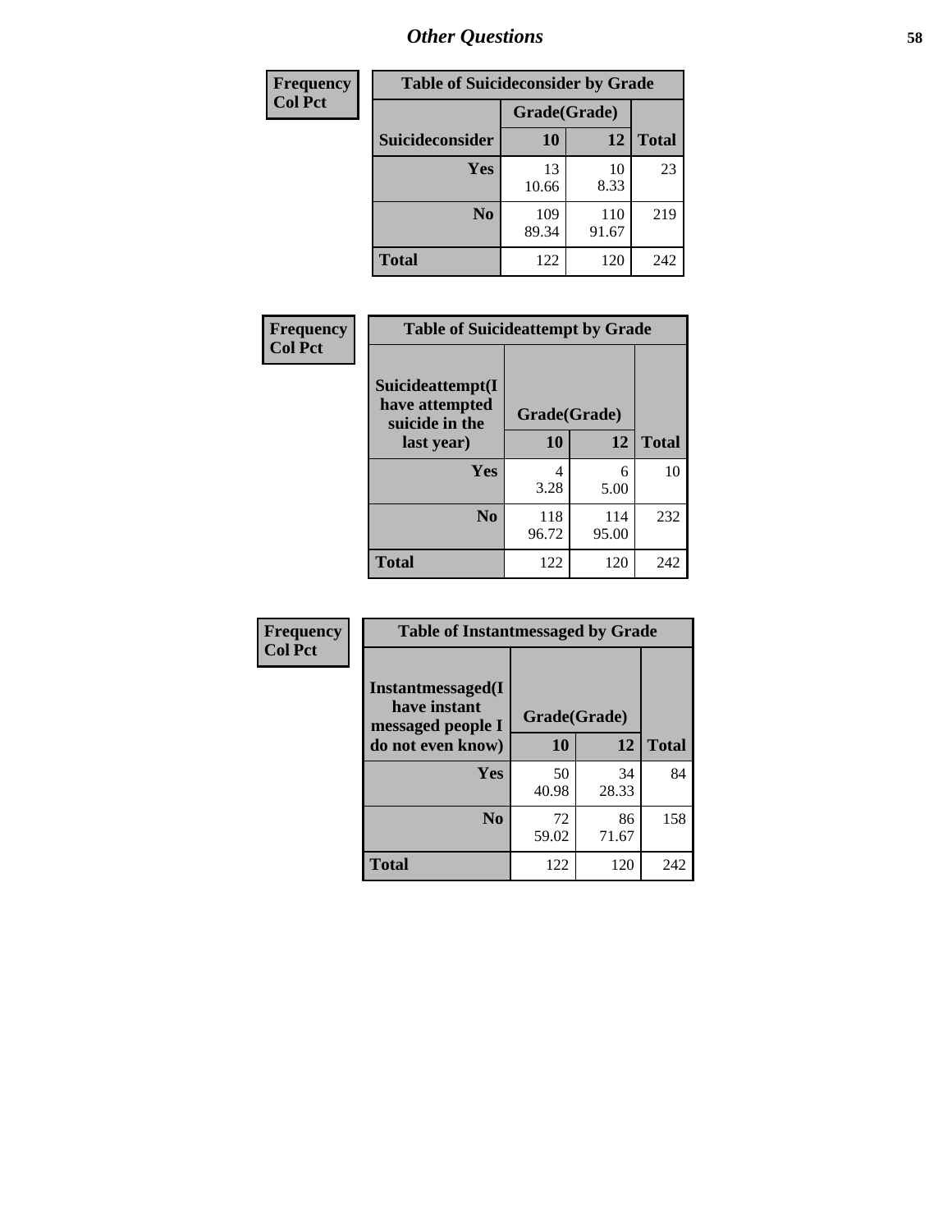# Other Questions

| Frequency Col Pct | | | |
|---|---|---|---|

**Table of Suicideconsider by Grade**

| Suicideconsider | Grade(Grade) 10 | 12 | Total |
|---|---|---|---|
| Yes | 13<br>10.66 | 10<br>8.33 | 23 |
| No | 109<br>89.34 | 110<br>91.67 | 219 |
| Total | 122 | 120 | 242 |

| Frequency Col Pct | | | |
|---|---|---|---|

**Table of Suicideattempt by Grade**

| Suicideattempt(I have attempted suicide in the last year) | Grade(Grade) 10 | 12 | Total |
|---|---|---|---|
| Yes | 4<br>3.28 | 6<br>5.00 | 10 |
| No | 118<br>96.72 | 114<br>95.00 | 232 |
| Total | 122 | 120 | 242 |

| Frequency Col Pct | | | |
|---|---|---|---|

**Table of Instantmessaged by Grade**

| Instantmessaged(I have instant messaged people I do not even know) | Grade(Grade) 10 | 12 | Total |
|---|---|---|---|
| Yes | 50<br>40.98 | 34<br>28.33 | 84 |
| No | 72<br>59.02 | 86<br>71.67 | 158 |
| Total | 122 | 120 | 242 |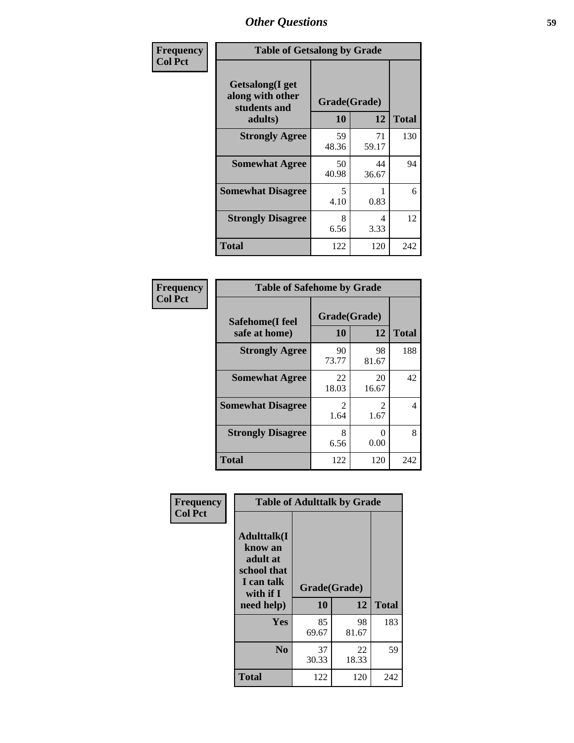# Other Questions

**Frequency**
**Col Pct**

| Table of Getsalong by Grade | | | |
|---|---|---|---|
| Getsalong(I get along with other students and adults) | Grade(Grade) | | |
| | 10 | 12 | Total |
| Strongly Agree | 59<br>48.36 | 71<br>59.17 | 130 |
| Somewhat Agree | 50<br>40.98 | 44<br>36.67 | 94 |
| Somewhat Disagree | 5<br>4.10 | 1<br>0.83 | 6 |
| Strongly Disagree | 8<br>6.56 | 4<br>3.33 | 12 |
| Total | 122 | 120 | 242 |

**Frequency**
**Col Pct**

| Table of Safehome by Grade | | | |
|---|---|---|---|
| Safehome(I feel safe at home) | Grade(Grade) | | |
| | 10 | 12 | Total |
| Strongly Agree | 90<br>73.77 | 98<br>81.67 | 188 |
| Somewhat Agree | 22<br>18.03 | 20<br>16.67 | 42 |
| Somewhat Disagree | 2<br>1.64 | 2<br>1.67 | 4 |
| Strongly Disagree | 8<br>6.56 | 0<br>0.00 | 8 |
| Total | 122 | 120 | 242 |

**Frequency**
**Col Pct**

| Table of Adulttalk by Grade | | | |
|---|---|---|---|
| Adulttalk(I know an adult at school that I can talk with if I need help) | Grade(Grade) | | |
| | 10 | 12 | Total |
| Yes | 85<br>69.67 | 98<br>81.67 | 183 |
| No | 37<br>30.33 | 22<br>18.33 | 59 |
| Total | 122 | 120 | 242 |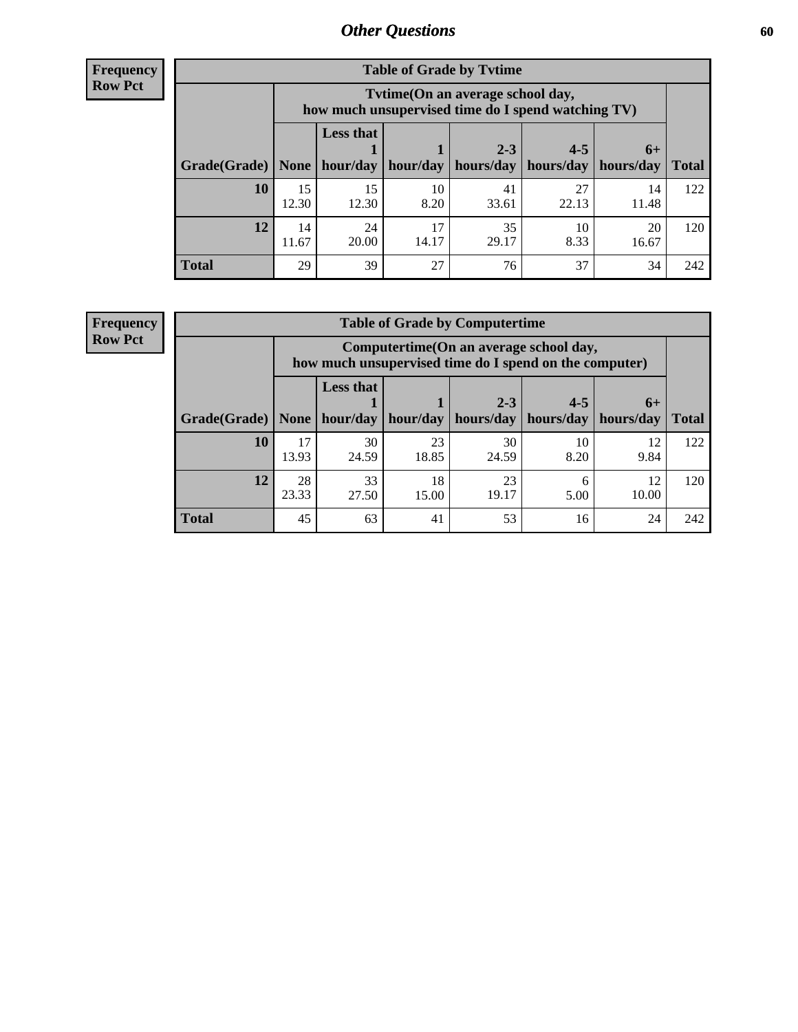## Other Questions

**Frequency**
**Row Pct**

**Table of Grade by Tvtime**

| Grade(Grade) | Tvtime(On an average school day, how much unsupervised time do I spend watching TV) | | | | | | Total |
|---|---|---|---|---|---|---|---|
| | None | Less that 1 hour/day | 1 hour/day | 2-3 hours/day | 4-5 hours/day | 6+ hours/day | |
| **10** | 15<br>12.30 | 15<br>12.30 | 10<br>8.20 | 41<br>33.61 | 27<br>22.13 | 14<br>11.48 | 122 |
| **12** | 14<br>11.67 | 24<br>20.00 | 17<br>14.17 | 35<br>29.17 | 10<br>8.33 | 20<br>16.67 | 120 |
| **Total** | 29 | 39 | 27 | 76 | 37 | 34 | 242 |

**Frequency**
**Row Pct**

**Table of Grade by Computertime**

| Grade(Grade) | Computertime(On an average school day, how much unsupervised time do I spend on the computer) | | | | | | Total |
|---|---|---|---|---|---|---|---|
| | None | Less that 1 hour/day | 1 hour/day | 2-3 hours/day | 4-5 hours/day | 6+ hours/day | |
| **10** | 17<br>13.93 | 30<br>24.59 | 23<br>18.85 | 30<br>24.59 | 10<br>8.20 | 12<br>9.84 | 122 |
| **12** | 28<br>23.33 | 33<br>27.50 | 18<br>15.00 | 23<br>19.17 | 6<br>5.00 | 12<br>10.00 | 120 |
| **Total** | 45 | 63 | 41 | 53 | 16 | 24 | 242 |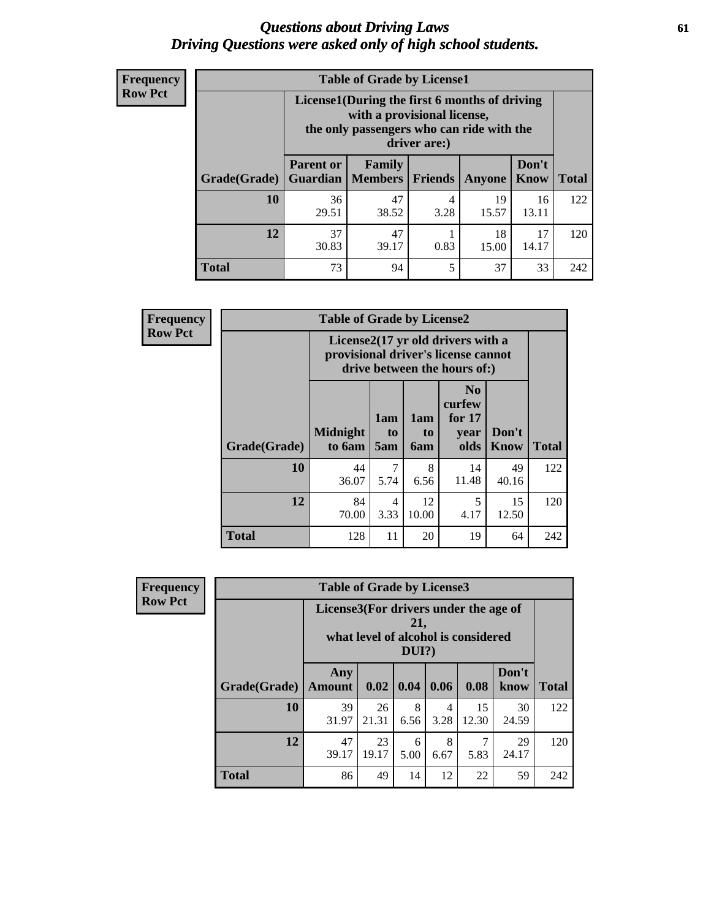# Questions about Driving Laws
## Driving Questions were asked only of high school students.

**Frequency**
**Row Pct**

| Table of Grade by License1 | | | | | | |
|---|---|---|---|---|---|---|
| | License1(During the first 6 months of driving with a provisional license, the only passengers who can ride with the driver are:) | | | | | |
| Grade(Grade) | Parent or Guardian | Family Members | Friends | Anyone | Don't Know | Total |
| 10 | 36<br>29.51 | 47<br>38.52 | 4<br>3.28 | 19<br>15.57 | 16<br>13.11 | 122 |
| 12 | 37<br>30.83 | 47<br>39.17 | 1<br>0.83 | 18<br>15.00 | 17<br>14.17 | 120 |
| Total | 73 | 94 | 5 | 37 | 33 | 242 |

**Frequency**
**Row Pct**

| Table of Grade by License2 | | | | | | |
|---|---|---|---|---|---|---|
| | License2(17 yr old drivers with a provisional driver's license cannot drive between the hours of:) | | | | | |
| Grade(Grade) | Midnight to 6am | 1am to 5am | 1am to 6am | No curfew for 17 year olds | Don't Know | Total |
| 10 | 44<br>36.07 | 7<br>5.74 | 8<br>6.56 | 14<br>11.48 | 49<br>40.16 | 122 |
| 12 | 84<br>70.00 | 4<br>3.33 | 12<br>10.00 | 5<br>4.17 | 15<br>12.50 | 120 |
| Total | 128 | 11 | 20 | 19 | 64 | 242 |

**Frequency**
**Row Pct**

| Table of Grade by License3 | | | | | | | |
|---|---|---|---|---|---|---|---|
| | License3(For drivers under the age of 21, what level of alcohol is considered DUI?) | | | | | | |
| Grade(Grade) | Any Amount | 0.02 | 0.04 | 0.06 | 0.08 | Don't know | Total |
| 10 | 39<br>31.97 | 26<br>21.31 | 8<br>6.56 | 4<br>3.28 | 15<br>12.30 | 30<br>24.59 | 122 |
| 12 | 47<br>39.17 | 23<br>19.17 | 6<br>5.00 | 8<br>6.67 | 7<br>5.83 | 29<br>24.17 | 120 |
| Total | 86 | 49 | 14 | 12 | 22 | 59 | 242 |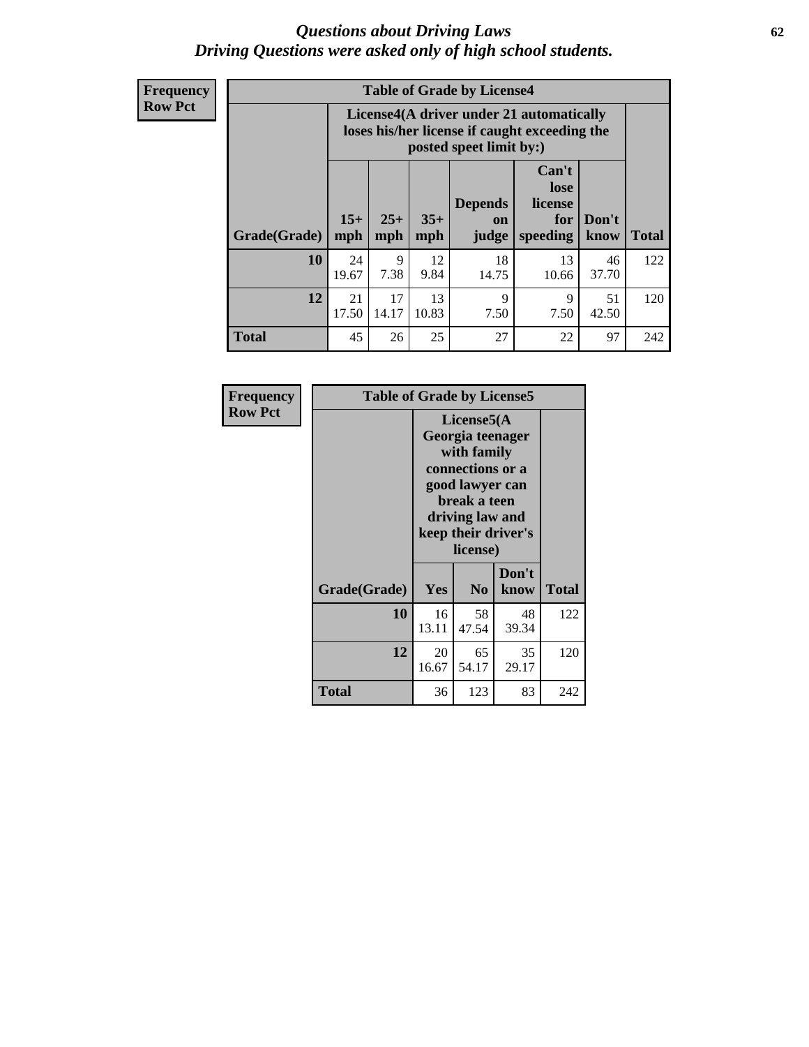# Questions about Driving Laws
## Driving Questions were asked only of high school students.

**Frequency**
**Row Pct**

**Table of Grade by License4**

| Grade(Grade) | License4(A driver under 21 automatically loses his/her license if caught exceeding the posted speet limit by:) | | | | | | Total |
|---|---|---|---|---|---|---|---|
| | 15+ mph | 25+ mph | 35+ mph | Depends on judge | Can't lose license for speeding | Don't know | |
| **10** | 24<br>19.67 | 9<br>7.38 | 12<br>9.84 | 18<br>14.75 | 13<br>10.66 | 46<br>37.70 | 122 |
| **12** | 21<br>17.50 | 17<br>14.17 | 13<br>10.83 | 9<br>7.50 | 9<br>7.50 | 51<br>42.50 | 120 |
| **Total** | 45 | 26 | 25 | 27 | 22 | 97 | 242 |

**Frequency**
**Row Pct**

**Table of Grade by License5**

| Grade(Grade) | License5(A Georgia teenager with family connections or a good lawyer can break a teen driving law and keep their driver's license) | | | Total |
|---|---|---|---|---|
| | Yes | No | Don't know | |
| **10** | 16<br>13.11 | 58<br>47.54 | 48<br>39.34 | 122 |
| **12** | 20<br>16.67 | 65<br>54.17 | 35<br>29.17 | 120 |
| **Total** | 36 | 123 | 83 | 242 |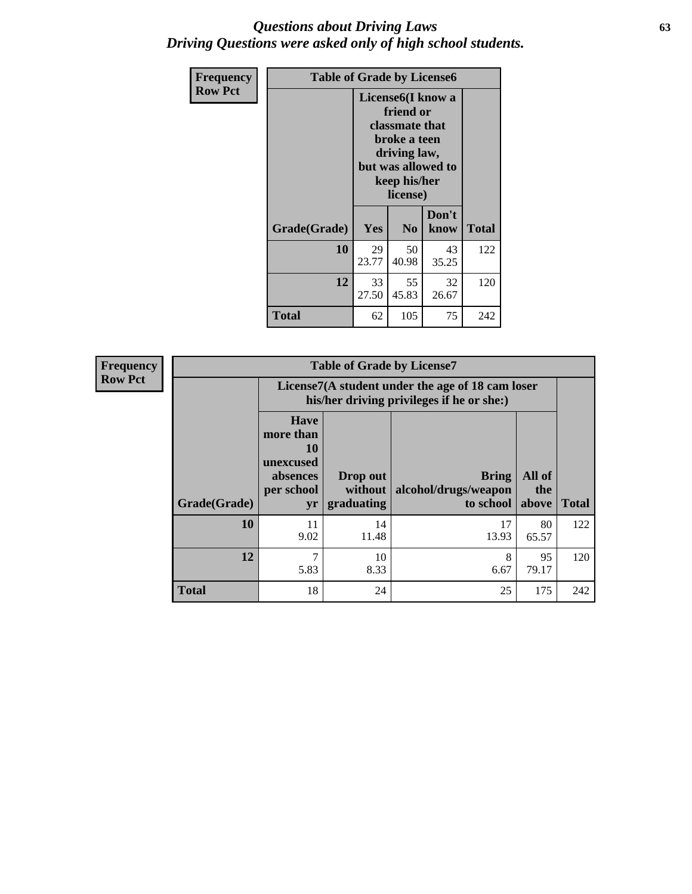# *Questions about Driving Laws*
## *Driving Questions were asked only of high school students.*

**Frequency**
**Row Pct**

| Table of Grade by License6 | | | | |
|---|---|---|---|---|
| | License6(I know a friend or classmate that broke a teen driving law, but was allowed to keep his/her license) | | | |
| Grade(Grade) | Yes | No | Don't know | Total |
| 10 | 29<br>23.77 | 50<br>40.98 | 43<br>35.25 | 122 |
| 12 | 33<br>27.50 | 55<br>45.83 | 32<br>26.67 | 120 |
| Total | 62 | 105 | 75 | 242 |

**Frequency**
**Row Pct**

| Table of Grade by License7 | | | | | |
|---|---|---|---|---|---|
| | License7(A student under the age of 18 cam loser his/her driving privileges if he or she:) | | | | |
| Grade(Grade) | Have more than 10 unexcused absences per school yr | Drop out without graduating | Bring alcohol/drugs/weapon to school | All of the above | Total |
| 10 | 11<br>9.02 | 14<br>11.48 | 17<br>13.93 | 80<br>65.57 | 122 |
| 12 | 7<br>5.83 | 10<br>8.33 | 8<br>6.67 | 95<br>79.17 | 120 |
| Total | 18 | 24 | 25 | 175 | 242 |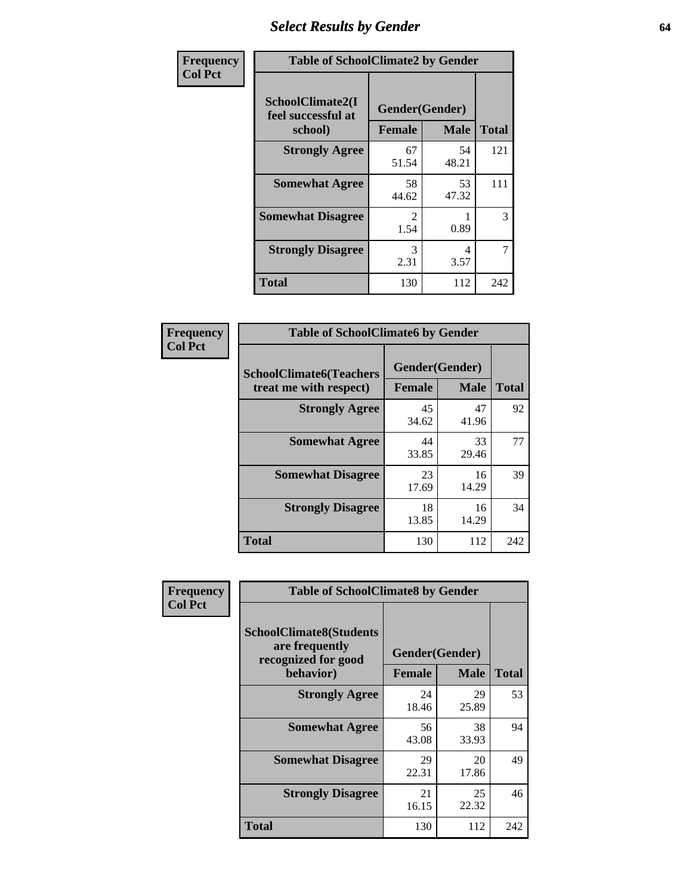## Select Results by Gender

**Frequency / Col Pct**

**Table of SchoolClimate2 by Gender**

| SchoolClimate2(I feel successful at school) | Gender(Gender) | | Total |
|---|---|---|---|
| | Female | Male | |
| Strongly Agree | 67<br>51.54 | 54<br>48.21 | 121 |
| Somewhat Agree | 58<br>44.62 | 53<br>47.32 | 111 |
| Somewhat Disagree | 2<br>1.54 | 1<br>0.89 | 3 |
| Strongly Disagree | 3<br>2.31 | 4<br>3.57 | 7 |
| Total | 130 | 112 | 242 |

**Frequency / Col Pct**

**Table of SchoolClimate6 by Gender**

| SchoolClimate6(Teachers treat me with respect) | Gender(Gender) | | Total |
|---|---|---|---|
| | Female | Male | |
| Strongly Agree | 45<br>34.62 | 47<br>41.96 | 92 |
| Somewhat Agree | 44<br>33.85 | 33<br>29.46 | 77 |
| Somewhat Disagree | 23<br>17.69 | 16<br>14.29 | 39 |
| Strongly Disagree | 18<br>13.85 | 16<br>14.29 | 34 |
| Total | 130 | 112 | 242 |

**Frequency / Col Pct**

**Table of SchoolClimate8 by Gender**

| SchoolClimate8(Students are frequently recognized for good behavior) | Gender(Gender) | | Total |
|---|---|---|---|
| | Female | Male | |
| Strongly Agree | 24<br>18.46 | 29<br>25.89 | 53 |
| Somewhat Agree | 56<br>43.08 | 38<br>33.93 | 94 |
| Somewhat Disagree | 29<br>22.31 | 20<br>17.86 | 49 |
| Strongly Disagree | 21<br>16.15 | 25<br>22.32 | 46 |
| Total | 130 | 112 | 242 |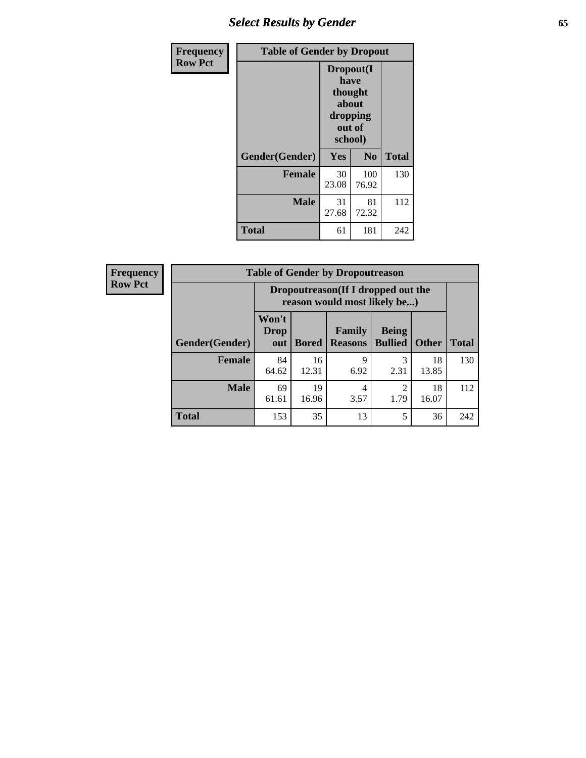| Frequency Row Pct | Table of Gender by Dropout | | |
|---|---|---|---|
| | Dropout(I have thought about dropping out of school) | | |
| Gender(Gender) | Yes | No | Total |
| **Female** | 30<br>23.08 | 100<br>76.92 | 130 |
| **Male** | 31<br>27.68 | 81<br>72.32 | 112 |
| **Total** | 61 | 181 | 242 |

| Frequency Row Pct | Table of Gender by Dropoutreason | | | | | |
|---|---|---|---|---|---|---|
| | Dropoutreason(If I dropped out the reason would most likely be...) | | | | | |
| Gender(Gender) | Won't Drop out | Bored | Family Reasons | Being Bullied | Other | Total |
| **Female** | 84<br>64.62 | 16<br>12.31 | 9<br>6.92 | 3<br>2.31 | 18<br>13.85 | 130 |
| **Male** | 69<br>61.61 | 19<br>16.96 | 4<br>3.57 | 2<br>1.79 | 18<br>16.07 | 112 |
| **Total** | 153 | 35 | 13 | 5 | 36 | 242 |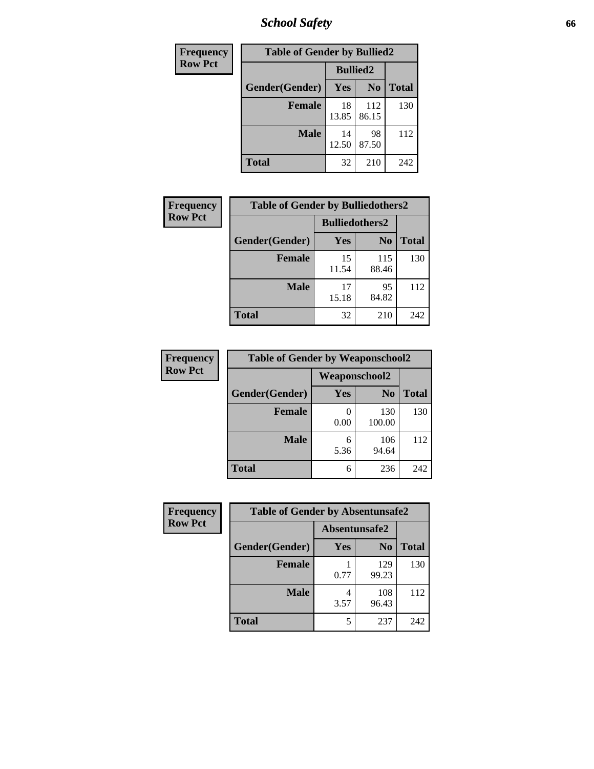| Frequency<br>Row Pct |
|---|

**Table of Gender by Bullied2**

| | Bullied2 | | |
|---|---|---|---|
| Gender(Gender) | Yes | No | Total |
| Female | 18<br>13.85 | 112<br>86.15 | 130 |
| Male | 14<br>12.50 | 98<br>87.50 | 112 |
| Total | 32 | 210 | 242 |

| Frequency<br>Row Pct |
|---|

**Table of Gender by Bulliedothers2**

| | Bulliedothers2 | | |
|---|---|---|---|
| Gender(Gender) | Yes | No | Total |
| Female | 15<br>11.54 | 115<br>88.46 | 130 |
| Male | 17<br>15.18 | 95<br>84.82 | 112 |
| Total | 32 | 210 | 242 |

| Frequency<br>Row Pct |
|---|

**Table of Gender by Weaponschool2**

| | Weaponschool2 | | |
|---|---|---|---|
| Gender(Gender) | Yes | No | Total |
| Female | 0<br>0.00 | 130<br>100.00 | 130 |
| Male | 6<br>5.36 | 106<br>94.64 | 112 |
| Total | 6 | 236 | 242 |

| Frequency<br>Row Pct |
|---|

**Table of Gender by Absentunsafe2**

| | Absentunsafe2 | | |
|---|---|---|---|
| Gender(Gender) | Yes | No | Total |
| Female | 1<br>0.77 | 129<br>99.23 | 130 |
| Male | 4<br>3.57 | 108<br>96.43 | 112 |
| Total | 5 | 237 | 242 |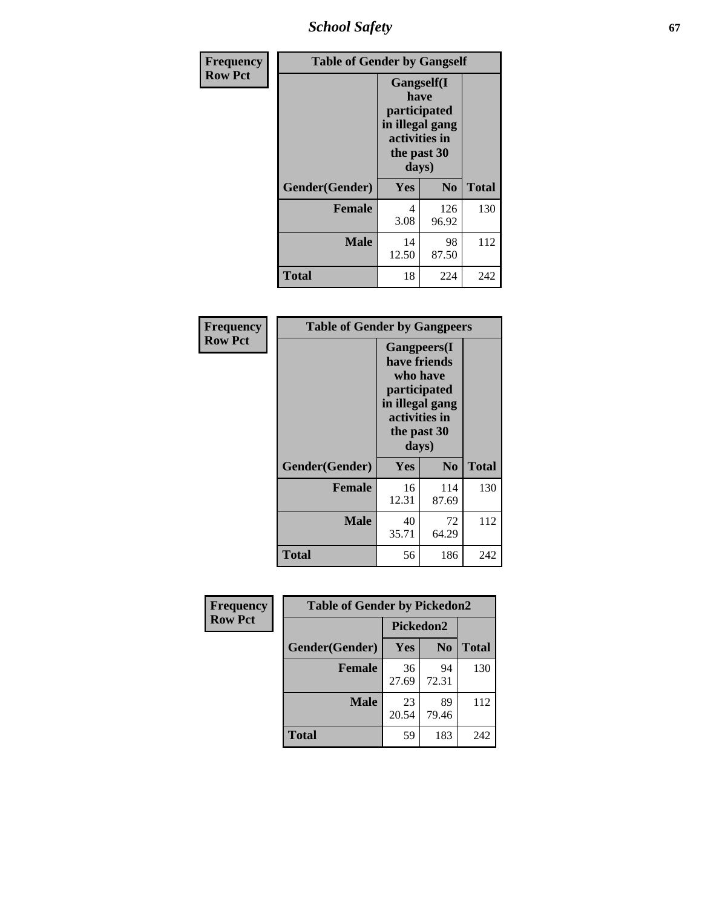| Frequency Row Pct | Table of Gender by Gangself | | |
|---|---|---|---|
| | Gangself(I have participated in illegal gang activities in the past 30 days) | | |
| Gender(Gender) | Yes | No | Total |
| Female | 4<br>3.08 | 126<br>96.92 | 130 |
| Male | 14<br>12.50 | 98<br>87.50 | 112 |
| Total | 18 | 224 | 242 |

| Frequency Row Pct | Table of Gender by Gangpeers | | |
|---|---|---|---|
| | Gangpeers(I have friends who have participated in illegal gang activities in the past 30 days) | | |
| Gender(Gender) | Yes | No | Total |
| Female | 16<br>12.31 | 114<br>87.69 | 130 |
| Male | 40<br>35.71 | 72<br>64.29 | 112 |
| Total | 56 | 186 | 242 |

| Frequency Row Pct | Table of Gender by Pickedon2 | | |
|---|---|---|---|
| | Pickedon2 | | |
| Gender(Gender) | Yes | No | Total |
| Female | 36<br>27.69 | 94<br>72.31 | 130 |
| Male | 23<br>20.54 | 89<br>79.46 | 112 |
| Total | 59 | 183 | 242 |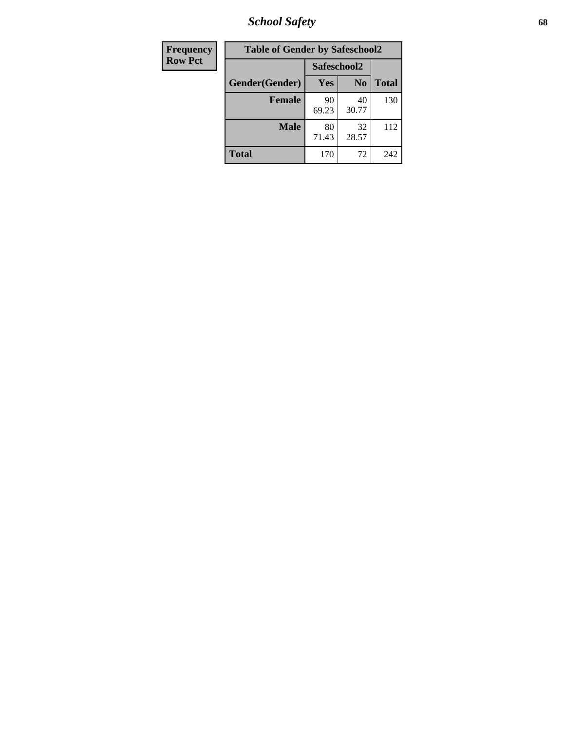# School Safety

| Frequency Row Pct |
|---|

| Table of Gender by Safeschool2 | | | |
|---|---|---|---|
| | Safeschool2 | | |
| Gender(Gender) | Yes | No | Total |
| Female | 90<br>69.23 | 40<br>30.77 | 130 |
| Male | 80<br>71.43 | 32<br>28.57 | 112 |
| Total | 170 | 72 | 242 |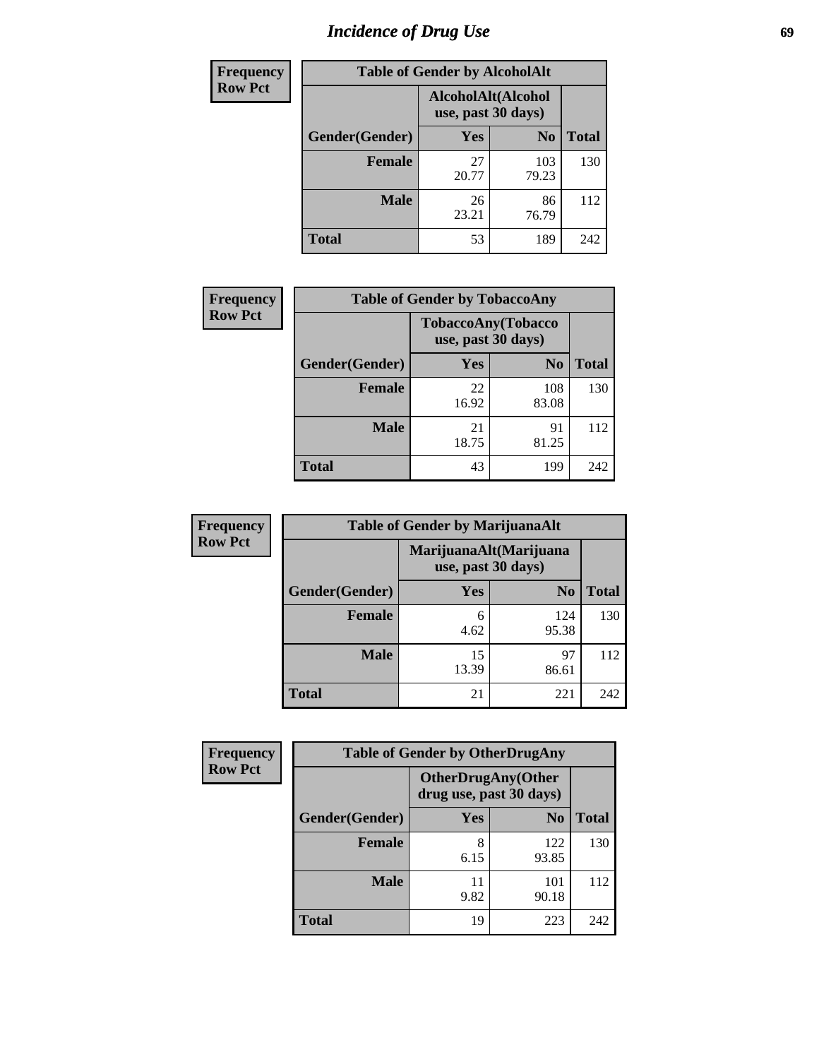# Incidence of Drug Use

**Frequency**
**Row Pct**

| Table of Gender by AlcoholAlt | | | |
|---|---|---|---|
| | AlcoholAlt(Alcohol use, past 30 days) | | |
| Gender(Gender) | Yes | No | Total |
| Female | 27<br>20.77 | 103<br>79.23 | 130 |
| Male | 26<br>23.21 | 86<br>76.79 | 112 |
| Total | 53 | 189 | 242 |

**Frequency**
**Row Pct**

| Table of Gender by TobaccoAny | | | |
|---|---|---|---|
| | TobaccoAny(Tobacco use, past 30 days) | | |
| Gender(Gender) | Yes | No | Total |
| Female | 22<br>16.92 | 108<br>83.08 | 130 |
| Male | 21<br>18.75 | 91<br>81.25 | 112 |
| Total | 43 | 199 | 242 |

**Frequency**
**Row Pct**

| Table of Gender by MarijuanaAlt | | | |
|---|---|---|---|
| | MarijuanaAlt(Marijuana use, past 30 days) | | |
| Gender(Gender) | Yes | No | Total |
| Female | 6<br>4.62 | 124<br>95.38 | 130 |
| Male | 15<br>13.39 | 97<br>86.61 | 112 |
| Total | 21 | 221 | 242 |

**Frequency**
**Row Pct**

| Table of Gender by OtherDrugAny | | | |
|---|---|---|---|
| | OtherDrugAny(Other drug use, past 30 days) | | |
| Gender(Gender) | Yes | No | Total |
| Female | 8<br>6.15 | 122<br>93.85 | 130 |
| Male | 11<br>9.82 | 101<br>90.18 | 112 |
| Total | 19 | 223 | 242 |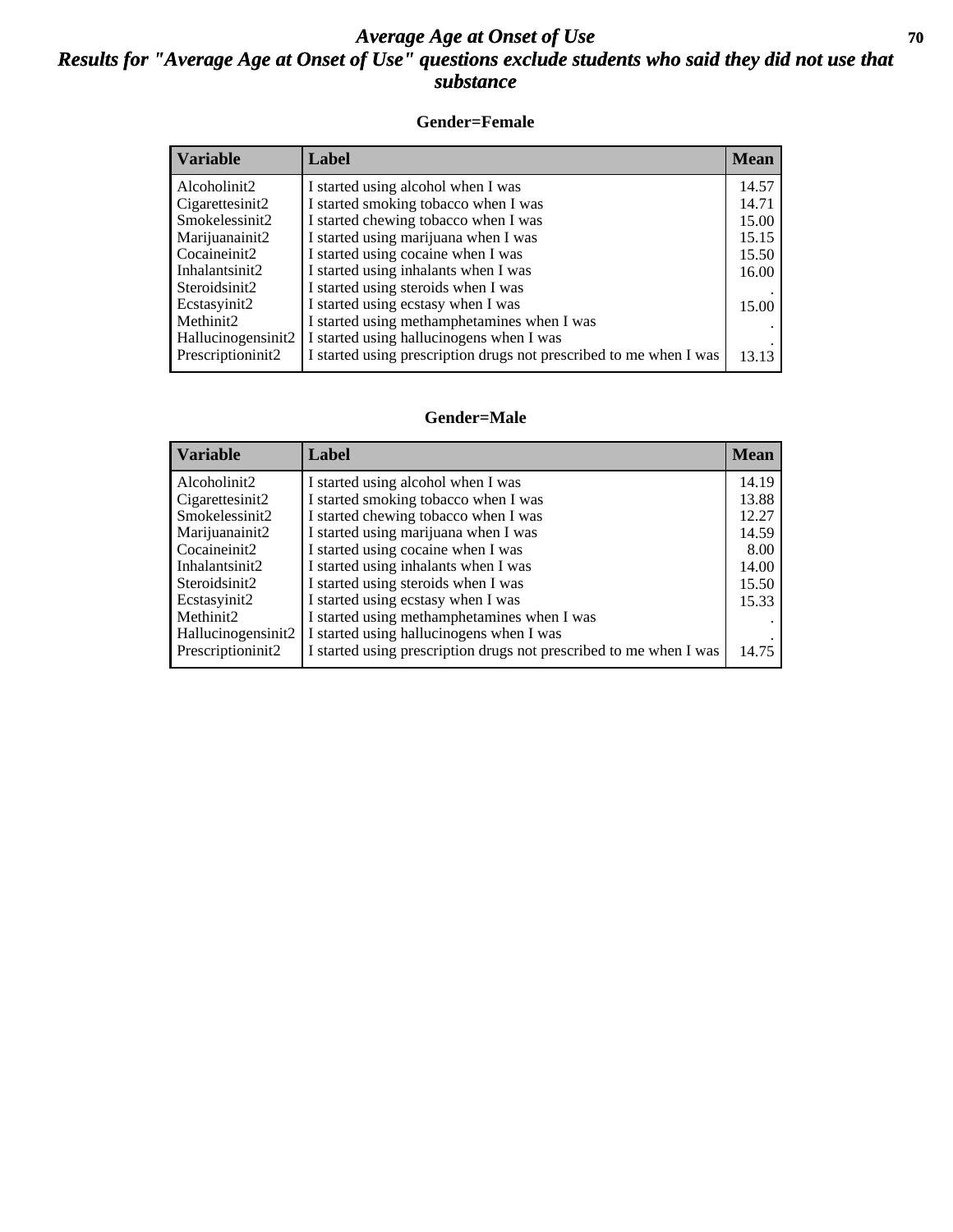# *Average Age at Onset of Use*
## *Results for "Average Age at Onset of Use" questions exclude students who said they did not use that substance*

### Gender=Female

| Variable | Label | Mean |
|---|---|---|
| Alcoholinit2 | I started using alcohol when I was | 14.57 |
| Cigarettesinit2 | I started smoking tobacco when I was | 14.71 |
| Smokelessinit2 | I started chewing tobacco when I was | 15.00 |
| Marijuanainit2 | I started using marijuana when I was | 15.15 |
| Cocaineinit2 | I started using cocaine when I was | 15.50 |
| Inhalantsinit2 | I started using inhalants when I was | 16.00 |
| Steroidsinit2 | I started using steroids when I was | . |
| Ecstasyinit2 | I started using ecstasy when I was | 15.00 |
| Methinit2 | I started using methamphetamines when I was | . |
| Hallucinogensinit2 | I started using hallucinogens when I was | . |
| Prescriptioninit2 | I started using prescription drugs not prescribed to me when I was | 13.13 |

### Gender=Male

| Variable | Label | Mean |
|---|---|---|
| Alcoholinit2 | I started using alcohol when I was | 14.19 |
| Cigarettesinit2 | I started smoking tobacco when I was | 13.88 |
| Smokelessinit2 | I started chewing tobacco when I was | 12.27 |
| Marijuanainit2 | I started using marijuana when I was | 14.59 |
| Cocaineinit2 | I started using cocaine when I was | 8.00 |
| Inhalantsinit2 | I started using inhalants when I was | 14.00 |
| Steroidsinit2 | I started using steroids when I was | 15.50 |
| Ecstasyinit2 | I started using ecstasy when I was | 15.33 |
| Methinit2 | I started using methamphetamines when I was | . |
| Hallucinogensinit2 | I started using hallucinogens when I was | . |
| Prescriptioninit2 | I started using prescription drugs not prescribed to me when I was | 14.75 |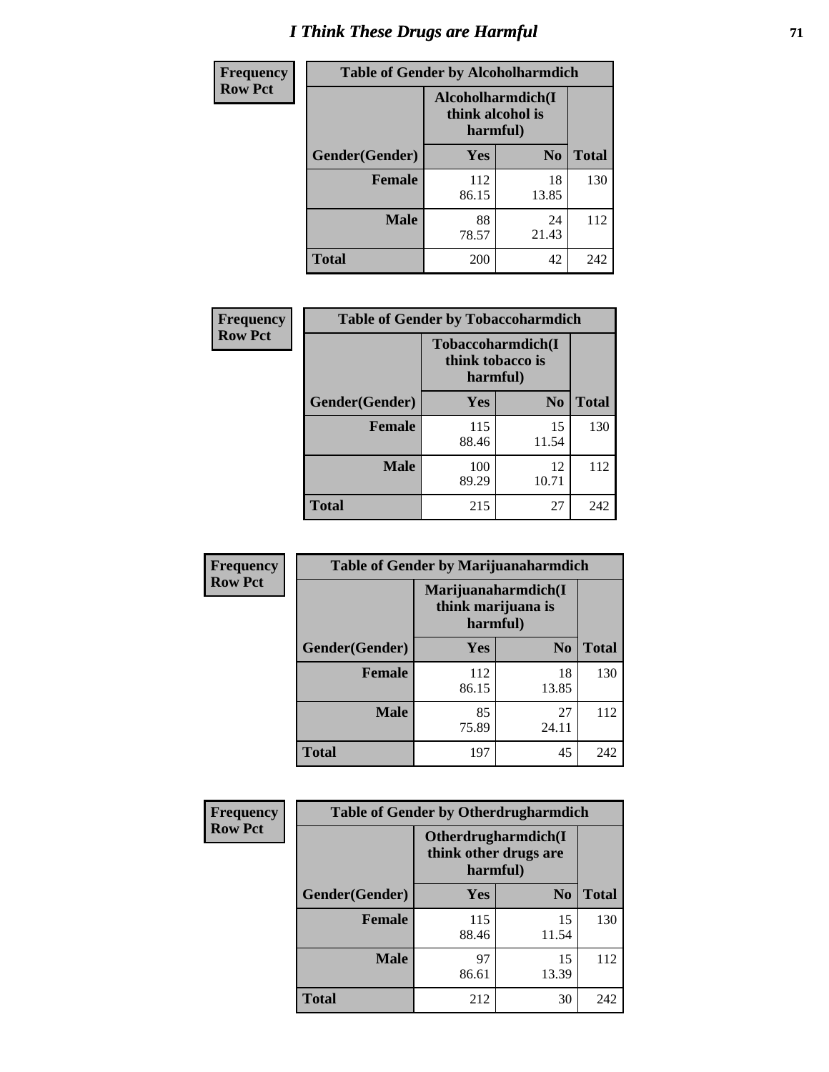# I Think These Drugs are Harmful

| Frequency Row Pct | Table of Gender by Alcoholharmdich | | |
|---|---|---|---|
| | Alcoholharmdich(I think alcohol is harmful) | | |
| Gender(Gender) | Yes | No | Total |
| Female | 112<br>86.15 | 18<br>13.85 | 130 |
| Male | 88<br>78.57 | 24<br>21.43 | 112 |
| Total | 200 | 42 | 242 |

| Frequency Row Pct | Table of Gender by Tobaccoharmdich | | |
|---|---|---|---|
| | Tobaccoharmdich(I think tobacco is harmful) | | |
| Gender(Gender) | Yes | No | Total |
| Female | 115<br>88.46 | 15<br>11.54 | 130 |
| Male | 100<br>89.29 | 12<br>10.71 | 112 |
| Total | 215 | 27 | 242 |

| Frequency Row Pct | Table of Gender by Marijuanaharmdich | | |
|---|---|---|---|
| | Marijuanaharmdich(I think marijuana is harmful) | | |
| Gender(Gender) | Yes | No | Total |
| Female | 112<br>86.15 | 18<br>13.85 | 130 |
| Male | 85<br>75.89 | 27<br>24.11 | 112 |
| Total | 197 | 45 | 242 |

| Frequency Row Pct | Table of Gender by Otherdrugharmdich | | |
|---|---|---|---|
| | Otherdrugharmdich(I think other drugs are harmful) | | |
| Gender(Gender) | Yes | No | Total |
| Female | 115<br>88.46 | 15<br>11.54 | 130 |
| Male | 97<br>86.61 | 15<br>13.39 | 112 |
| Total | 212 | 30 | 242 |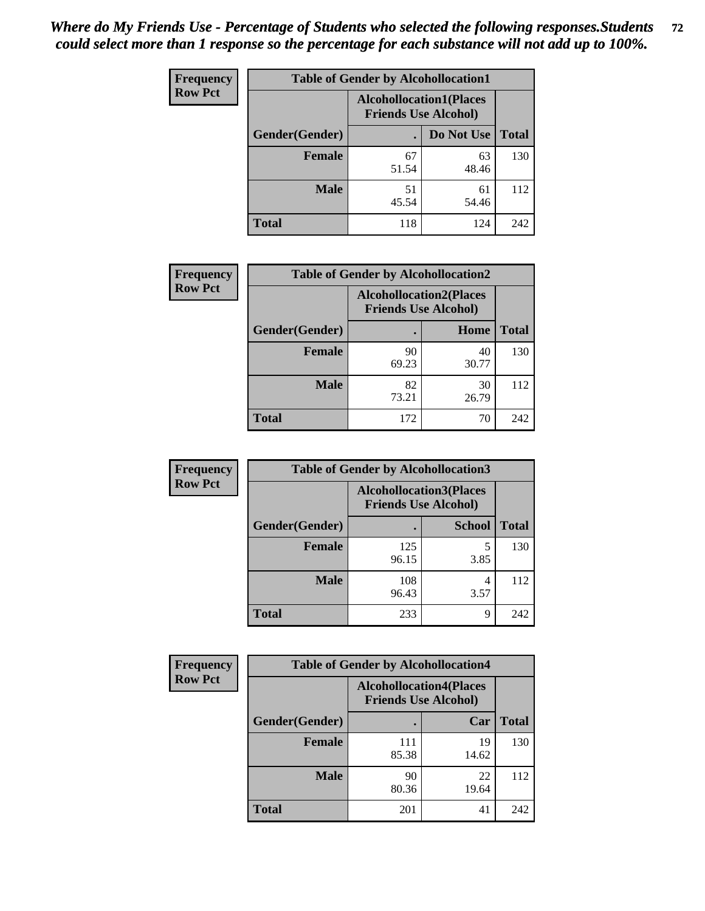*Where do My Friends Use - Percentage of Students who selected the following responses.Students could select more than 1 response so the percentage for each substance will not add up to 100%.*

| Frequency Row Pct | Table of Gender by Alcohollocation1 | | |
|---|---|---|---|
| | Alcohollocation1(Places Friends Use Alcohol) | | |
| Gender(Gender) | . | Do Not Use | Total |
| Female | 67<br>51.54 | 63<br>48.46 | 130 |
| Male | 51<br>45.54 | 61<br>54.46 | 112 |
| Total | 118 | 124 | 242 |

| Frequency Row Pct | Table of Gender by Alcohollocation2 | | |
|---|---|---|---|
| | Alcohollocation2(Places Friends Use Alcohol) | | |
| Gender(Gender) | . | Home | Total |
| Female | 90<br>69.23 | 40<br>30.77 | 130 |
| Male | 82<br>73.21 | 30<br>26.79 | 112 |
| Total | 172 | 70 | 242 |

| Frequency Row Pct | Table of Gender by Alcohollocation3 | | |
|---|---|---|---|
| | Alcohollocation3(Places Friends Use Alcohol) | | |
| Gender(Gender) | . | School | Total |
| Female | 125<br>96.15 | 5<br>3.85 | 130 |
| Male | 108<br>96.43 | 4<br>3.57 | 112 |
| Total | 233 | 9 | 242 |

| Frequency Row Pct | Table of Gender by Alcohollocation4 | | |
|---|---|---|---|
| | Alcohollocation4(Places Friends Use Alcohol) | | |
| Gender(Gender) | . | Car | Total |
| Female | 111<br>85.38 | 19<br>14.62 | 130 |
| Male | 90<br>80.36 | 22<br>19.64 | 112 |
| Total | 201 | 41 | 242 |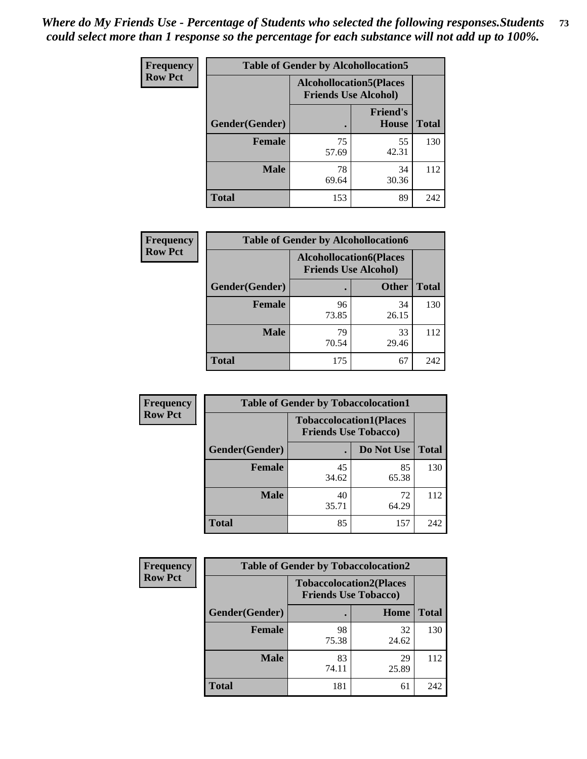*Where do My Friends Use - Percentage of Students who selected the following responses.Students could select more than 1 response so the percentage for each substance will not add up to 100%.*

| Frequency Row Pct | Table of Gender by Alcohollocation5 | | |
|---|---|---|---|
| | Alcohollocation5(Places Friends Use Alcohol) | | |
| Gender(Gender) | . | Friend's House | Total |
| Female | 75<br>57.69 | 55<br>42.31 | 130 |
| Male | 78<br>69.64 | 34<br>30.36 | 112 |
| Total | 153 | 89 | 242 |

| Frequency Row Pct | Table of Gender by Alcohollocation6 | | |
|---|---|---|---|
| | Alcohollocation6(Places Friends Use Alcohol) | | |
| Gender(Gender) | . | Other | Total |
| Female | 96<br>73.85 | 34<br>26.15 | 130 |
| Male | 79<br>70.54 | 33<br>29.46 | 112 |
| Total | 175 | 67 | 242 |

| Frequency Row Pct | Table of Gender by Tobaccolocation1 | | |
|---|---|---|---|
| | Tobaccolocation1(Places Friends Use Tobacco) | | |
| Gender(Gender) | . | Do Not Use | Total |
| Female | 45<br>34.62 | 85<br>65.38 | 130 |
| Male | 40<br>35.71 | 72<br>64.29 | 112 |
| Total | 85 | 157 | 242 |

| Frequency Row Pct | Table of Gender by Tobaccolocation2 | | |
|---|---|---|---|
| | Tobaccolocation2(Places Friends Use Tobacco) | | |
| Gender(Gender) | . | Home | Total |
| Female | 98<br>75.38 | 32<br>24.62 | 130 |
| Male | 83<br>74.11 | 29<br>25.89 | 112 |
| Total | 181 | 61 | 242 |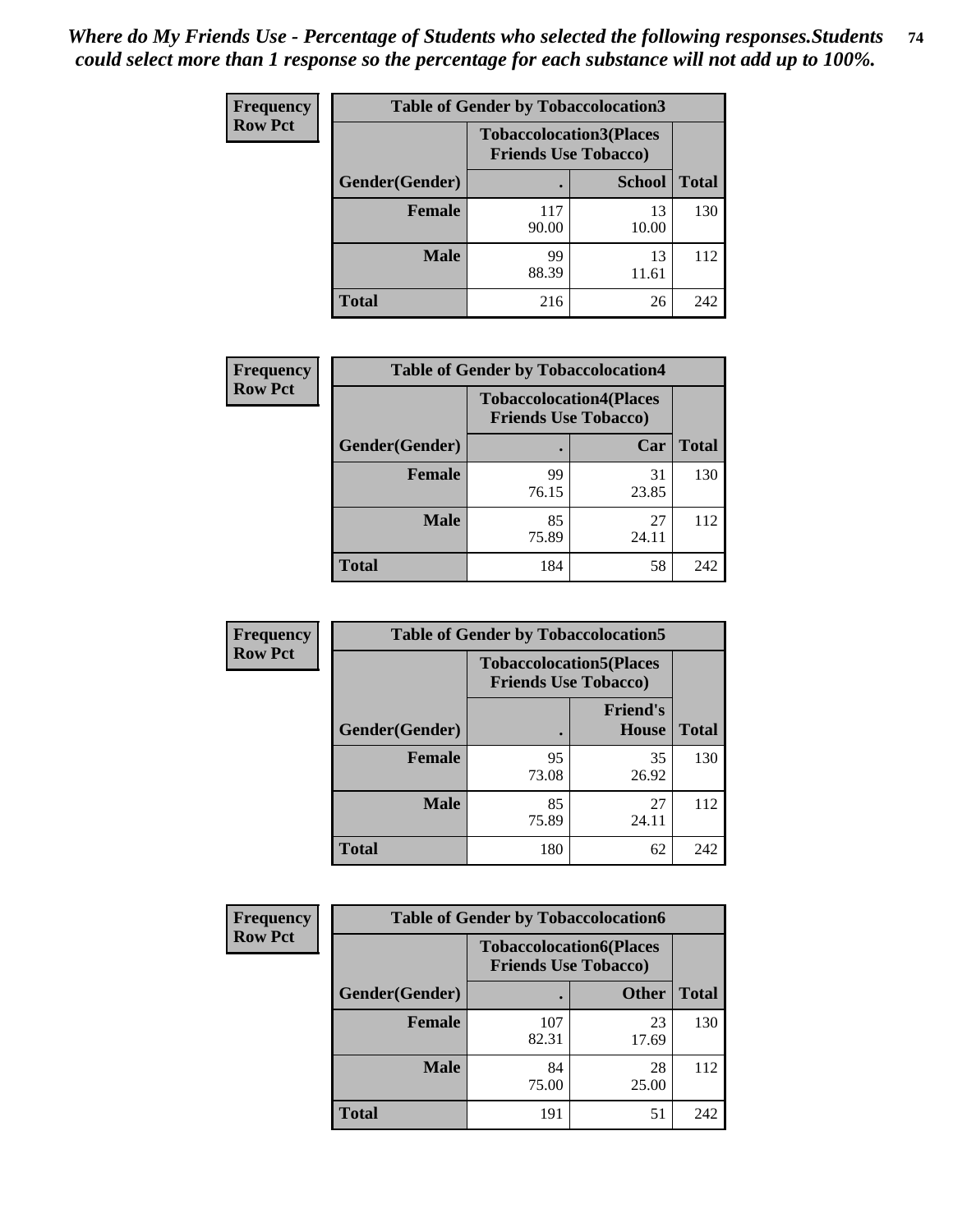*Where do My Friends Use - Percentage of Students who selected the following responses.Students could select more than 1 response so the percentage for each substance will not add up to 100%.*

**Frequency**
**Row Pct**

| Table of Gender by Tobaccolocation3 | | | |
|---|---|---|---|
| | Tobaccolocation3(Places Friends Use Tobacco) | | |
| Gender(Gender) | . | School | Total |
| Female | 117<br>90.00 | 13<br>10.00 | 130 |
| Male | 99<br>88.39 | 13<br>11.61 | 112 |
| Total | 216 | 26 | 242 |

**Frequency**
**Row Pct**

| Table of Gender by Tobaccolocation4 | | | |
|---|---|---|---|
| | Tobaccolocation4(Places Friends Use Tobacco) | | |
| Gender(Gender) | . | Car | Total |
| Female | 99<br>76.15 | 31<br>23.85 | 130 |
| Male | 85<br>75.89 | 27<br>24.11 | 112 |
| Total | 184 | 58 | 242 |

**Frequency**
**Row Pct**

| Table of Gender by Tobaccolocation5 | | | |
|---|---|---|---|
| | Tobaccolocation5(Places Friends Use Tobacco) | | |
| Gender(Gender) | . | Friend's House | Total |
| Female | 95<br>73.08 | 35<br>26.92 | 130 |
| Male | 85<br>75.89 | 27<br>24.11 | 112 |
| Total | 180 | 62 | 242 |

**Frequency**
**Row Pct**

| Table of Gender by Tobaccolocation6 | | | |
|---|---|---|---|
| | Tobaccolocation6(Places Friends Use Tobacco) | | |
| Gender(Gender) | . | Other | Total |
| Female | 107<br>82.31 | 23<br>17.69 | 130 |
| Male | 84<br>75.00 | 28<br>25.00 | 112 |
| Total | 191 | 51 | 242 |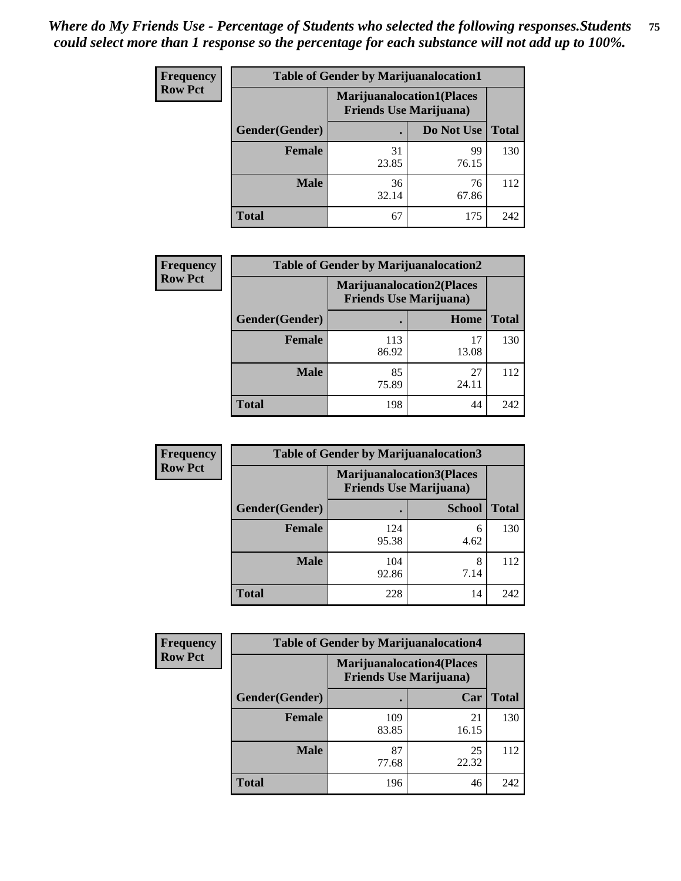*Where do My Friends Use - Percentage of Students who selected the following responses.Students could select more than 1 response so the percentage for each substance will not add up to 100%.*

**Frequency / Row Pct**

| Table of Gender by Marijuanalocation1 | | | |
|---|---|---|---|
| | Marijuanalocation1(Places Friends Use Marijuana) | | |
| Gender(Gender) | . | Do Not Use | Total |
| **Female** | 31<br>23.85 | 99<br>76.15 | 130 |
| **Male** | 36<br>32.14 | 76<br>67.86 | 112 |
| **Total** | 67 | 175 | 242 |

**Frequency / Row Pct**

| Table of Gender by Marijuanalocation2 | | | |
|---|---|---|---|
| | Marijuanalocation2(Places Friends Use Marijuana) | | |
| Gender(Gender) | . | Home | Total |
| **Female** | 113<br>86.92 | 17<br>13.08 | 130 |
| **Male** | 85<br>75.89 | 27<br>24.11 | 112 |
| **Total** | 198 | 44 | 242 |

**Frequency / Row Pct**

| Table of Gender by Marijuanalocation3 | | | |
|---|---|---|---|
| | Marijuanalocation3(Places Friends Use Marijuana) | | |
| Gender(Gender) | . | School | Total |
| **Female** | 124<br>95.38 | 6<br>4.62 | 130 |
| **Male** | 104<br>92.86 | 8<br>7.14 | 112 |
| **Total** | 228 | 14 | 242 |

**Frequency / Row Pct**

| Table of Gender by Marijuanalocation4 | | | |
|---|---|---|---|
| | Marijuanalocation4(Places Friends Use Marijuana) | | |
| Gender(Gender) | . | Car | Total |
| **Female** | 109<br>83.85 | 21<br>16.15 | 130 |
| **Male** | 87<br>77.68 | 25<br>22.32 | 112 |
| **Total** | 196 | 46 | 242 |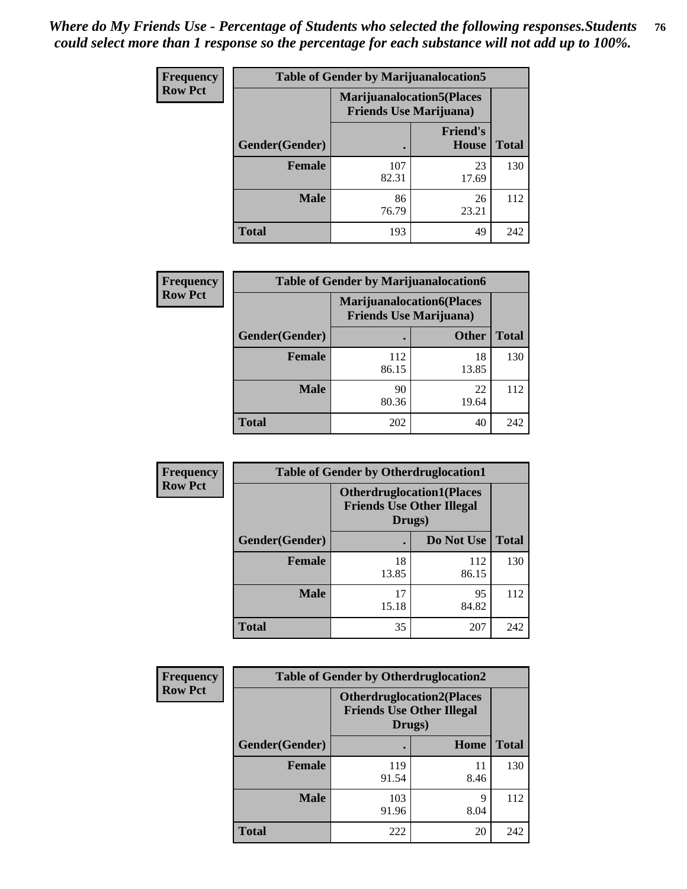*Where do My Friends Use - Percentage of Students who selected the following responses.Students could select more than 1 response so the percentage for each substance will not add up to 100%.*

**Frequency**
**Row Pct**

| Table of Gender by Marijuanalocation5 | | | |
|---|---|---|---|
| | Marijuanalocation5(Places Friends Use Marijuana) | | |
| Gender(Gender) | . | Friend's House | Total |
| **Female** | 107<br>82.31 | 23<br>17.69 | 130 |
| **Male** | 86<br>76.79 | 26<br>23.21 | 112 |
| **Total** | 193 | 49 | 242 |

**Frequency**
**Row Pct**

| Table of Gender by Marijuanalocation6 | | | |
|---|---|---|---|
| | Marijuanalocation6(Places Friends Use Marijuana) | | |
| Gender(Gender) | . | Other | Total |
| **Female** | 112<br>86.15 | 18<br>13.85 | 130 |
| **Male** | 90<br>80.36 | 22<br>19.64 | 112 |
| **Total** | 202 | 40 | 242 |

**Frequency**
**Row Pct**

| Table of Gender by Otherdruglocation1 | | | |
|---|---|---|---|
| | Otherdruglocation1(Places Friends Use Other Illegal Drugs) | | |
| Gender(Gender) | . | Do Not Use | Total |
| **Female** | 18<br>13.85 | 112<br>86.15 | 130 |
| **Male** | 17<br>15.18 | 95<br>84.82 | 112 |
| **Total** | 35 | 207 | 242 |

**Frequency**
**Row Pct**

| Table of Gender by Otherdruglocation2 | | | |
|---|---|---|---|
| | Otherdruglocation2(Places Friends Use Other Illegal Drugs) | | |
| Gender(Gender) | . | Home | Total |
| **Female** | 119<br>91.54 | 11<br>8.46 | 130 |
| **Male** | 103<br>91.96 | 9<br>8.04 | 112 |
| **Total** | 222 | 20 | 242 |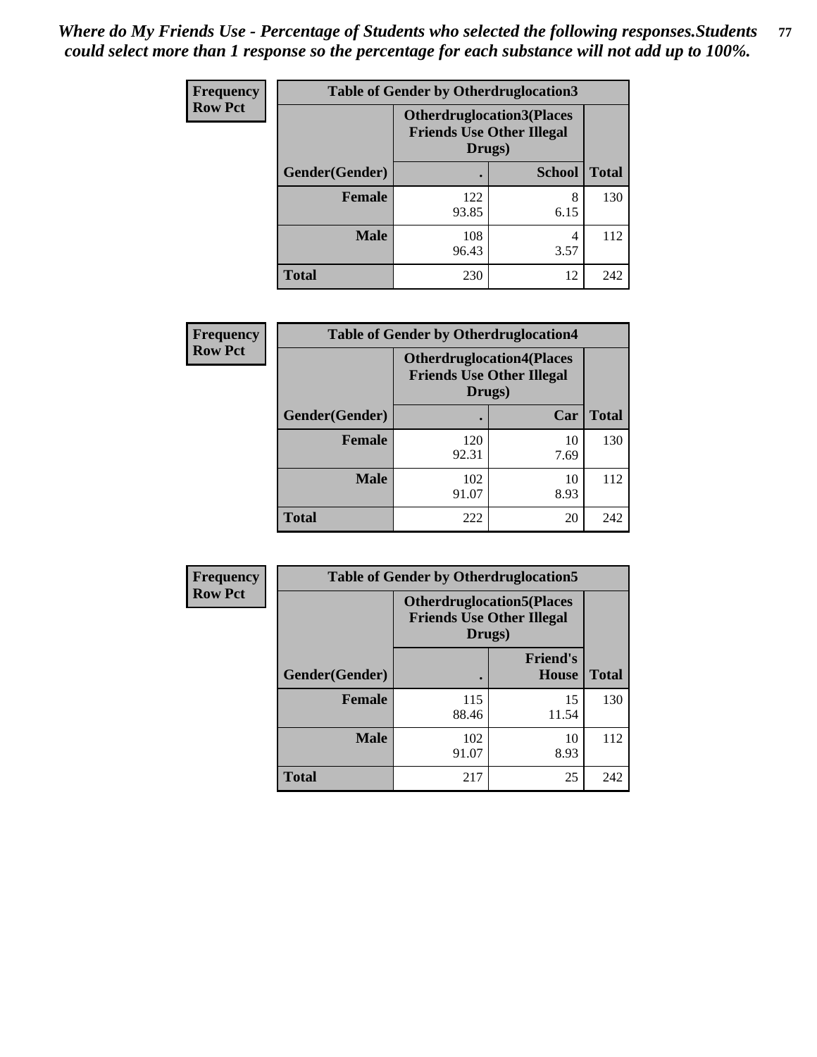*Where do My Friends Use - Percentage of Students who selected the following responses.Students could select more than 1 response so the percentage for each substance will not add up to 100%.*

| Frequency Row Pct | Table of Gender by Otherdruglocation3 | | |
|---|---|---|---|
| | Otherdruglocation3(Places Friends Use Other Illegal Drugs) | | |
| Gender(Gender) | . | School | Total |
| Female | 122<br>93.85 | 8<br>6.15 | 130 |
| Male | 108<br>96.43 | 4<br>3.57 | 112 |
| Total | 230 | 12 | 242 |

| Frequency Row Pct | Table of Gender by Otherdruglocation4 | | |
|---|---|---|---|
| | Otherdruglocation4(Places Friends Use Other Illegal Drugs) | | |
| Gender(Gender) | . | Car | Total |
| Female | 120<br>92.31 | 10<br>7.69 | 130 |
| Male | 102<br>91.07 | 10<br>8.93 | 112 |
| Total | 222 | 20 | 242 |

| Frequency Row Pct | Table of Gender by Otherdruglocation5 | | |
|---|---|---|---|
| | Otherdruglocation5(Places Friends Use Other Illegal Drugs) | | |
| Gender(Gender) | . | Friend's House | Total |
| Female | 115<br>88.46 | 15<br>11.54 | 130 |
| Male | 102<br>91.07 | 10<br>8.93 | 112 |
| Total | 217 | 25 | 242 |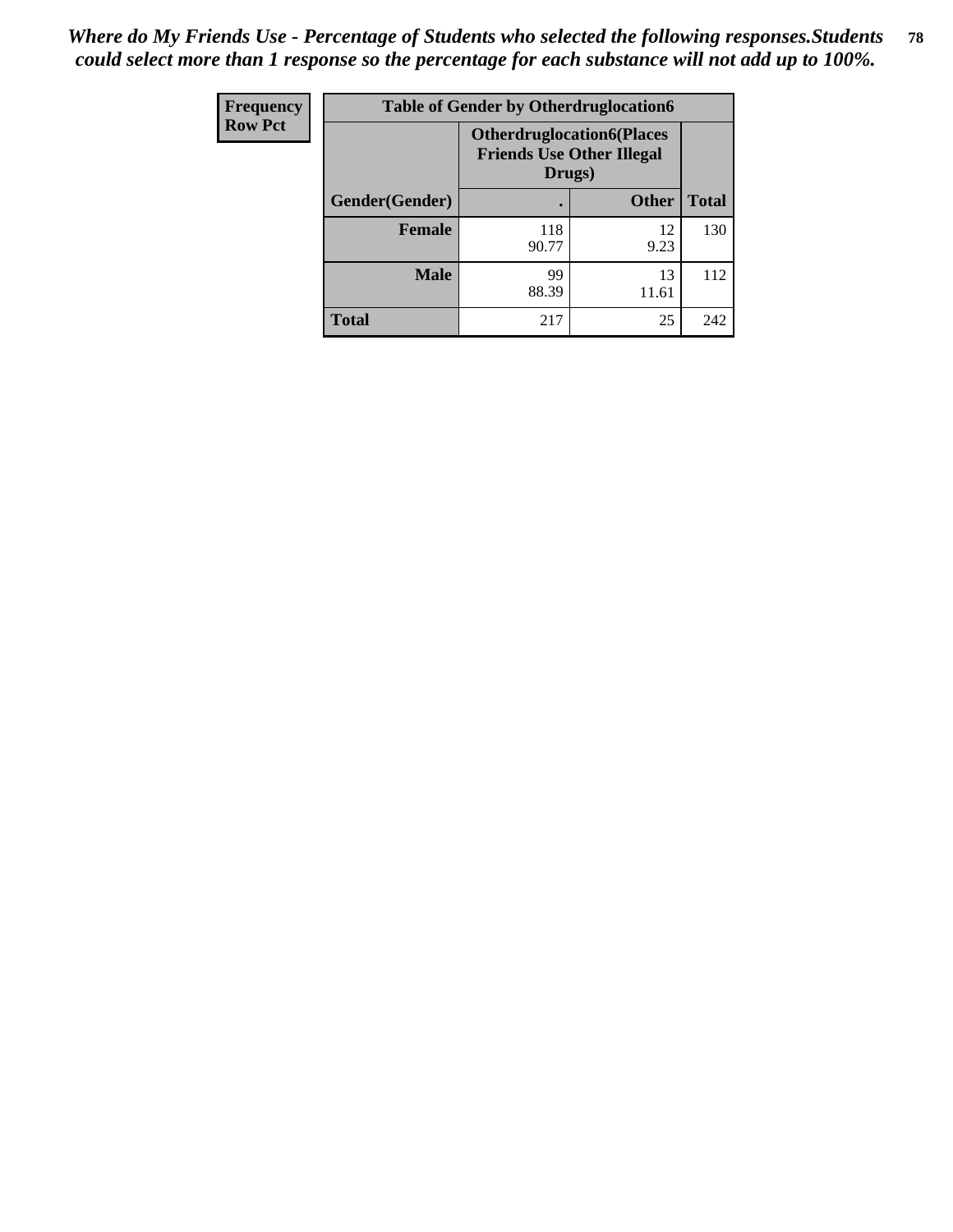*Where do My Friends Use - Percentage of Students who selected the following responses.Students could select more than 1 response so the percentage for each substance will not add up to 100%.*

| Frequency Row Pct | Table of Gender by Otherdruglocation6 | | |
|---|---|---|---|
| | **Otherdruglocation6(Places Friends Use Other Illegal Drugs)** | | |
| **Gender(Gender)** | **.** | **Other** | **Total** |
| **Female** | 118<br>90.77 | 12<br>9.23 | 130 |
| **Male** | 99<br>88.39 | 13<br>11.61 | 112 |
| **Total** | 217 | 25 | 242 |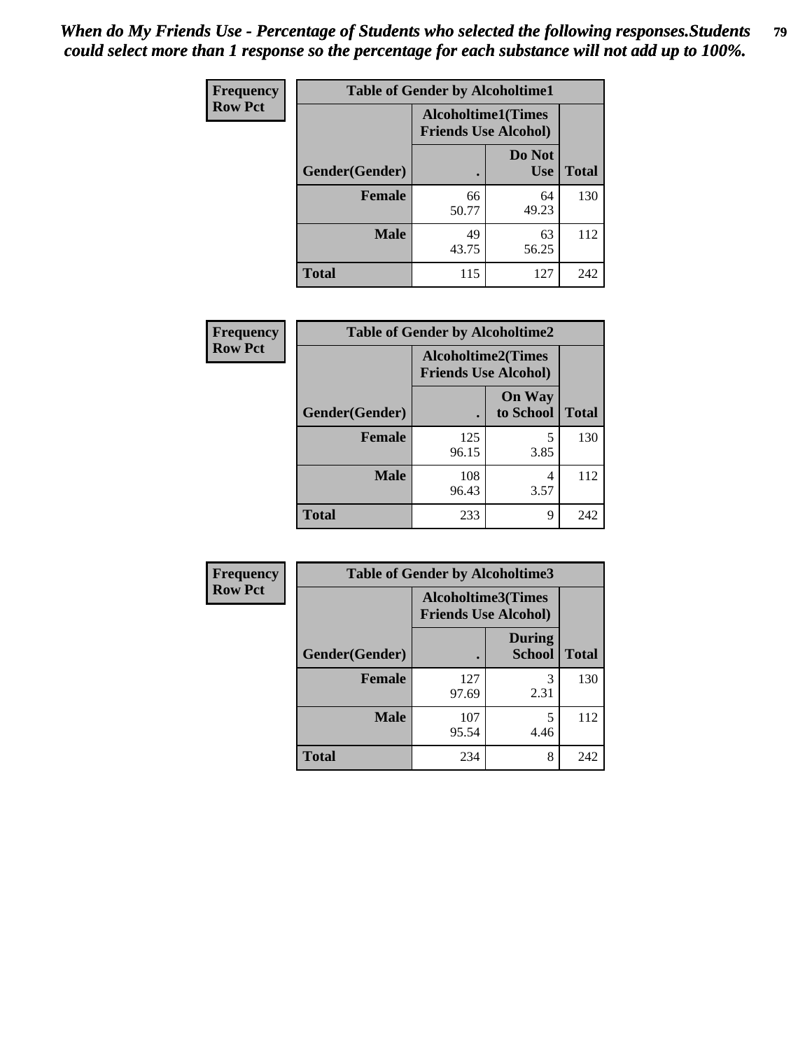*When do My Friends Use - Percentage of Students who selected the following responses.Students could select more than 1 response so the percentage for each substance will not add up to 100%.*

**Frequency**
**Row Pct**

| Table of Gender by Alcoholtime1 | | | |
|---|---|---|---|
| | Alcoholtime1(Times Friends Use Alcohol) | | |
| Gender(Gender) | . | Do Not Use | Total |
| **Female** | 66<br>50.77 | 64<br>49.23 | 130 |
| **Male** | 49<br>43.75 | 63<br>56.25 | 112 |
| **Total** | 115 | 127 | 242 |

**Frequency**
**Row Pct**

| Table of Gender by Alcoholtime2 | | | |
|---|---|---|---|
| | Alcoholtime2(Times Friends Use Alcohol) | | |
| Gender(Gender) | . | On Way to School | Total |
| **Female** | 125<br>96.15 | 5<br>3.85 | 130 |
| **Male** | 108<br>96.43 | 4<br>3.57 | 112 |
| **Total** | 233 | 9 | 242 |

**Frequency**
**Row Pct**

| Table of Gender by Alcoholtime3 | | | |
|---|---|---|---|
| | Alcoholtime3(Times Friends Use Alcohol) | | |
| Gender(Gender) | . | During School | Total |
| **Female** | 127<br>97.69 | 3<br>2.31 | 130 |
| **Male** | 107<br>95.54 | 5<br>4.46 | 112 |
| **Total** | 234 | 8 | 242 |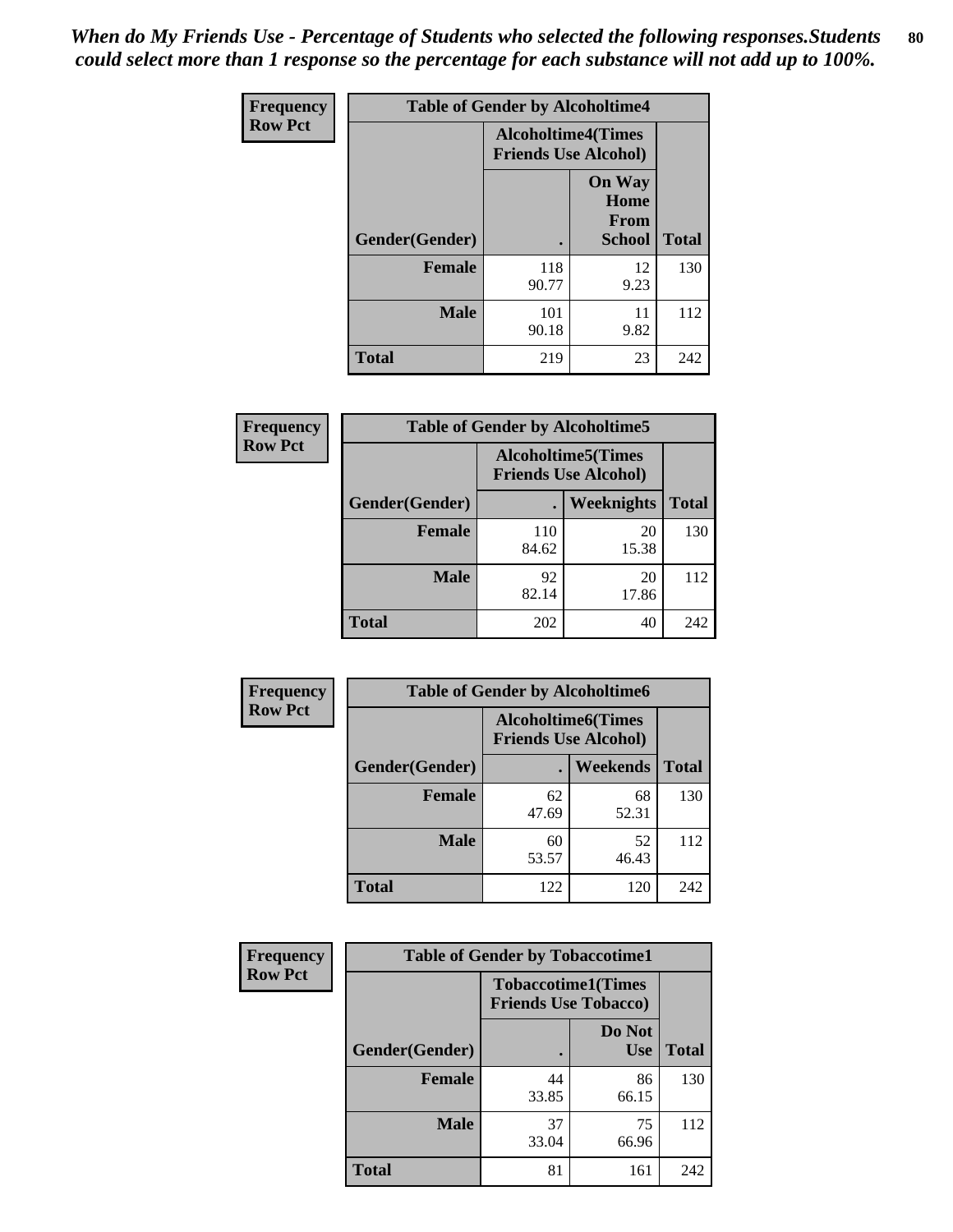*When do My Friends Use - Percentage of Students who selected the following responses.Students could select more than 1 response so the percentage for each substance will not add up to 100%.*

**Frequency**
**Row Pct**

**Table of Gender by Alcoholtime4**

| Gender(Gender) | Alcoholtime4(Times Friends Use Alcohol) . | On Way Home From School | Total |
|---|---|---|---|
| **Female** | 118<br>90.77 | 12<br>9.23 | 130 |
| **Male** | 101<br>90.18 | 11<br>9.82 | 112 |
| **Total** | 219 | 23 | 242 |

**Frequency**
**Row Pct**

**Table of Gender by Alcoholtime5**

| Gender(Gender) | Alcoholtime5(Times Friends Use Alcohol) . | Weeknights | Total |
|---|---|---|---|
| **Female** | 110<br>84.62 | 20<br>15.38 | 130 |
| **Male** | 92<br>82.14 | 20<br>17.86 | 112 |
| **Total** | 202 | 40 | 242 |

**Frequency**
**Row Pct**

**Table of Gender by Alcoholtime6**

| Gender(Gender) | Alcoholtime6(Times Friends Use Alcohol) . | Weekends | Total |
|---|---|---|---|
| **Female** | 62<br>47.69 | 68<br>52.31 | 130 |
| **Male** | 60<br>53.57 | 52<br>46.43 | 112 |
| **Total** | 122 | 120 | 242 |

**Frequency**
**Row Pct**

**Table of Gender by Tobaccotime1**

| Gender(Gender) | Tobaccotime1(Times Friends Use Tobacco) . | Do Not Use | Total |
|---|---|---|---|
| **Female** | 44<br>33.85 | 86<br>66.15 | 130 |
| **Male** | 37<br>33.04 | 75<br>66.96 | 112 |
| **Total** | 81 | 161 | 242 |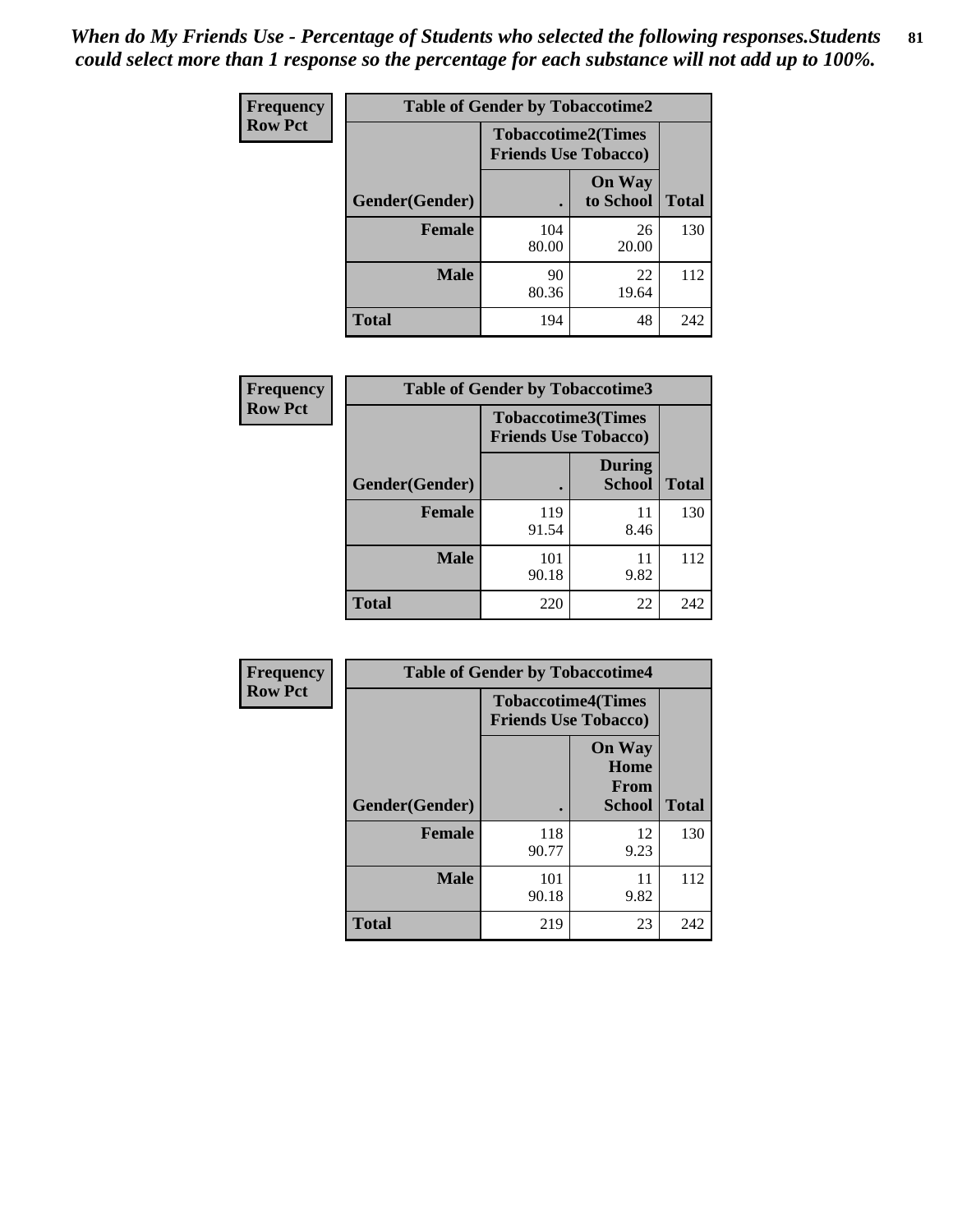*When do My Friends Use - Percentage of Students who selected the following responses.Students could select more than 1 response so the percentage for each substance will not add up to 100%.*

**Frequency**
**Row Pct**

| Table of Gender by Tobaccotime2 | | | |
|---|---|---|---|
| | Tobaccotime2(Times Friends Use Tobacco) | | |
| Gender(Gender) | . | On Way to School | Total |
| **Female** | 104<br>80.00 | 26<br>20.00 | 130 |
| **Male** | 90<br>80.36 | 22<br>19.64 | 112 |
| **Total** | 194 | 48 | 242 |

**Frequency**
**Row Pct**

| Table of Gender by Tobaccotime3 | | | |
|---|---|---|---|
| | Tobaccotime3(Times Friends Use Tobacco) | | |
| Gender(Gender) | . | During School | Total |
| **Female** | 119<br>91.54 | 11<br>8.46 | 130 |
| **Male** | 101<br>90.18 | 11<br>9.82 | 112 |
| **Total** | 220 | 22 | 242 |

**Frequency**
**Row Pct**

| Table of Gender by Tobaccotime4 | | | |
|---|---|---|---|
| | Tobaccotime4(Times Friends Use Tobacco) | | |
| Gender(Gender) | . | On Way Home From School | Total |
| **Female** | 118<br>90.77 | 12<br>9.23 | 130 |
| **Male** | 101<br>90.18 | 11<br>9.82 | 112 |
| **Total** | 219 | 23 | 242 |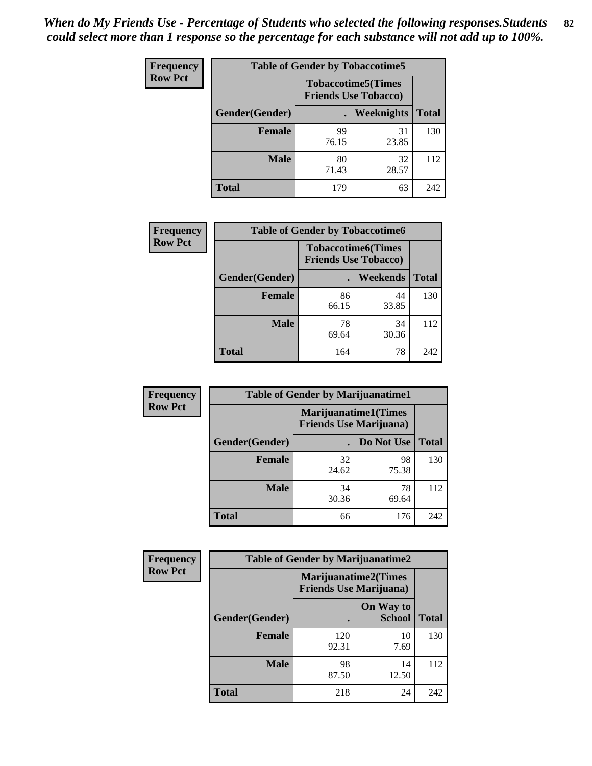*When do My Friends Use - Percentage of Students who selected the following responses.Students could select more than 1 response so the percentage for each substance will not add up to 100%.*

**Frequency**
**Row Pct**

| Table of Gender by Tobaccotime5 | | | |
|---|---|---|---|
| | Tobaccotime5(Times Friends Use Tobacco) | | |
| Gender(Gender) | . | Weeknights | Total |
| **Female** | 99<br>76.15 | 31<br>23.85 | 130 |
| **Male** | 80<br>71.43 | 32<br>28.57 | 112 |
| **Total** | 179 | 63 | 242 |

**Frequency**
**Row Pct**

| Table of Gender by Tobaccotime6 | | | |
|---|---|---|---|
| | Tobaccotime6(Times Friends Use Tobacco) | | |
| Gender(Gender) | . | Weekends | Total |
| **Female** | 86<br>66.15 | 44<br>33.85 | 130 |
| **Male** | 78<br>69.64 | 34<br>30.36 | 112 |
| **Total** | 164 | 78 | 242 |

**Frequency**
**Row Pct**

| Table of Gender by Marijuanatime1 | | | |
|---|---|---|---|
| | Marijuanatime1(Times Friends Use Marijuana) | | |
| Gender(Gender) | . | Do Not Use | Total |
| **Female** | 32<br>24.62 | 98<br>75.38 | 130 |
| **Male** | 34<br>30.36 | 78<br>69.64 | 112 |
| **Total** | 66 | 176 | 242 |

**Frequency**
**Row Pct**

| Table of Gender by Marijuanatime2 | | | |
|---|---|---|---|
| | Marijuanatime2(Times Friends Use Marijuana) | | |
| Gender(Gender) | . | On Way to School | Total |
| **Female** | 120<br>92.31 | 10<br>7.69 | 130 |
| **Male** | 98<br>87.50 | 14<br>12.50 | 112 |
| **Total** | 218 | 24 | 242 |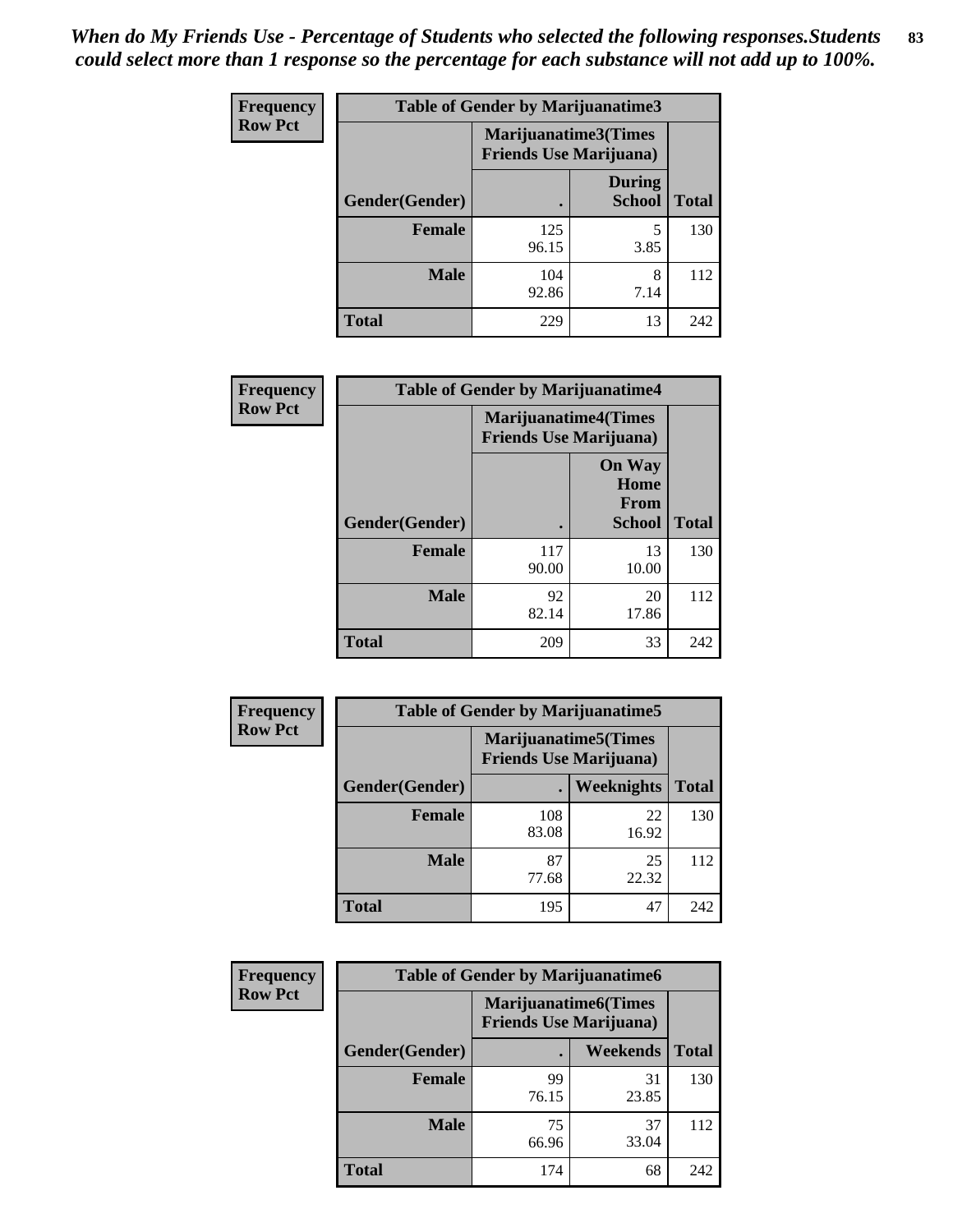*When do My Friends Use - Percentage of Students who selected the following responses.Students could select more than 1 response so the percentage for each substance will not add up to 100%.*

**Frequency**
**Row Pct**

| Table of Gender by Marijuanatime3 | | | |
|---|---|---|---|
| | Marijuanatime3(Times Friends Use Marijuana) | | |
| Gender(Gender) | . | During School | Total |
| **Female** | 125<br>96.15 | 5<br>3.85 | 130 |
| **Male** | 104<br>92.86 | 8<br>7.14 | 112 |
| **Total** | 229 | 13 | 242 |

**Frequency**
**Row Pct**

| Table of Gender by Marijuanatime4 | | | |
|---|---|---|---|
| | Marijuanatime4(Times Friends Use Marijuana) | | |
| Gender(Gender) | . | On Way Home From School | Total |
| **Female** | 117<br>90.00 | 13<br>10.00 | 130 |
| **Male** | 92<br>82.14 | 20<br>17.86 | 112 |
| **Total** | 209 | 33 | 242 |

**Frequency**
**Row Pct**

| Table of Gender by Marijuanatime5 | | | |
|---|---|---|---|
| | Marijuanatime5(Times Friends Use Marijuana) | | |
| Gender(Gender) | . | Weeknights | Total |
| **Female** | 108<br>83.08 | 22<br>16.92 | 130 |
| **Male** | 87<br>77.68 | 25<br>22.32 | 112 |
| **Total** | 195 | 47 | 242 |

**Frequency**
**Row Pct**

| Table of Gender by Marijuanatime6 | | | |
|---|---|---|---|
| | Marijuanatime6(Times Friends Use Marijuana) | | |
| Gender(Gender) | . | Weekends | Total |
| **Female** | 99<br>76.15 | 31<br>23.85 | 130 |
| **Male** | 75<br>66.96 | 37<br>33.04 | 112 |
| **Total** | 174 | 68 | 242 |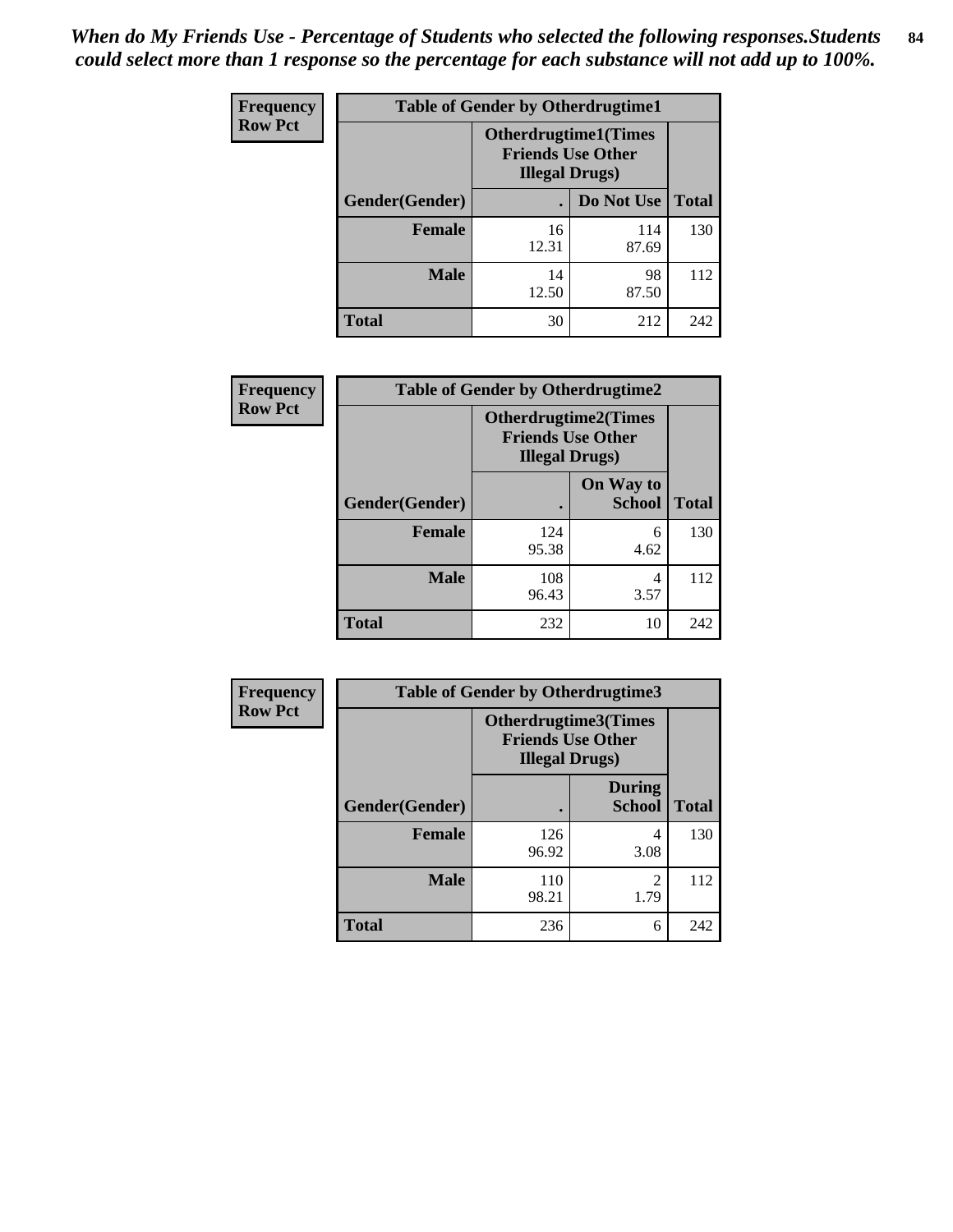*When do My Friends Use - Percentage of Students who selected the following responses.Students could select more than 1 response so the percentage for each substance will not add up to 100%.*

**Frequency**
**Row Pct**

| Table of Gender by Otherdrugtime1 | | | |
|---|---|---|---|
| | Otherdrugtime1(Times Friends Use Other Illegal Drugs) | | |
| Gender(Gender) | . | Do Not Use | Total |
| **Female** | 16<br>12.31 | 114<br>87.69 | 130 |
| **Male** | 14<br>12.50 | 98<br>87.50 | 112 |
| **Total** | 30 | 212 | 242 |

**Frequency**
**Row Pct**

| Table of Gender by Otherdrugtime2 | | | |
|---|---|---|---|
| | Otherdrugtime2(Times Friends Use Other Illegal Drugs) | | |
| Gender(Gender) | . | On Way to School | Total |
| **Female** | 124<br>95.38 | 6<br>4.62 | 130 |
| **Male** | 108<br>96.43 | 4<br>3.57 | 112 |
| **Total** | 232 | 10 | 242 |

**Frequency**
**Row Pct**

| Table of Gender by Otherdrugtime3 | | | |
|---|---|---|---|
| | Otherdrugtime3(Times Friends Use Other Illegal Drugs) | | |
| Gender(Gender) | . | During School | Total |
| **Female** | 126<br>96.92 | 4<br>3.08 | 130 |
| **Male** | 110<br>98.21 | 2<br>1.79 | 112 |
| **Total** | 236 | 6 | 242 |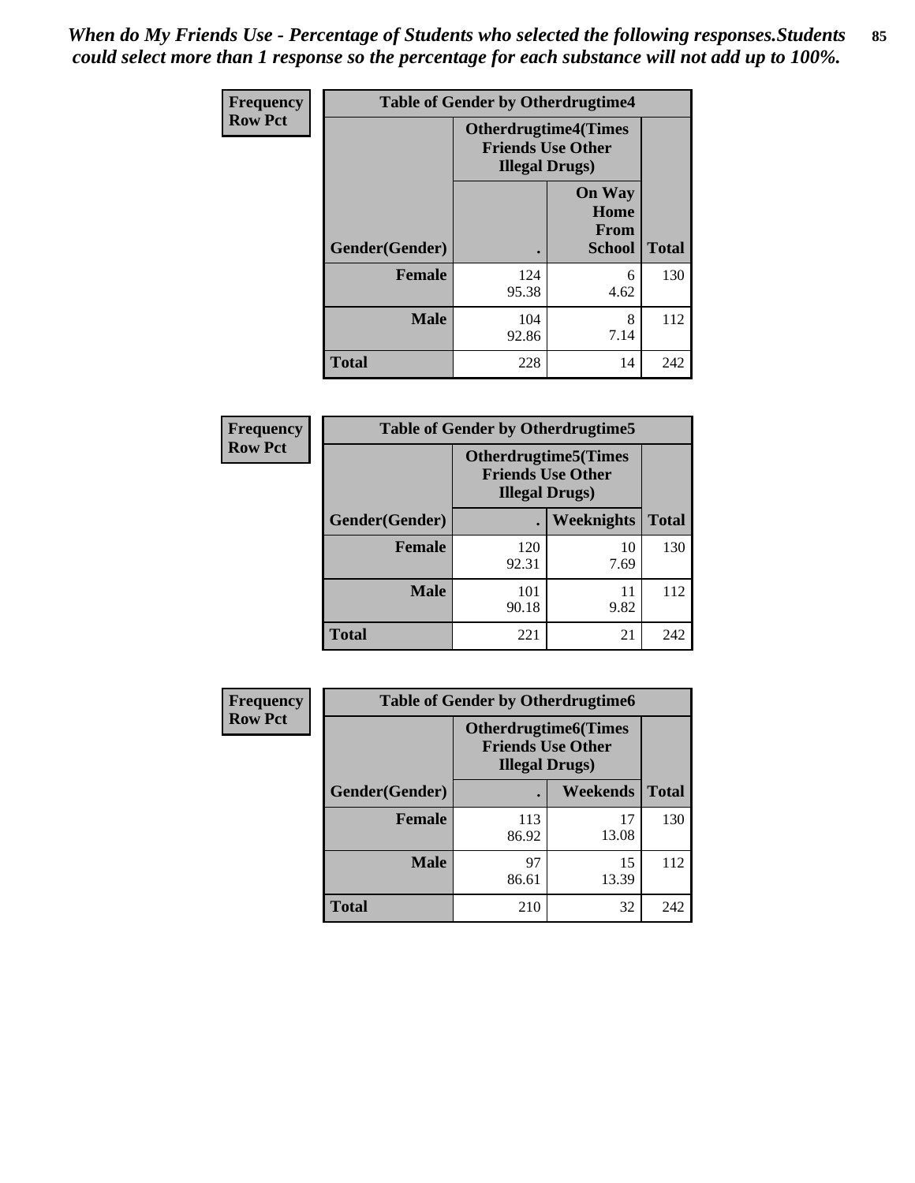*When do My Friends Use - Percentage of Students who selected the following responses.Students could select more than 1 response so the percentage for each substance will not add up to 100%.*

| Frequency<br>Row Pct | Table of Gender by Otherdrugtime4 | | |
|---|---|---|---|
| | Otherdrugtime4(Times Friends Use Other Illegal Drugs) | | |
| Gender(Gender) | . | On Way Home From School | Total |
| Female | 124<br>95.38 | 6<br>4.62 | 130 |
| Male | 104<br>92.86 | 8<br>7.14 | 112 |
| Total | 228 | 14 | 242 |

| Frequency<br>Row Pct | Table of Gender by Otherdrugtime5 | | |
|---|---|---|---|
| | Otherdrugtime5(Times Friends Use Other Illegal Drugs) | | |
| Gender(Gender) | . | Weeknights | Total |
| Female | 120<br>92.31 | 10<br>7.69 | 130 |
| Male | 101<br>90.18 | 11<br>9.82 | 112 |
| Total | 221 | 21 | 242 |

| Frequency<br>Row Pct | Table of Gender by Otherdrugtime6 | | |
|---|---|---|---|
| | Otherdrugtime6(Times Friends Use Other Illegal Drugs) | | |
| Gender(Gender) | . | Weekends | Total |
| Female | 113<br>86.92 | 17<br>13.08 | 130 |
| Male | 97<br>86.61 | 15<br>13.39 | 112 |
| Total | 210 | 32 | 242 |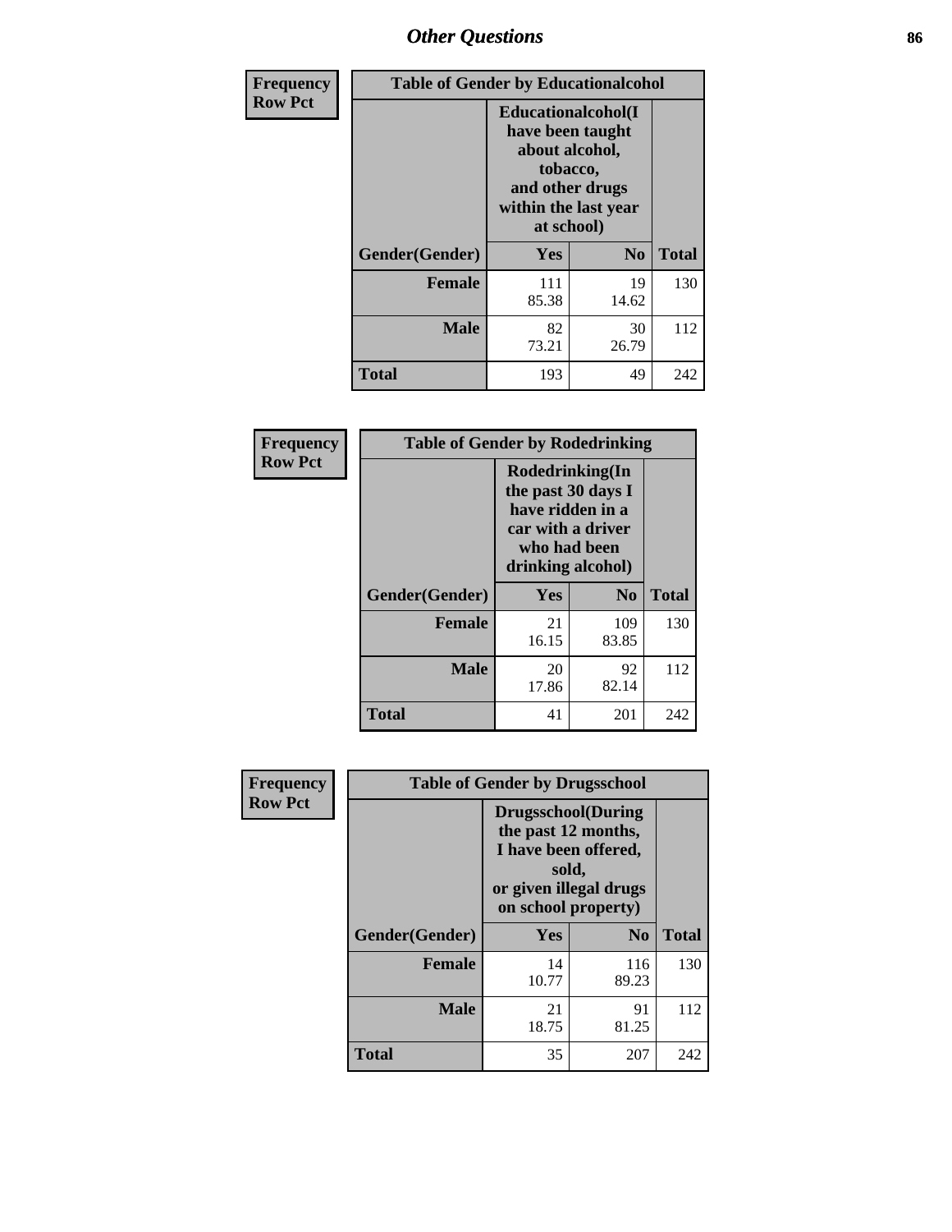# Other Questions

**Frequency**
**Row Pct**

| Table of Gender by Educationalcohol | | | |
|---|---|---|---|
| | Educationalcohol(I have been taught about alcohol, tobacco, and other drugs within the last year at school) | | |
| Gender(Gender) | Yes | No | Total |
| **Female** | 111<br>85.38 | 19<br>14.62 | 130 |
| **Male** | 82<br>73.21 | 30<br>26.79 | 112 |
| **Total** | 193 | 49 | 242 |

**Frequency**
**Row Pct**

| Table of Gender by Rodedrinking | | | |
|---|---|---|---|
| | Rodedrinking(In the past 30 days I have ridden in a car with a driver who had been drinking alcohol) | | |
| Gender(Gender) | Yes | No | Total |
| **Female** | 21<br>16.15 | 109<br>83.85 | 130 |
| **Male** | 20<br>17.86 | 92<br>82.14 | 112 |
| **Total** | 41 | 201 | 242 |

**Frequency**
**Row Pct**

| Table of Gender by Drugsschool | | | |
|---|---|---|---|
| | Drugsschool(During the past 12 months, I have been offered, sold, or given illegal drugs on school property) | | |
| Gender(Gender) | Yes | No | Total |
| **Female** | 14<br>10.77 | 116<br>89.23 | 130 |
| **Male** | 21<br>18.75 | 91<br>81.25 | 112 |
| **Total** | 35 | 207 | 242 |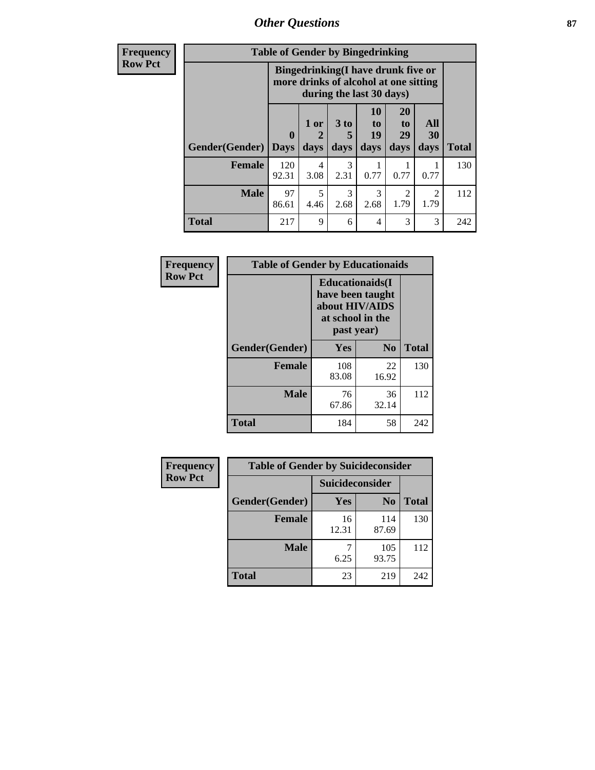## Other Questions

**Frequency**
**Row Pct**

**Table of Gender by Bingedrinking**

| Gender(Gender) | Bingedrinking(I have drunk five or more drinks of alcohol at one sitting during the last 30 days) | | | | | | Total |
|---|---|---|---|---|---|---|---|
| | 0 Days | 1 or 2 days | 3 to 5 days | 10 to 19 days | 20 to 29 days | All 30 days | |
| **Female** | 120<br>92.31 | 4<br>3.08 | 3<br>2.31 | 1<br>0.77 | 1<br>0.77 | 1<br>0.77 | 130 |
| **Male** | 97<br>86.61 | 5<br>4.46 | 3<br>2.68 | 3<br>2.68 | 2<br>1.79 | 2<br>1.79 | 112 |
| **Total** | 217 | 9 | 6 | 4 | 3 | 3 | 242 |

**Frequency**
**Row Pct**

**Table of Gender by Educationaids**

| Gender(Gender) | Educationaids(I have been taught about HIV/AIDS at school in the past year) | | Total |
|---|---|---|---|
| | Yes | No | |
| **Female** | 108<br>83.08 | 22<br>16.92 | 130 |
| **Male** | 76<br>67.86 | 36<br>32.14 | 112 |
| **Total** | 184 | 58 | 242 |

**Frequency**
**Row Pct**

**Table of Gender by Suicideconsider**

| Gender(Gender) | Suicideconsider | | Total |
|---|---|---|---|
| | Yes | No | |
| **Female** | 16<br>12.31 | 114<br>87.69 | 130 |
| **Male** | 7<br>6.25 | 105<br>93.75 | 112 |
| **Total** | 23 | 219 | 242 |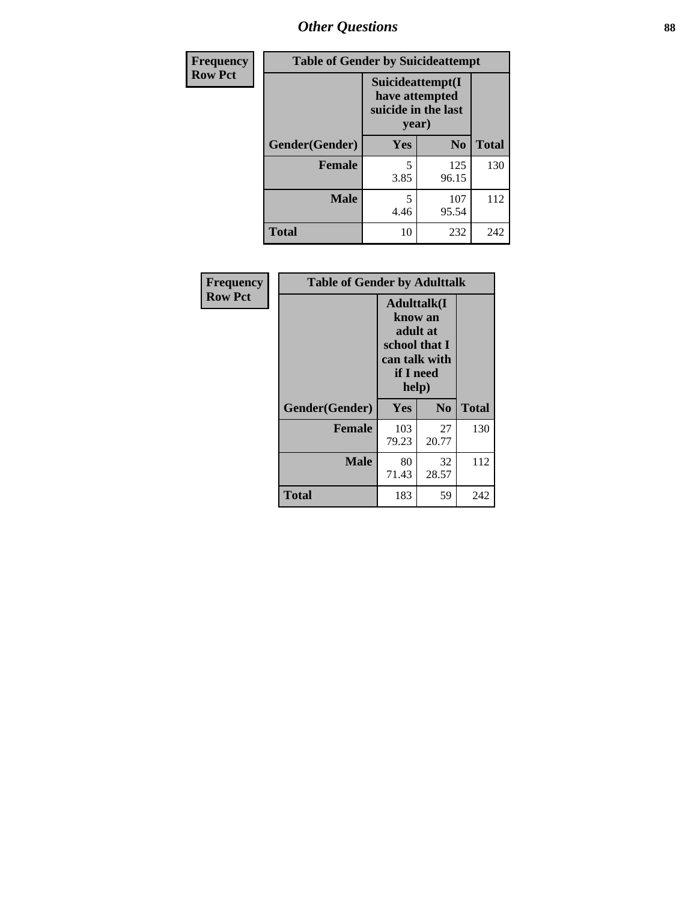## Other Questions

| Frequency Row Pct | Table of Gender by Suicideattempt | | |
|---|---|---|---|
| | Suicideattempt(I have attempted suicide in the last year) | | |
| Gender(Gender) | Yes | No | Total |
| Female | 5<br>3.85 | 125<br>96.15 | 130 |
| Male | 5<br>4.46 | 107<br>95.54 | 112 |
| Total | 10 | 232 | 242 |

| Frequency Row Pct | Table of Gender by Adulttalk | | |
|---|---|---|---|
| | Adulttalk(I know an adult at school that I can talk with if I need help) | | |
| Gender(Gender) | Yes | No | Total |
| Female | 103<br>79.23 | 27<br>20.77 | 130 |
| Male | 80<br>71.43 | 32<br>28.57 | 112 |
| Total | 183 | 59 | 242 |